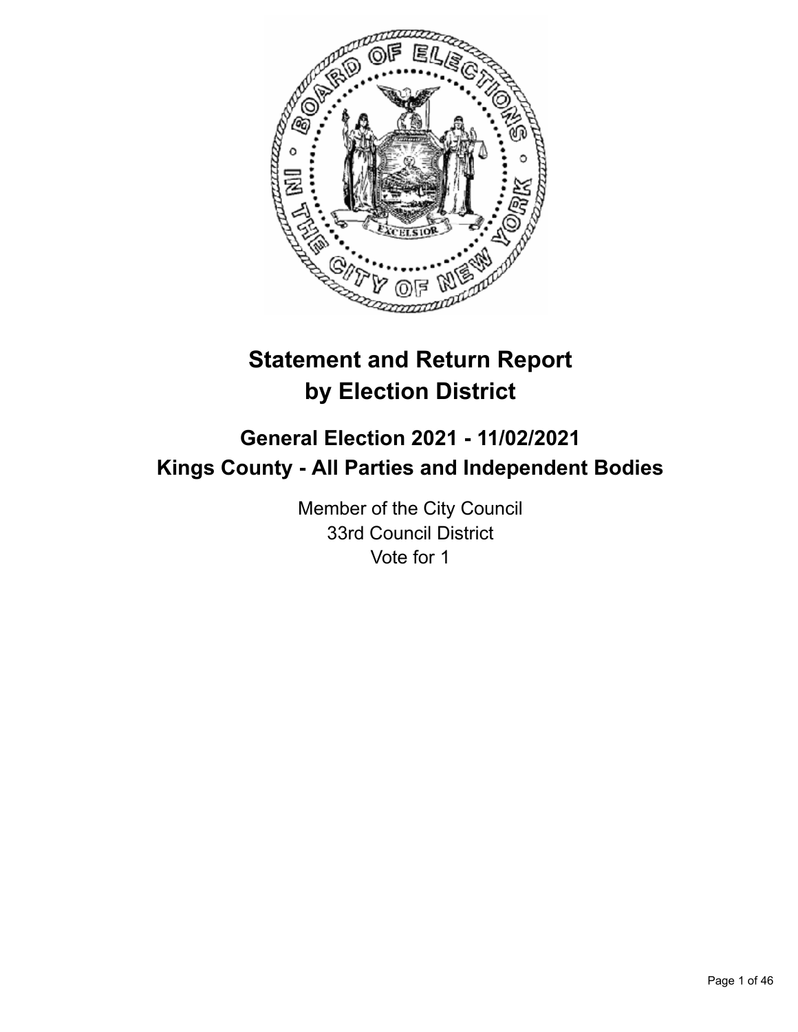# Statement and Return Report by Election District

## General Election 2021 - 11/02/2021
## Kings County - All Parties and Independent Bodies

Member of the City Council
33rd Council District
Vote for 1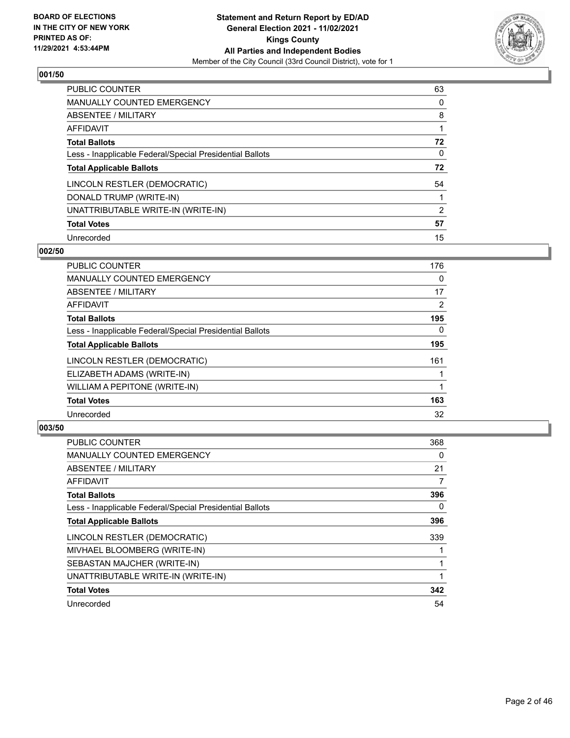BOARD OF ELECTIONS
IN THE CITY OF NEW YORK
PRINTED AS OF:
11/29/2021 4:53:44PM

**Statement and Return Report by ED/AD**
**General Election 2021 - 11/02/2021**
**Kings County**
**All Parties and Independent Bodies**
Member of the City Council (33rd Council District), vote for 1

## 001/50

| | |
|---|---|
| PUBLIC COUNTER | 63 |
| MANUALLY COUNTED EMERGENCY | 0 |
| ABSENTEE / MILITARY | 8 |
| AFFIDAVIT | 1 |
| **Total Ballots** | **72** |
| Less - Inapplicable Federal/Special Presidential Ballots | 0 |
| **Total Applicable Ballots** | **72** |
| LINCOLN RESTLER (DEMOCRATIC) | 54 |
| DONALD TRUMP (WRITE-IN) | 1 |
| UNATTRIBUTABLE WRITE-IN (WRITE-IN) | 2 |
| **Total Votes** | **57** |
| Unrecorded | 15 |

## 002/50

| | |
|---|---|
| PUBLIC COUNTER | 176 |
| MANUALLY COUNTED EMERGENCY | 0 |
| ABSENTEE / MILITARY | 17 |
| AFFIDAVIT | 2 |
| **Total Ballots** | **195** |
| Less - Inapplicable Federal/Special Presidential Ballots | 0 |
| **Total Applicable Ballots** | **195** |
| LINCOLN RESTLER (DEMOCRATIC) | 161 |
| ELIZABETH ADAMS (WRITE-IN) | 1 |
| WILLIAM A PEPITONE (WRITE-IN) | 1 |
| **Total Votes** | **163** |
| Unrecorded | 32 |

## 003/50

| | |
|---|---|
| PUBLIC COUNTER | 368 |
| MANUALLY COUNTED EMERGENCY | 0 |
| ABSENTEE / MILITARY | 21 |
| AFFIDAVIT | 7 |
| **Total Ballots** | **396** |
| Less - Inapplicable Federal/Special Presidential Ballots | 0 |
| **Total Applicable Ballots** | **396** |
| LINCOLN RESTLER (DEMOCRATIC) | 339 |
| MIVHAEL BLOOMBERG (WRITE-IN) | 1 |
| SEBASTAN MAJCHER (WRITE-IN) | 1 |
| UNATTRIBUTABLE WRITE-IN (WRITE-IN) | 1 |
| **Total Votes** | **342** |
| Unrecorded | 54 |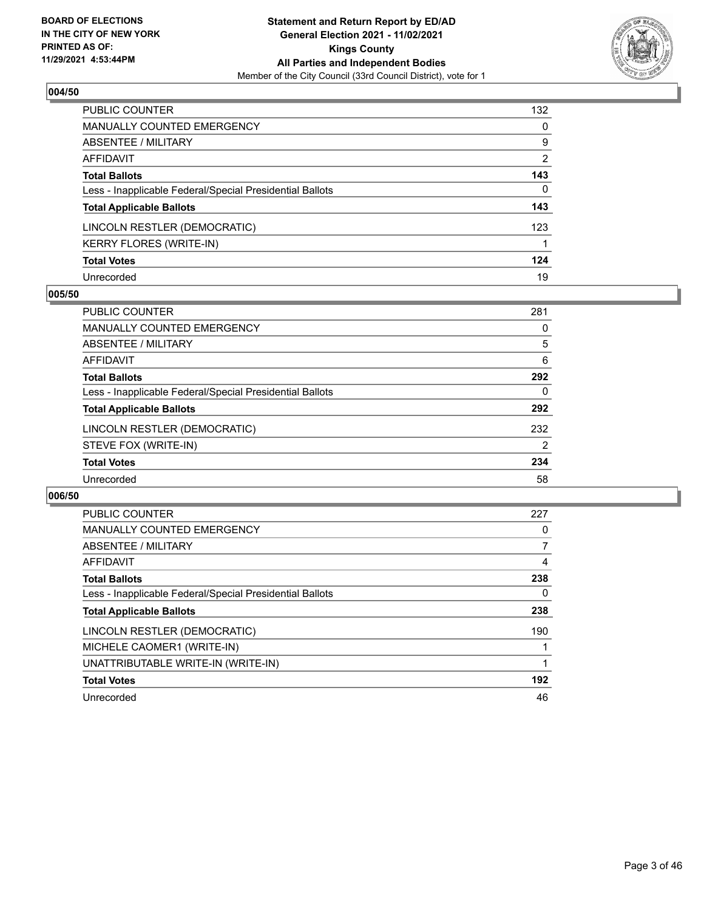BOARD OF ELECTIONS
IN THE CITY OF NEW YORK
PRINTED AS OF:
11/29/2021 4:53:44PM

**Statement and Return Report by ED/AD**
**General Election 2021 - 11/02/2021**
**Kings County**
**All Parties and Independent Bodies**
Member of the City Council (33rd Council District), vote for 1

### 004/50

| | |
|---|---|
| PUBLIC COUNTER | 132 |
| MANUALLY COUNTED EMERGENCY | 0 |
| ABSENTEE / MILITARY | 9 |
| AFFIDAVIT | 2 |
| **Total Ballots** | **143** |
| Less - Inapplicable Federal/Special Presidential Ballots | 0 |
| **Total Applicable Ballots** | **143** |
| LINCOLN RESTLER (DEMOCRATIC) | 123 |
| KERRY FLORES (WRITE-IN) | 1 |
| **Total Votes** | **124** |
| Unrecorded | 19 |

### 005/50

| | |
|---|---|
| PUBLIC COUNTER | 281 |
| MANUALLY COUNTED EMERGENCY | 0 |
| ABSENTEE / MILITARY | 5 |
| AFFIDAVIT | 6 |
| **Total Ballots** | **292** |
| Less - Inapplicable Federal/Special Presidential Ballots | 0 |
| **Total Applicable Ballots** | **292** |
| LINCOLN RESTLER (DEMOCRATIC) | 232 |
| STEVE FOX (WRITE-IN) | 2 |
| **Total Votes** | **234** |
| Unrecorded | 58 |

### 006/50

| | |
|---|---|
| PUBLIC COUNTER | 227 |
| MANUALLY COUNTED EMERGENCY | 0 |
| ABSENTEE / MILITARY | 7 |
| AFFIDAVIT | 4 |
| **Total Ballots** | **238** |
| Less - Inapplicable Federal/Special Presidential Ballots | 0 |
| **Total Applicable Ballots** | **238** |
| LINCOLN RESTLER (DEMOCRATIC) | 190 |
| MICHELE CAOMER1 (WRITE-IN) | 1 |
| UNATTRIBUTABLE WRITE-IN (WRITE-IN) | 1 |
| **Total Votes** | **192** |
| Unrecorded | 46 |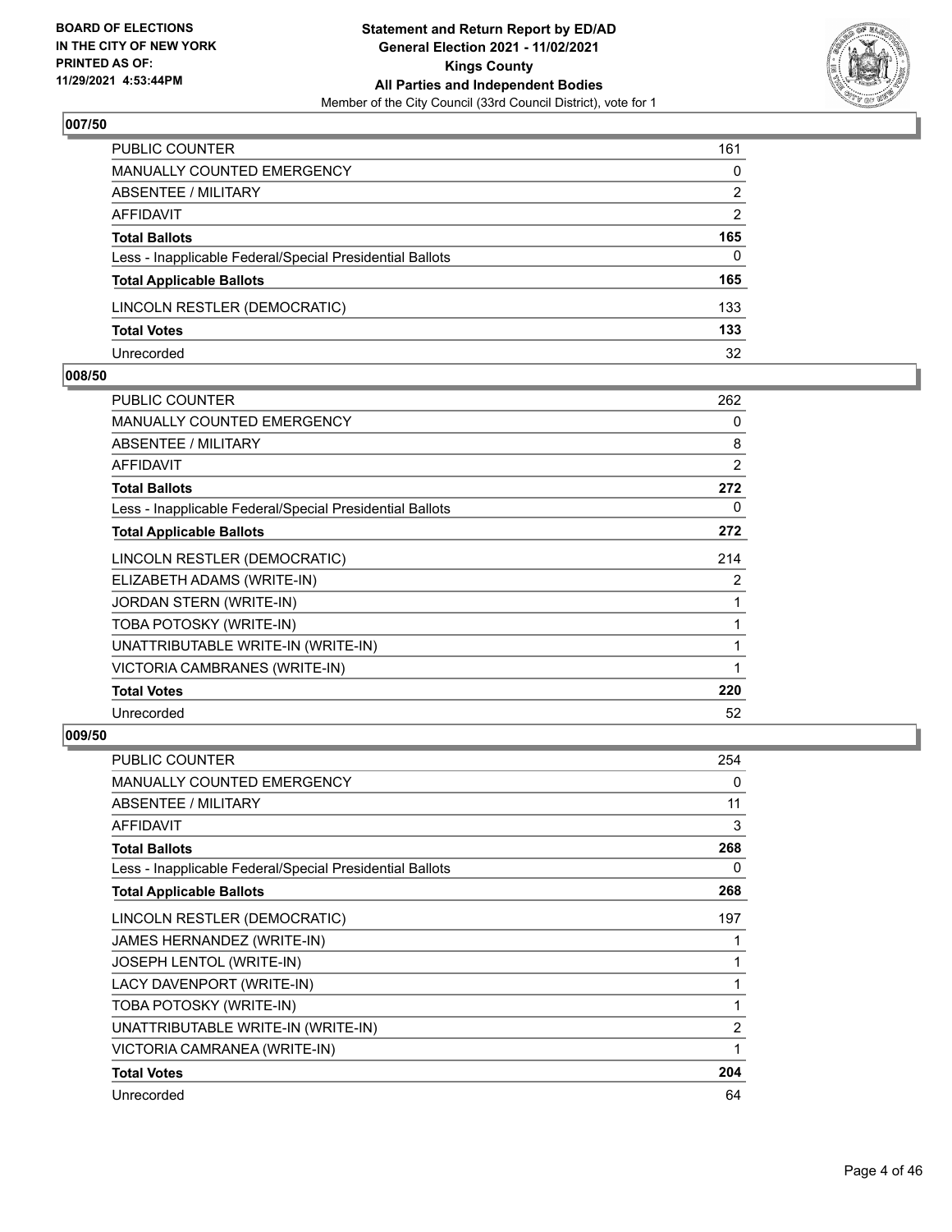### 007/50

| | |
|---|---|
| PUBLIC COUNTER | 161 |
| MANUALLY COUNTED EMERGENCY | 0 |
| ABSENTEE / MILITARY | 2 |
| AFFIDAVIT | 2 |
| **Total Ballots** | **165** |
| Less - Inapplicable Federal/Special Presidential Ballots | 0 |
| **Total Applicable Ballots** | **165** |
| LINCOLN RESTLER (DEMOCRATIC) | 133 |
| **Total Votes** | **133** |
| Unrecorded | 32 |

### 008/50

| | |
|---|---|
| PUBLIC COUNTER | 262 |
| MANUALLY COUNTED EMERGENCY | 0 |
| ABSENTEE / MILITARY | 8 |
| AFFIDAVIT | 2 |
| **Total Ballots** | **272** |
| Less - Inapplicable Federal/Special Presidential Ballots | 0 |
| **Total Applicable Ballots** | **272** |
| LINCOLN RESTLER (DEMOCRATIC) | 214 |
| ELIZABETH ADAMS (WRITE-IN) | 2 |
| JORDAN STERN (WRITE-IN) | 1 |
| TOBA POTOSKY (WRITE-IN) | 1 |
| UNATTRIBUTABLE WRITE-IN (WRITE-IN) | 1 |
| VICTORIA CAMBRANES (WRITE-IN) | 1 |
| **Total Votes** | **220** |
| Unrecorded | 52 |

### 009/50

| | |
|---|---|
| PUBLIC COUNTER | 254 |
| MANUALLY COUNTED EMERGENCY | 0 |
| ABSENTEE / MILITARY | 11 |
| AFFIDAVIT | 3 |
| **Total Ballots** | **268** |
| Less - Inapplicable Federal/Special Presidential Ballots | 0 |
| **Total Applicable Ballots** | **268** |
| LINCOLN RESTLER (DEMOCRATIC) | 197 |
| JAMES HERNANDEZ (WRITE-IN) | 1 |
| JOSEPH LENTOL (WRITE-IN) | 1 |
| LACY DAVENPORT (WRITE-IN) | 1 |
| TOBA POTOSKY (WRITE-IN) | 1 |
| UNATTRIBUTABLE WRITE-IN (WRITE-IN) | 2 |
| VICTORIA CAMRANEA (WRITE-IN) | 1 |
| **Total Votes** | **204** |
| Unrecorded | 64 |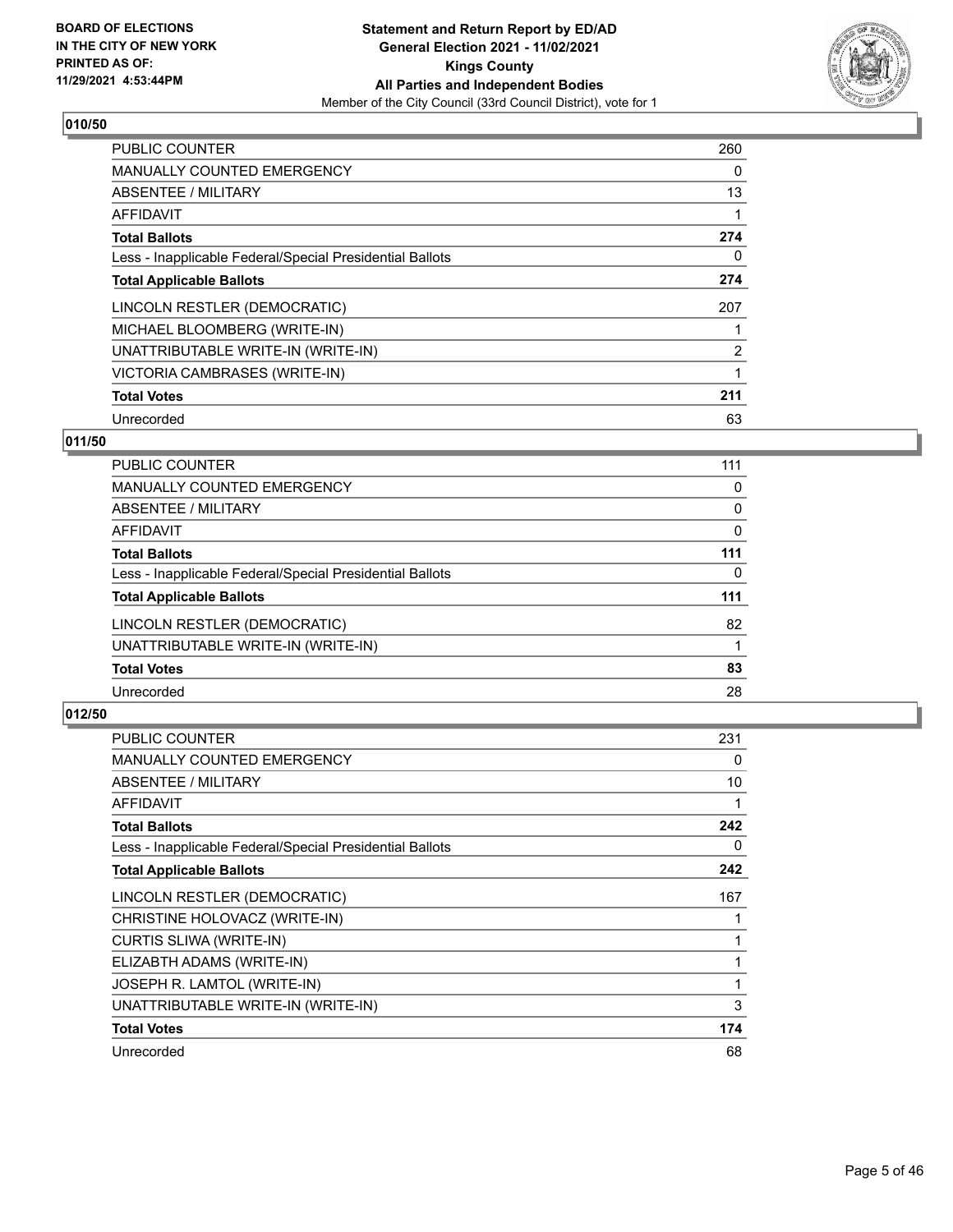## 010/50

| | |
|---|---|
| PUBLIC COUNTER | 260 |
| MANUALLY COUNTED EMERGENCY | 0 |
| ABSENTEE / MILITARY | 13 |
| AFFIDAVIT | 1 |
| **Total Ballots** | **274** |
| Less - Inapplicable Federal/Special Presidential Ballots | 0 |
| **Total Applicable Ballots** | **274** |
| LINCOLN RESTLER (DEMOCRATIC) | 207 |
| MICHAEL BLOOMBERG (WRITE-IN) | 1 |
| UNATTRIBUTABLE WRITE-IN (WRITE-IN) | 2 |
| VICTORIA CAMBRASES (WRITE-IN) | 1 |
| **Total Votes** | **211** |
| Unrecorded | 63 |

## 011/50

| | |
|---|---|
| PUBLIC COUNTER | 111 |
| MANUALLY COUNTED EMERGENCY | 0 |
| ABSENTEE / MILITARY | 0 |
| AFFIDAVIT | 0 |
| **Total Ballots** | **111** |
| Less - Inapplicable Federal/Special Presidential Ballots | 0 |
| **Total Applicable Ballots** | **111** |
| LINCOLN RESTLER (DEMOCRATIC) | 82 |
| UNATTRIBUTABLE WRITE-IN (WRITE-IN) | 1 |
| **Total Votes** | **83** |
| Unrecorded | 28 |

## 012/50

| | |
|---|---|
| PUBLIC COUNTER | 231 |
| MANUALLY COUNTED EMERGENCY | 0 |
| ABSENTEE / MILITARY | 10 |
| AFFIDAVIT | 1 |
| **Total Ballots** | **242** |
| Less - Inapplicable Federal/Special Presidential Ballots | 0 |
| **Total Applicable Ballots** | **242** |
| LINCOLN RESTLER (DEMOCRATIC) | 167 |
| CHRISTINE HOLOVACZ (WRITE-IN) | 1 |
| CURTIS SLIWA (WRITE-IN) | 1 |
| ELIZABTH ADAMS (WRITE-IN) | 1 |
| JOSEPH R. LAMTOL (WRITE-IN) | 1 |
| UNATTRIBUTABLE WRITE-IN (WRITE-IN) | 3 |
| **Total Votes** | **174** |
| Unrecorded | 68 |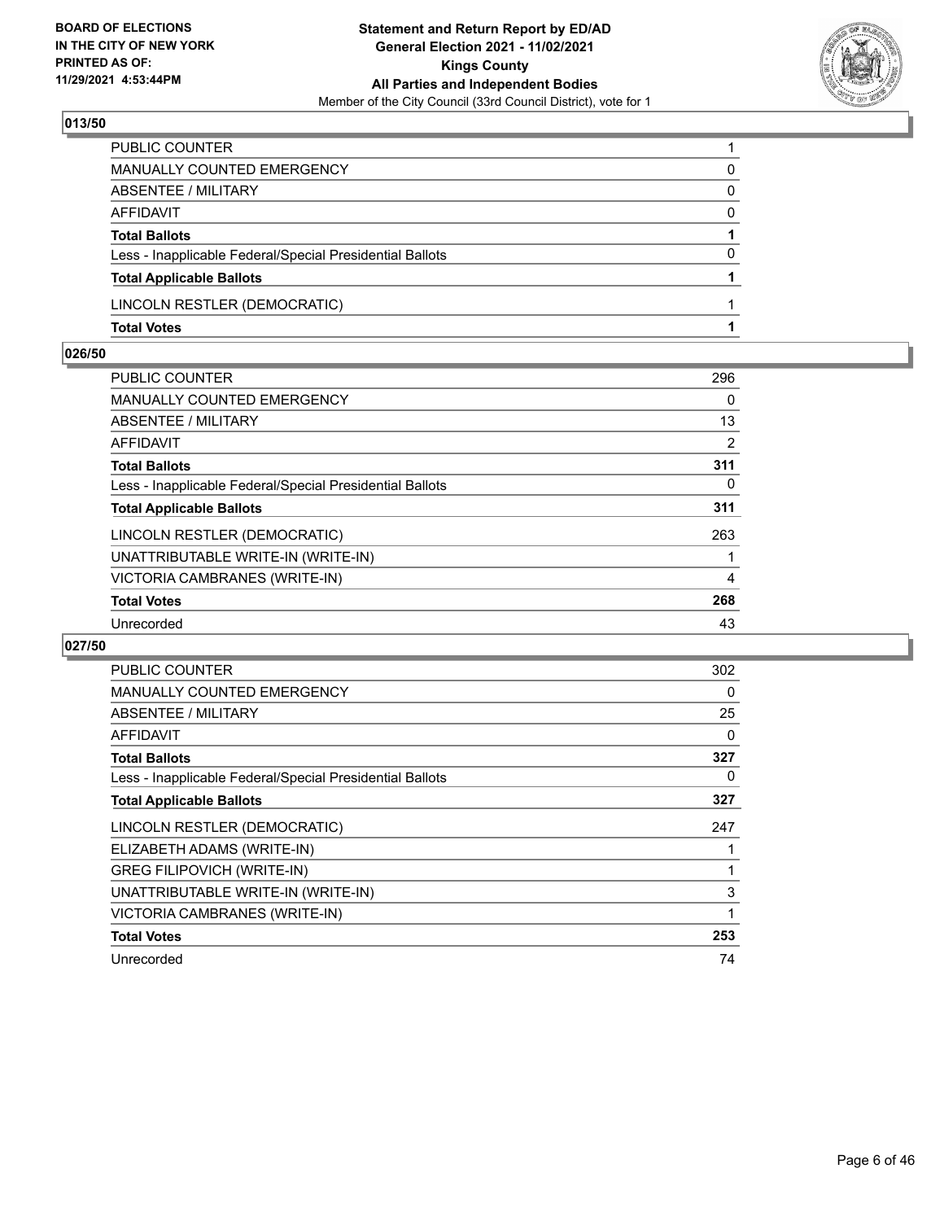## 013/50

| | |
|---|---|
| PUBLIC COUNTER | 1 |
| MANUALLY COUNTED EMERGENCY | 0 |
| ABSENTEE / MILITARY | 0 |
| AFFIDAVIT | 0 |
| **Total Ballots** | **1** |
| Less - Inapplicable Federal/Special Presidential Ballots | 0 |
| **Total Applicable Ballots** | **1** |
| LINCOLN RESTLER (DEMOCRATIC) | 1 |
| **Total Votes** | **1** |

## 026/50

| | |
|---|---|
| PUBLIC COUNTER | 296 |
| MANUALLY COUNTED EMERGENCY | 0 |
| ABSENTEE / MILITARY | 13 |
| AFFIDAVIT | 2 |
| **Total Ballots** | **311** |
| Less - Inapplicable Federal/Special Presidential Ballots | 0 |
| **Total Applicable Ballots** | **311** |
| LINCOLN RESTLER (DEMOCRATIC) | 263 |
| UNATTRIBUTABLE WRITE-IN (WRITE-IN) | 1 |
| VICTORIA CAMBRANES (WRITE-IN) | 4 |
| **Total Votes** | **268** |
| Unrecorded | 43 |

## 027/50

| | |
|---|---|
| PUBLIC COUNTER | 302 |
| MANUALLY COUNTED EMERGENCY | 0 |
| ABSENTEE / MILITARY | 25 |
| AFFIDAVIT | 0 |
| **Total Ballots** | **327** |
| Less - Inapplicable Federal/Special Presidential Ballots | 0 |
| **Total Applicable Ballots** | **327** |
| LINCOLN RESTLER (DEMOCRATIC) | 247 |
| ELIZABETH ADAMS (WRITE-IN) | 1 |
| GREG FILIPOVICH (WRITE-IN) | 1 |
| UNATTRIBUTABLE WRITE-IN (WRITE-IN) | 3 |
| VICTORIA CAMBRANES (WRITE-IN) | 1 |
| **Total Votes** | **253** |
| Unrecorded | 74 |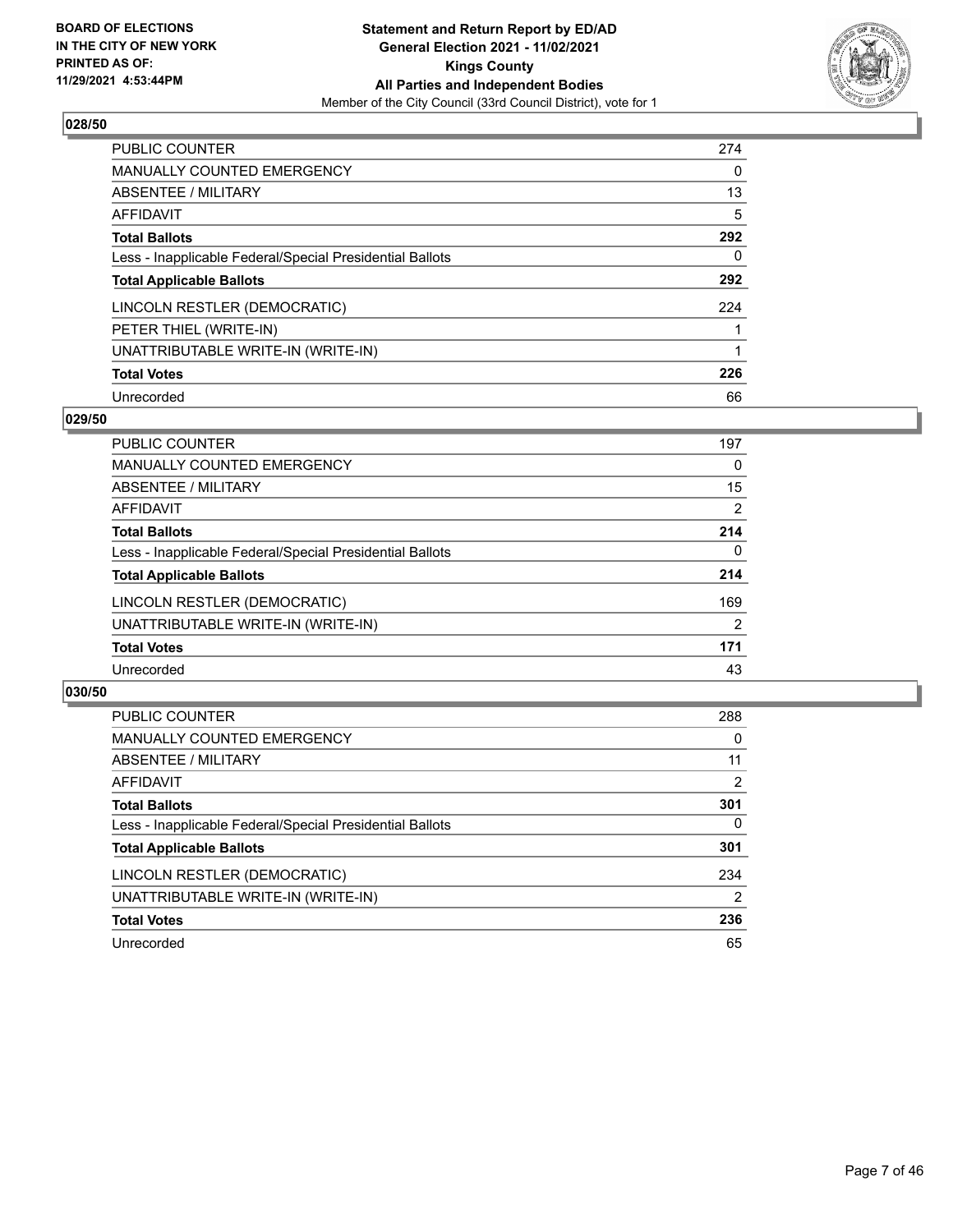**BOARD OF ELECTIONS IN THE CITY OF NEW YORK PRINTED AS OF: 11/29/2021 4:53:44PM**

**Statement and Return Report by ED/AD General Election 2021 - 11/02/2021 Kings County All Parties and Independent Bodies**
Member of the City Council (33rd Council District), vote for 1

## 028/50

| | |
|---|---|
| PUBLIC COUNTER | 274 |
| MANUALLY COUNTED EMERGENCY | 0 |
| ABSENTEE / MILITARY | 13 |
| AFFIDAVIT | 5 |
| **Total Ballots** | **292** |
| Less - Inapplicable Federal/Special Presidential Ballots | 0 |
| **Total Applicable Ballots** | **292** |
| LINCOLN RESTLER (DEMOCRATIC) | 224 |
| PETER THIEL (WRITE-IN) | 1 |
| UNATTRIBUTABLE WRITE-IN (WRITE-IN) | 1 |
| **Total Votes** | **226** |
| Unrecorded | 66 |

## 029/50

| | |
|---|---|
| PUBLIC COUNTER | 197 |
| MANUALLY COUNTED EMERGENCY | 0 |
| ABSENTEE / MILITARY | 15 |
| AFFIDAVIT | 2 |
| **Total Ballots** | **214** |
| Less - Inapplicable Federal/Special Presidential Ballots | 0 |
| **Total Applicable Ballots** | **214** |
| LINCOLN RESTLER (DEMOCRATIC) | 169 |
| UNATTRIBUTABLE WRITE-IN (WRITE-IN) | 2 |
| **Total Votes** | **171** |
| Unrecorded | 43 |

## 030/50

| | |
|---|---|
| PUBLIC COUNTER | 288 |
| MANUALLY COUNTED EMERGENCY | 0 |
| ABSENTEE / MILITARY | 11 |
| AFFIDAVIT | 2 |
| **Total Ballots** | **301** |
| Less - Inapplicable Federal/Special Presidential Ballots | 0 |
| **Total Applicable Ballots** | **301** |
| LINCOLN RESTLER (DEMOCRATIC) | 234 |
| UNATTRIBUTABLE WRITE-IN (WRITE-IN) | 2 |
| **Total Votes** | **236** |
| Unrecorded | 65 |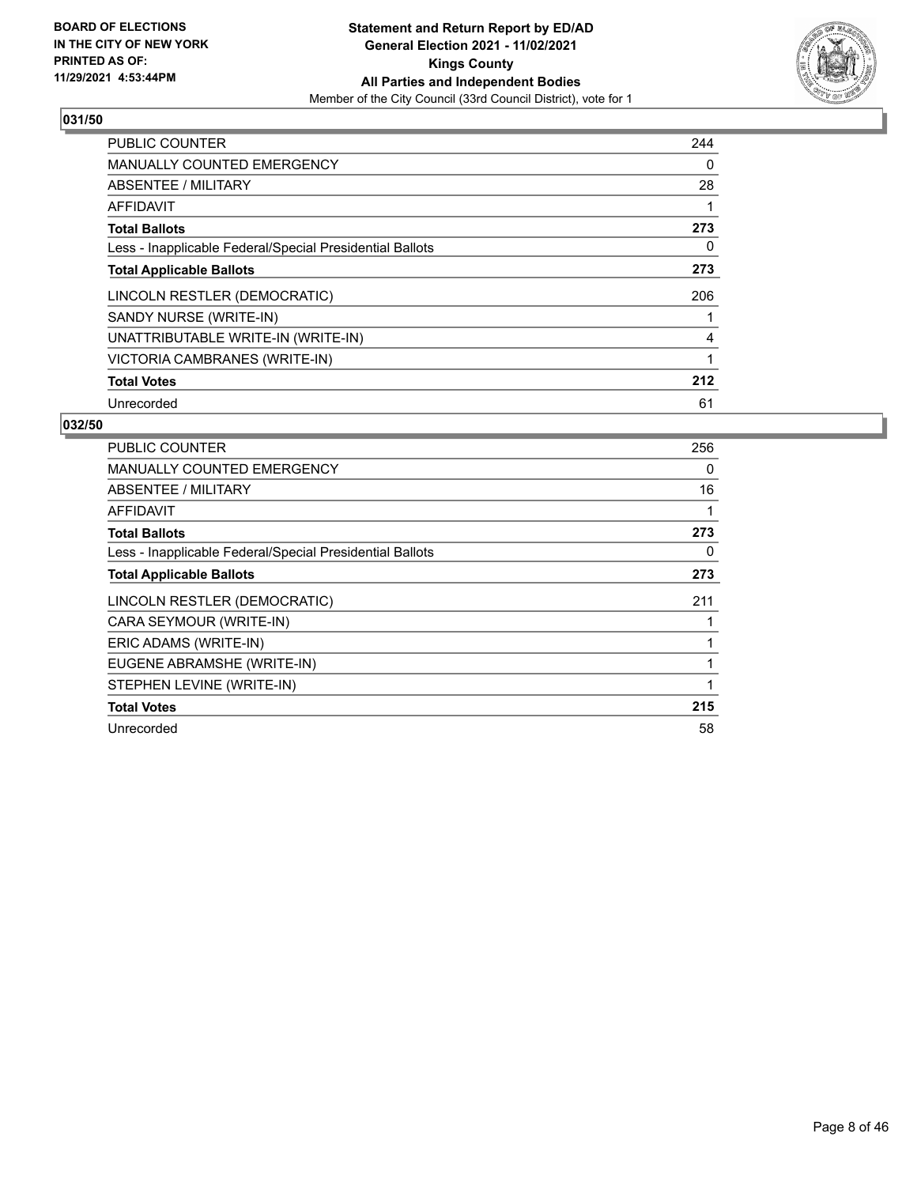BOARD OF ELECTIONS
IN THE CITY OF NEW YORK
PRINTED AS OF:
11/29/2021 4:53:44PM

**Statement and Return Report by ED/AD**
**General Election 2021 - 11/02/2021**
**Kings County**
**All Parties and Independent Bodies**
Member of the City Council (33rd Council District), vote for 1

## 031/50

| | |
|---|---|
| PUBLIC COUNTER | 244 |
| MANUALLY COUNTED EMERGENCY | 0 |
| ABSENTEE / MILITARY | 28 |
| AFFIDAVIT | 1 |
| **Total Ballots** | **273** |
| Less - Inapplicable Federal/Special Presidential Ballots | 0 |
| **Total Applicable Ballots** | **273** |
| LINCOLN RESTLER (DEMOCRATIC) | 206 |
| SANDY NURSE (WRITE-IN) | 1 |
| UNATTRIBUTABLE WRITE-IN (WRITE-IN) | 4 |
| VICTORIA CAMBRANES (WRITE-IN) | 1 |
| **Total Votes** | **212** |
| Unrecorded | 61 |

## 032/50

| | |
|---|---|
| PUBLIC COUNTER | 256 |
| MANUALLY COUNTED EMERGENCY | 0 |
| ABSENTEE / MILITARY | 16 |
| AFFIDAVIT | 1 |
| **Total Ballots** | **273** |
| Less - Inapplicable Federal/Special Presidential Ballots | 0 |
| **Total Applicable Ballots** | **273** |
| LINCOLN RESTLER (DEMOCRATIC) | 211 |
| CARA SEYMOUR (WRITE-IN) | 1 |
| ERIC ADAMS (WRITE-IN) | 1 |
| EUGENE ABRAMSHE (WRITE-IN) | 1 |
| STEPHEN LEVINE (WRITE-IN) | 1 |
| **Total Votes** | **215** |
| Unrecorded | 58 |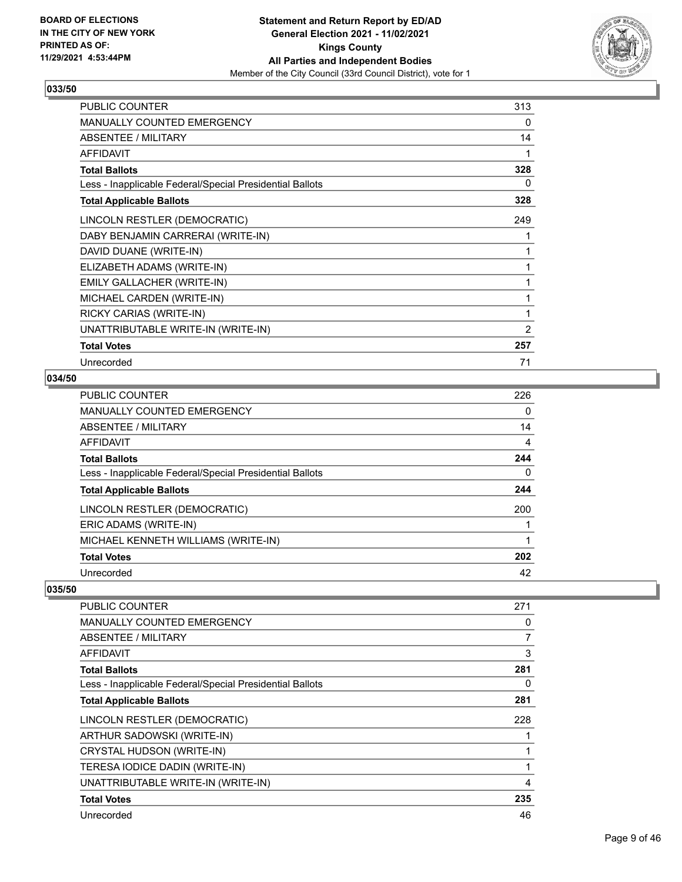**BOARD OF ELECTIONS IN THE CITY OF NEW YORK PRINTED AS OF: 11/29/2021 4:53:44PM**

**Statement and Return Report by ED/AD**
**General Election 2021 - 11/02/2021**
**Kings County**
**All Parties and Independent Bodies**
Member of the City Council (33rd Council District), vote for 1

### 033/50

| | |
|---|---|
| PUBLIC COUNTER | 313 |
| MANUALLY COUNTED EMERGENCY | 0 |
| ABSENTEE / MILITARY | 14 |
| AFFIDAVIT | 1 |
| **Total Ballots** | **328** |
| Less - Inapplicable Federal/Special Presidential Ballots | 0 |
| **Total Applicable Ballots** | **328** |
| LINCOLN RESTLER (DEMOCRATIC) | 249 |
| DABY BENJAMIN CARRERAI (WRITE-IN) | 1 |
| DAVID DUANE (WRITE-IN) | 1 |
| ELIZABETH ADAMS (WRITE-IN) | 1 |
| EMILY GALLACHER (WRITE-IN) | 1 |
| MICHAEL CARDEN (WRITE-IN) | 1 |
| RICKY CARIAS (WRITE-IN) | 1 |
| UNATTRIBUTABLE WRITE-IN (WRITE-IN) | 2 |
| **Total Votes** | **257** |
| Unrecorded | 71 |

### 034/50

| | |
|---|---|
| PUBLIC COUNTER | 226 |
| MANUALLY COUNTED EMERGENCY | 0 |
| ABSENTEE / MILITARY | 14 |
| AFFIDAVIT | 4 |
| **Total Ballots** | **244** |
| Less - Inapplicable Federal/Special Presidential Ballots | 0 |
| **Total Applicable Ballots** | **244** |
| LINCOLN RESTLER (DEMOCRATIC) | 200 |
| ERIC ADAMS (WRITE-IN) | 1 |
| MICHAEL KENNETH WILLIAMS (WRITE-IN) | 1 |
| **Total Votes** | **202** |
| Unrecorded | 42 |

### 035/50

| | |
|---|---|
| PUBLIC COUNTER | 271 |
| MANUALLY COUNTED EMERGENCY | 0 |
| ABSENTEE / MILITARY | 7 |
| AFFIDAVIT | 3 |
| **Total Ballots** | **281** |
| Less - Inapplicable Federal/Special Presidential Ballots | 0 |
| **Total Applicable Ballots** | **281** |
| LINCOLN RESTLER (DEMOCRATIC) | 228 |
| ARTHUR SADOWSKI (WRITE-IN) | 1 |
| CRYSTAL HUDSON (WRITE-IN) | 1 |
| TERESA IODICE DADIN (WRITE-IN) | 1 |
| UNATTRIBUTABLE WRITE-IN (WRITE-IN) | 4 |
| **Total Votes** | **235** |
| Unrecorded | 46 |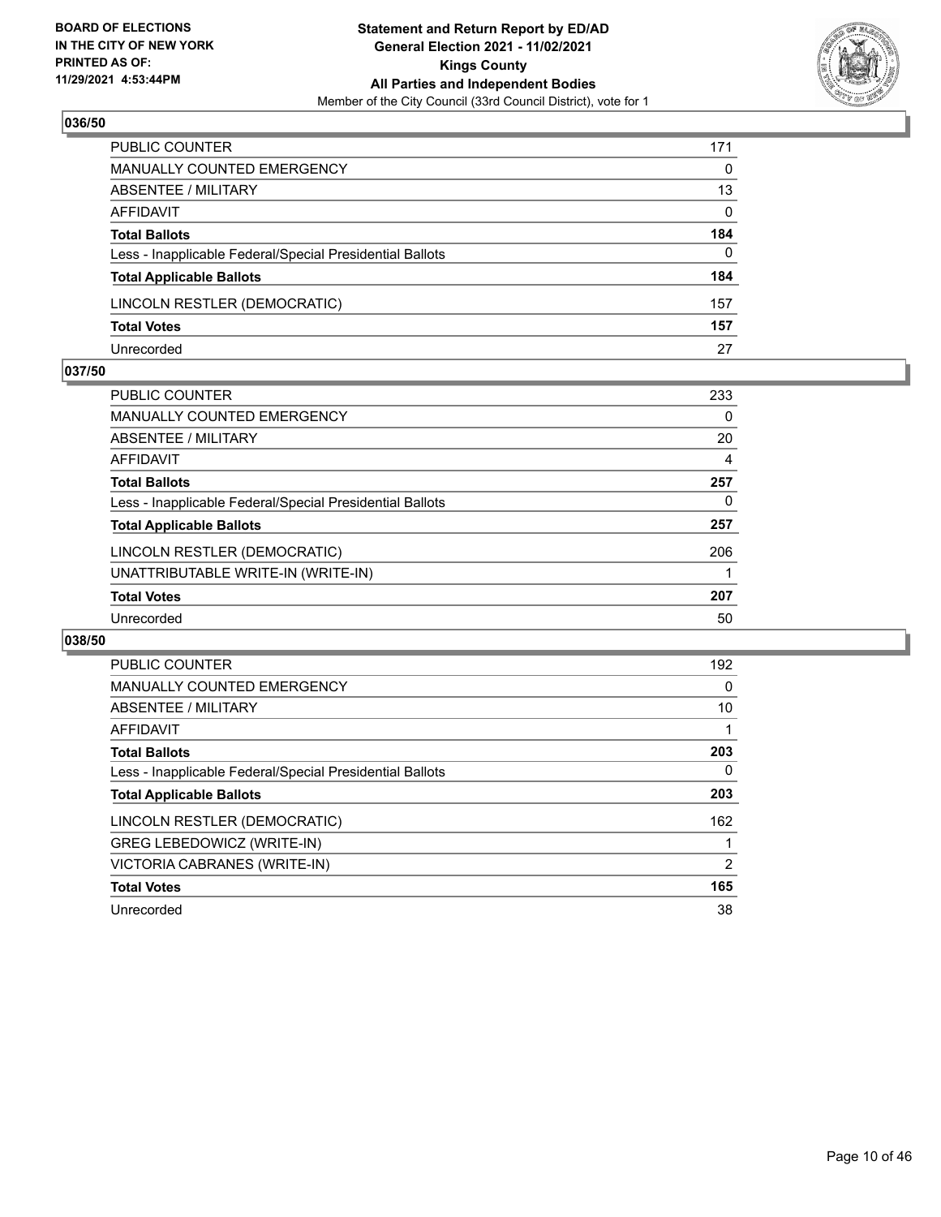BOARD OF ELECTIONS
IN THE CITY OF NEW YORK
PRINTED AS OF:
11/29/2021 4:53:44PM

**Statement and Return Report by ED/AD**
**General Election 2021 - 11/02/2021**
**Kings County**
**All Parties and Independent Bodies**
Member of the City Council (33rd Council District), vote for 1

### 036/50

| | |
|---|---|
| PUBLIC COUNTER | 171 |
| MANUALLY COUNTED EMERGENCY | 0 |
| ABSENTEE / MILITARY | 13 |
| AFFIDAVIT | 0 |
| **Total Ballots** | **184** |
| Less - Inapplicable Federal/Special Presidential Ballots | 0 |
| **Total Applicable Ballots** | **184** |
| LINCOLN RESTLER (DEMOCRATIC) | 157 |
| **Total Votes** | **157** |
| Unrecorded | 27 |

### 037/50

| | |
|---|---|
| PUBLIC COUNTER | 233 |
| MANUALLY COUNTED EMERGENCY | 0 |
| ABSENTEE / MILITARY | 20 |
| AFFIDAVIT | 4 |
| **Total Ballots** | **257** |
| Less - Inapplicable Federal/Special Presidential Ballots | 0 |
| **Total Applicable Ballots** | **257** |
| LINCOLN RESTLER (DEMOCRATIC) | 206 |
| UNATTRIBUTABLE WRITE-IN (WRITE-IN) | 1 |
| **Total Votes** | **207** |
| Unrecorded | 50 |

### 038/50

| | |
|---|---|
| PUBLIC COUNTER | 192 |
| MANUALLY COUNTED EMERGENCY | 0 |
| ABSENTEE / MILITARY | 10 |
| AFFIDAVIT | 1 |
| **Total Ballots** | **203** |
| Less - Inapplicable Federal/Special Presidential Ballots | 0 |
| **Total Applicable Ballots** | **203** |
| LINCOLN RESTLER (DEMOCRATIC) | 162 |
| GREG LEBEDOWICZ (WRITE-IN) | 1 |
| VICTORIA CABRANES (WRITE-IN) | 2 |
| **Total Votes** | **165** |
| Unrecorded | 38 |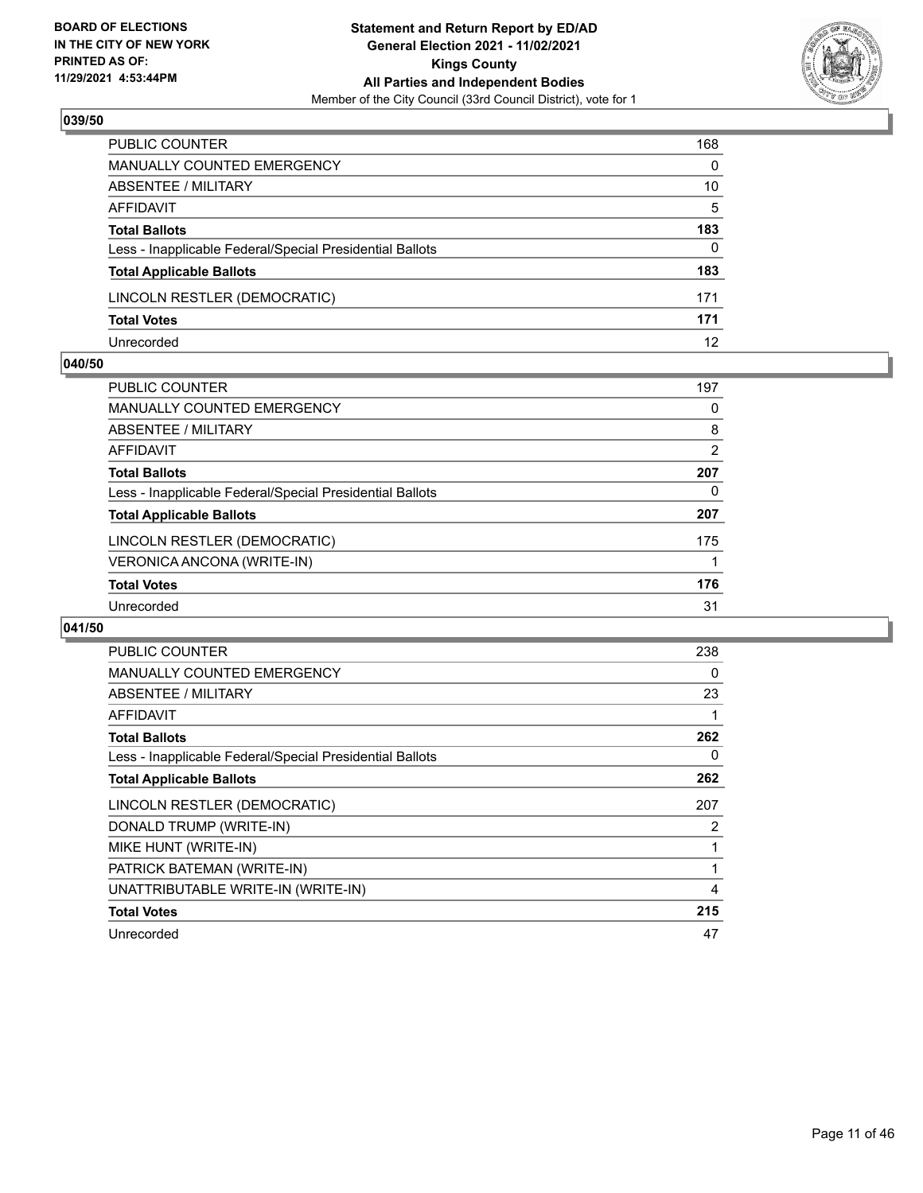**BOARD OF ELECTIONS IN THE CITY OF NEW YORK PRINTED AS OF: 11/29/2021 4:53:44PM**

**Statement and Return Report by ED/AD General Election 2021 - 11/02/2021 Kings County All Parties and Independent Bodies**

Member of the City Council (33rd Council District), vote for 1

## 039/50

| | |
|---|---|
| PUBLIC COUNTER | 168 |
| MANUALLY COUNTED EMERGENCY | 0 |
| ABSENTEE / MILITARY | 10 |
| AFFIDAVIT | 5 |
| **Total Ballots** | **183** |
| Less - Inapplicable Federal/Special Presidential Ballots | 0 |
| **Total Applicable Ballots** | **183** |
| LINCOLN RESTLER (DEMOCRATIC) | 171 |
| **Total Votes** | **171** |
| Unrecorded | 12 |

## 040/50

| | |
|---|---|
| PUBLIC COUNTER | 197 |
| MANUALLY COUNTED EMERGENCY | 0 |
| ABSENTEE / MILITARY | 8 |
| AFFIDAVIT | 2 |
| **Total Ballots** | **207** |
| Less - Inapplicable Federal/Special Presidential Ballots | 0 |
| **Total Applicable Ballots** | **207** |
| LINCOLN RESTLER (DEMOCRATIC) | 175 |
| VERONICA ANCONA (WRITE-IN) | 1 |
| **Total Votes** | **176** |
| Unrecorded | 31 |

## 041/50

| | |
|---|---|
| PUBLIC COUNTER | 238 |
| MANUALLY COUNTED EMERGENCY | 0 |
| ABSENTEE / MILITARY | 23 |
| AFFIDAVIT | 1 |
| **Total Ballots** | **262** |
| Less - Inapplicable Federal/Special Presidential Ballots | 0 |
| **Total Applicable Ballots** | **262** |
| LINCOLN RESTLER (DEMOCRATIC) | 207 |
| DONALD TRUMP (WRITE-IN) | 2 |
| MIKE HUNT (WRITE-IN) | 1 |
| PATRICK BATEMAN (WRITE-IN) | 1 |
| UNATTRIBUTABLE WRITE-IN (WRITE-IN) | 4 |
| **Total Votes** | **215** |
| Unrecorded | 47 |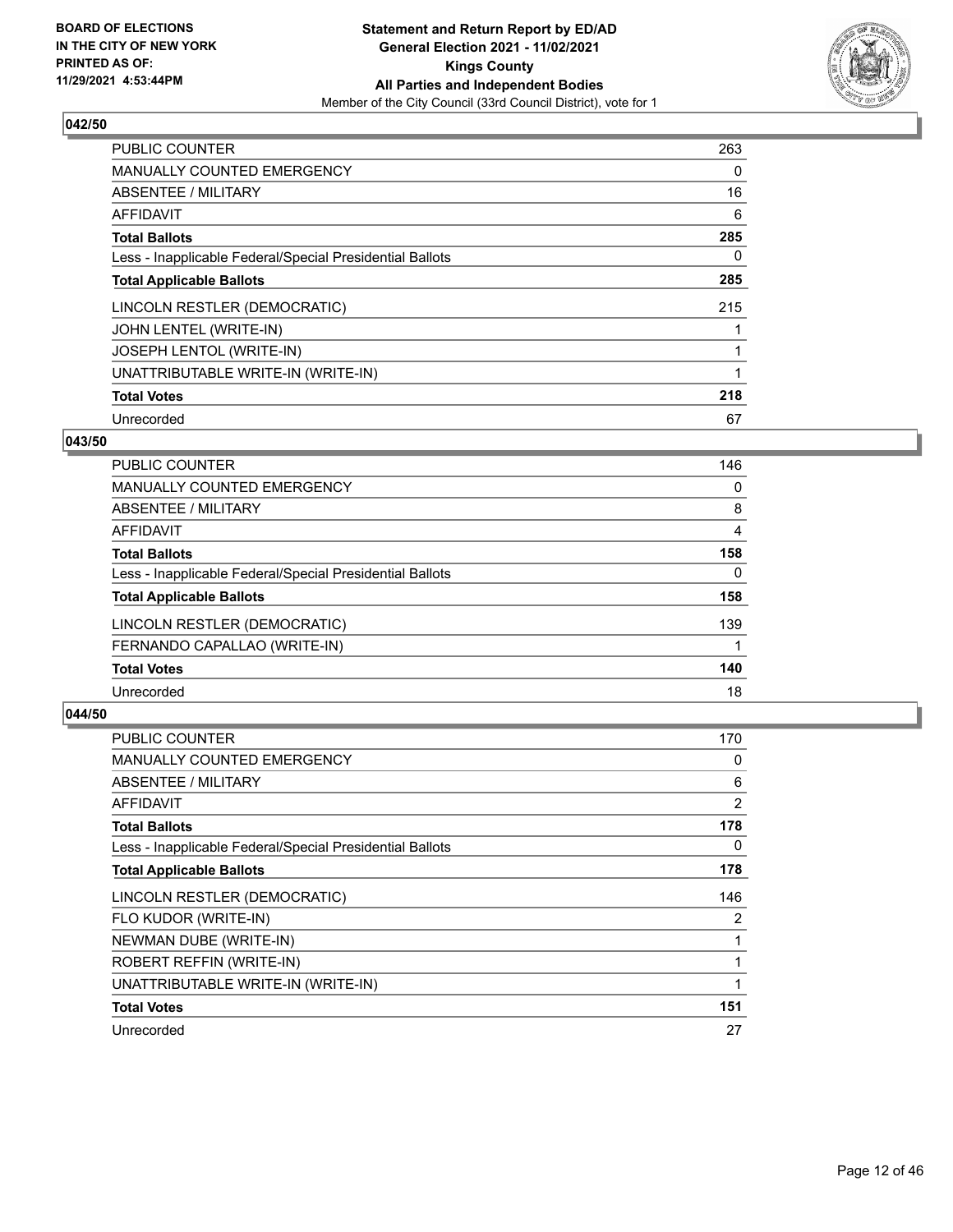### 042/50

| | |
|---|---|
| PUBLIC COUNTER | 263 |
| MANUALLY COUNTED EMERGENCY | 0 |
| ABSENTEE / MILITARY | 16 |
| AFFIDAVIT | 6 |
| **Total Ballots** | **285** |
| Less - Inapplicable Federal/Special Presidential Ballots | 0 |
| **Total Applicable Ballots** | **285** |
| LINCOLN RESTLER (DEMOCRATIC) | 215 |
| JOHN LENTEL (WRITE-IN) | 1 |
| JOSEPH LENTOL (WRITE-IN) | 1 |
| UNATTRIBUTABLE WRITE-IN (WRITE-IN) | 1 |
| **Total Votes** | **218** |
| Unrecorded | 67 |

### 043/50

| | |
|---|---|
| PUBLIC COUNTER | 146 |
| MANUALLY COUNTED EMERGENCY | 0 |
| ABSENTEE / MILITARY | 8 |
| AFFIDAVIT | 4 |
| **Total Ballots** | **158** |
| Less - Inapplicable Federal/Special Presidential Ballots | 0 |
| **Total Applicable Ballots** | **158** |
| LINCOLN RESTLER (DEMOCRATIC) | 139 |
| FERNANDO CAPALLAO (WRITE-IN) | 1 |
| **Total Votes** | **140** |
| Unrecorded | 18 |

### 044/50

| | |
|---|---|
| PUBLIC COUNTER | 170 |
| MANUALLY COUNTED EMERGENCY | 0 |
| ABSENTEE / MILITARY | 6 |
| AFFIDAVIT | 2 |
| **Total Ballots** | **178** |
| Less - Inapplicable Federal/Special Presidential Ballots | 0 |
| **Total Applicable Ballots** | **178** |
| LINCOLN RESTLER (DEMOCRATIC) | 146 |
| FLO KUDOR (WRITE-IN) | 2 |
| NEWMAN DUBE (WRITE-IN) | 1 |
| ROBERT REFFIN (WRITE-IN) | 1 |
| UNATTRIBUTABLE WRITE-IN (WRITE-IN) | 1 |
| **Total Votes** | **151** |
| Unrecorded | 27 |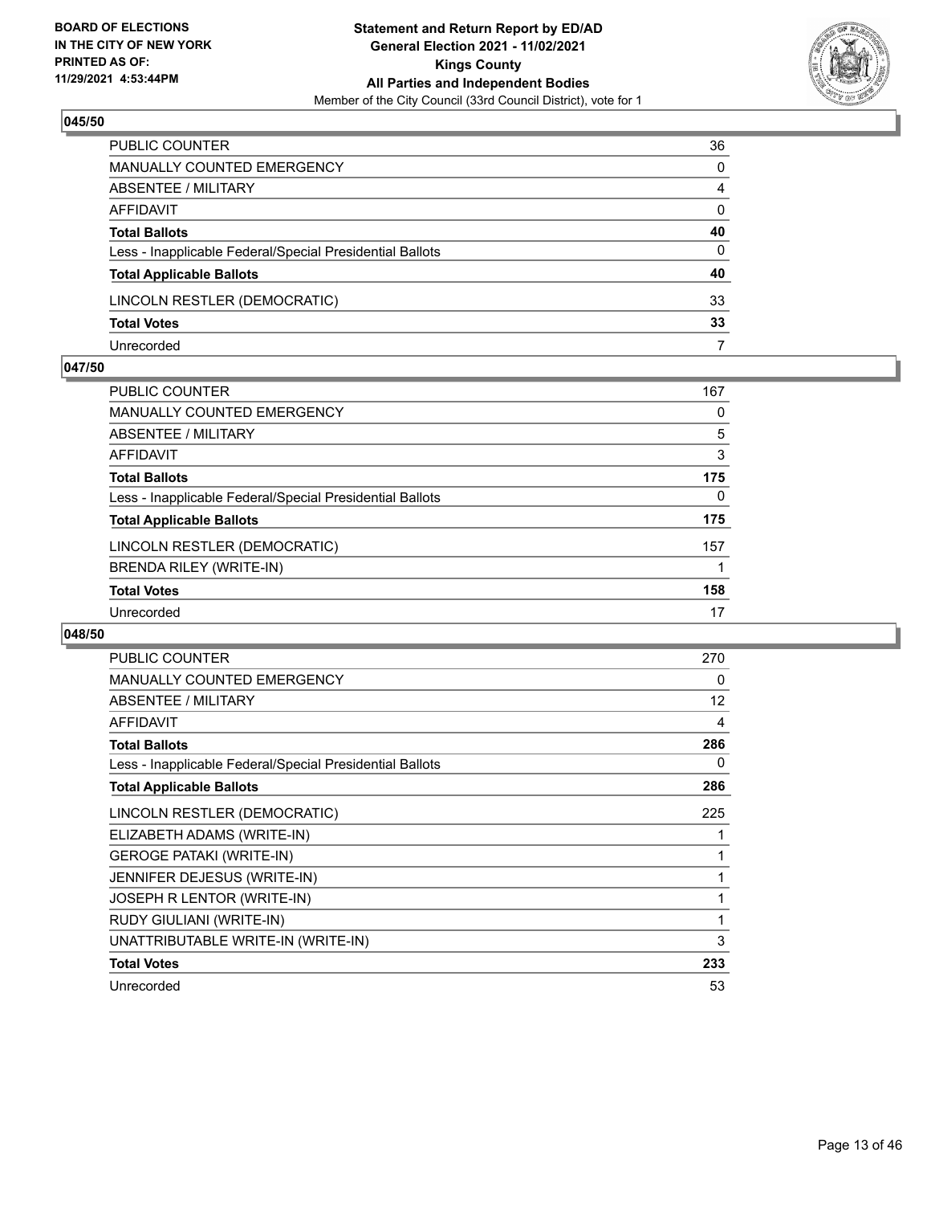**BOARD OF ELECTIONS IN THE CITY OF NEW YORK PRINTED AS OF: 11/29/2021 4:53:44PM**

**Statement and Return Report by ED/AD General Election 2021 - 11/02/2021 Kings County All Parties and Independent Bodies**

Member of the City Council (33rd Council District), vote for 1

### 045/50

| | |
|---|---|
| PUBLIC COUNTER | 36 |
| MANUALLY COUNTED EMERGENCY | 0 |
| ABSENTEE / MILITARY | 4 |
| AFFIDAVIT | 0 |
| **Total Ballots** | **40** |
| Less - Inapplicable Federal/Special Presidential Ballots | 0 |
| **Total Applicable Ballots** | **40** |
| LINCOLN RESTLER (DEMOCRATIC) | 33 |
| **Total Votes** | **33** |
| Unrecorded | 7 |

### 047/50

| | |
|---|---|
| PUBLIC COUNTER | 167 |
| MANUALLY COUNTED EMERGENCY | 0 |
| ABSENTEE / MILITARY | 5 |
| AFFIDAVIT | 3 |
| **Total Ballots** | **175** |
| Less - Inapplicable Federal/Special Presidential Ballots | 0 |
| **Total Applicable Ballots** | **175** |
| LINCOLN RESTLER (DEMOCRATIC) | 157 |
| BRENDA RILEY (WRITE-IN) | 1 |
| **Total Votes** | **158** |
| Unrecorded | 17 |

### 048/50

| | |
|---|---|
| PUBLIC COUNTER | 270 |
| MANUALLY COUNTED EMERGENCY | 0 |
| ABSENTEE / MILITARY | 12 |
| AFFIDAVIT | 4 |
| **Total Ballots** | **286** |
| Less - Inapplicable Federal/Special Presidential Ballots | 0 |
| **Total Applicable Ballots** | **286** |
| LINCOLN RESTLER (DEMOCRATIC) | 225 |
| ELIZABETH ADAMS (WRITE-IN) | 1 |
| GEROGE PATAKI (WRITE-IN) | 1 |
| JENNIFER DEJESUS (WRITE-IN) | 1 |
| JOSEPH R LENTOR (WRITE-IN) | 1 |
| RUDY GIULIANI (WRITE-IN) | 1 |
| UNATTRIBUTABLE WRITE-IN (WRITE-IN) | 3 |
| **Total Votes** | **233** |
| Unrecorded | 53 |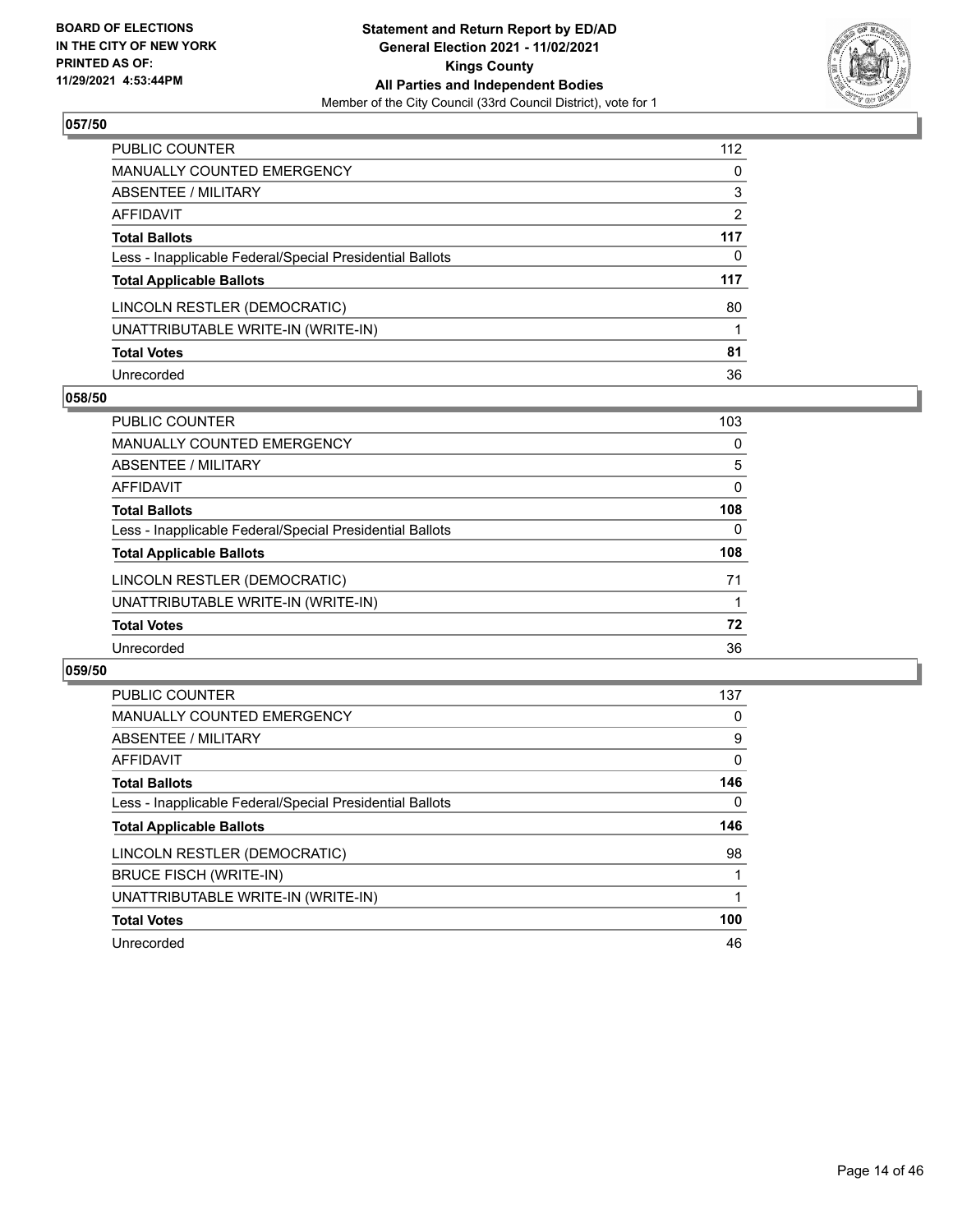BOARD OF ELECTIONS
IN THE CITY OF NEW YORK
PRINTED AS OF:
11/29/2021 4:53:44PM

**Statement and Return Report by ED/AD**
**General Election 2021 - 11/02/2021**
**Kings County**
**All Parties and Independent Bodies**
Member of the City Council (33rd Council District), vote for 1

## 057/50

| | |
|---|---|
| PUBLIC COUNTER | 112 |
| MANUALLY COUNTED EMERGENCY | 0 |
| ABSENTEE / MILITARY | 3 |
| AFFIDAVIT | 2 |
| **Total Ballots** | **117** |
| Less - Inapplicable Federal/Special Presidential Ballots | 0 |
| **Total Applicable Ballots** | **117** |
| LINCOLN RESTLER (DEMOCRATIC) | 80 |
| UNATTRIBUTABLE WRITE-IN (WRITE-IN) | 1 |
| **Total Votes** | **81** |
| Unrecorded | 36 |

## 058/50

| | |
|---|---|
| PUBLIC COUNTER | 103 |
| MANUALLY COUNTED EMERGENCY | 0 |
| ABSENTEE / MILITARY | 5 |
| AFFIDAVIT | 0 |
| **Total Ballots** | **108** |
| Less - Inapplicable Federal/Special Presidential Ballots | 0 |
| **Total Applicable Ballots** | **108** |
| LINCOLN RESTLER (DEMOCRATIC) | 71 |
| UNATTRIBUTABLE WRITE-IN (WRITE-IN) | 1 |
| **Total Votes** | **72** |
| Unrecorded | 36 |

## 059/50

| | |
|---|---|
| PUBLIC COUNTER | 137 |
| MANUALLY COUNTED EMERGENCY | 0 |
| ABSENTEE / MILITARY | 9 |
| AFFIDAVIT | 0 |
| **Total Ballots** | **146** |
| Less - Inapplicable Federal/Special Presidential Ballots | 0 |
| **Total Applicable Ballots** | **146** |
| LINCOLN RESTLER (DEMOCRATIC) | 98 |
| BRUCE FISCH (WRITE-IN) | 1 |
| UNATTRIBUTABLE WRITE-IN (WRITE-IN) | 1 |
| **Total Votes** | **100** |
| Unrecorded | 46 |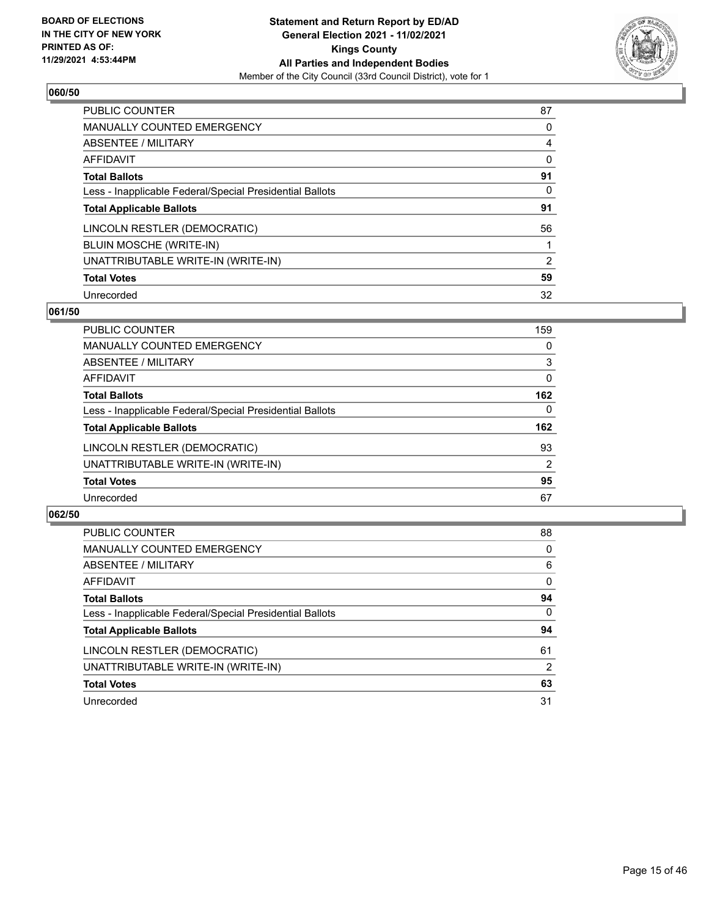**Statement and Return Report by ED/AD**
**General Election 2021 - 11/02/2021**
**Kings County**
**All Parties and Independent Bodies**
Member of the City Council (33rd Council District), vote for 1

BOARD OF ELECTIONS IN THE CITY OF NEW YORK PRINTED AS OF: 11/29/2021 4:53:44PM

## 060/50

| | |
|---|---|
| PUBLIC COUNTER | 87 |
| MANUALLY COUNTED EMERGENCY | 0 |
| ABSENTEE / MILITARY | 4 |
| AFFIDAVIT | 0 |
| **Total Ballots** | **91** |
| Less - Inapplicable Federal/Special Presidential Ballots | 0 |
| **Total Applicable Ballots** | **91** |
| LINCOLN RESTLER (DEMOCRATIC) | 56 |
| BLUIN MOSCHE (WRITE-IN) | 1 |
| UNATTRIBUTABLE WRITE-IN (WRITE-IN) | 2 |
| **Total Votes** | **59** |
| Unrecorded | 32 |

## 061/50

| | |
|---|---|
| PUBLIC COUNTER | 159 |
| MANUALLY COUNTED EMERGENCY | 0 |
| ABSENTEE / MILITARY | 3 |
| AFFIDAVIT | 0 |
| **Total Ballots** | **162** |
| Less - Inapplicable Federal/Special Presidential Ballots | 0 |
| **Total Applicable Ballots** | **162** |
| LINCOLN RESTLER (DEMOCRATIC) | 93 |
| UNATTRIBUTABLE WRITE-IN (WRITE-IN) | 2 |
| **Total Votes** | **95** |
| Unrecorded | 67 |

## 062/50

| | |
|---|---|
| PUBLIC COUNTER | 88 |
| MANUALLY COUNTED EMERGENCY | 0 |
| ABSENTEE / MILITARY | 6 |
| AFFIDAVIT | 0 |
| **Total Ballots** | **94** |
| Less - Inapplicable Federal/Special Presidential Ballots | 0 |
| **Total Applicable Ballots** | **94** |
| LINCOLN RESTLER (DEMOCRATIC) | 61 |
| UNATTRIBUTABLE WRITE-IN (WRITE-IN) | 2 |
| **Total Votes** | **63** |
| Unrecorded | 31 |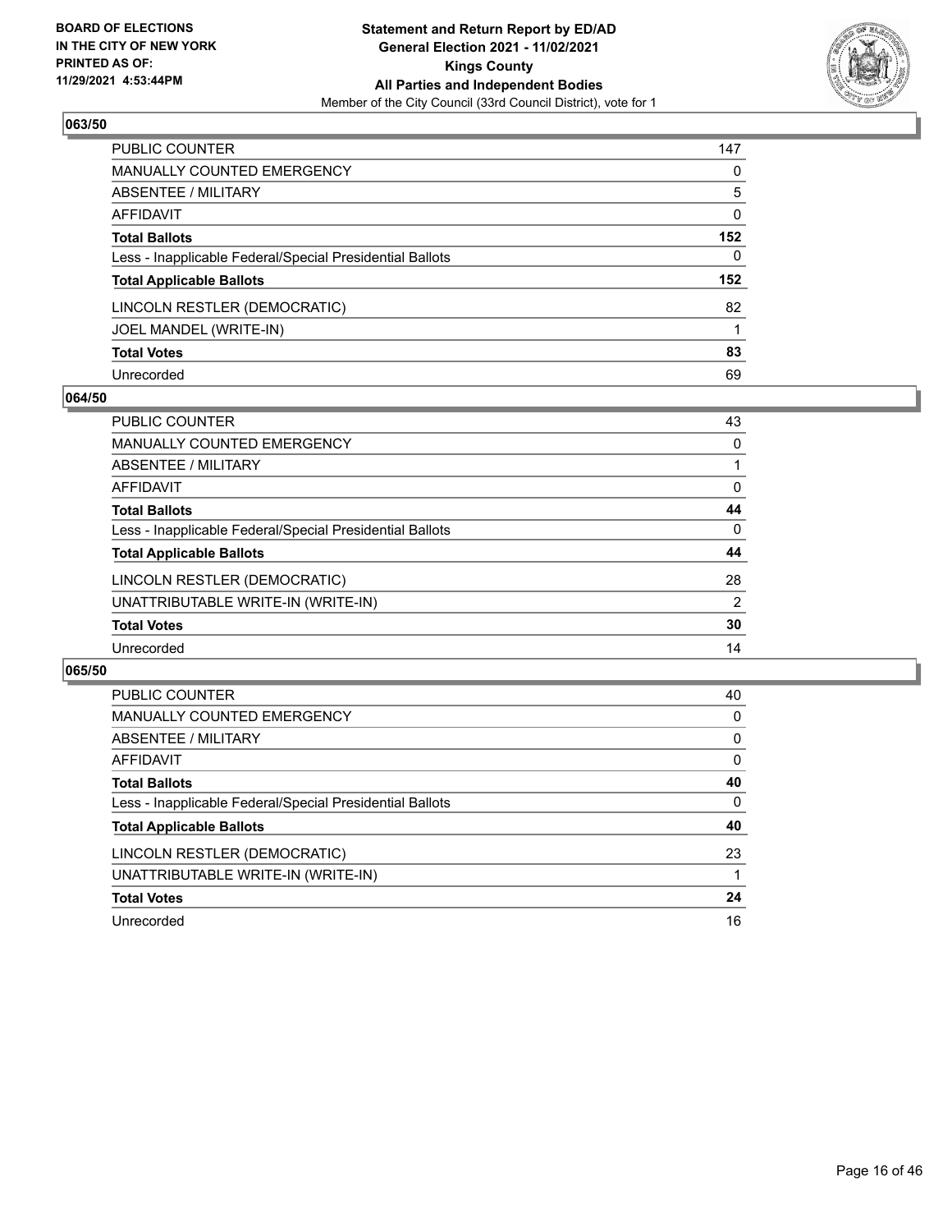## 063/50

| | |
|---|---|
| PUBLIC COUNTER | 147 |
| MANUALLY COUNTED EMERGENCY | 0 |
| ABSENTEE / MILITARY | 5 |
| AFFIDAVIT | 0 |
| **Total Ballots** | **152** |
| Less - Inapplicable Federal/Special Presidential Ballots | 0 |
| **Total Applicable Ballots** | **152** |
| LINCOLN RESTLER (DEMOCRATIC) | 82 |
| JOEL MANDEL (WRITE-IN) | 1 |
| **Total Votes** | **83** |
| Unrecorded | 69 |

## 064/50

| | |
|---|---|
| PUBLIC COUNTER | 43 |
| MANUALLY COUNTED EMERGENCY | 0 |
| ABSENTEE / MILITARY | 1 |
| AFFIDAVIT | 0 |
| **Total Ballots** | **44** |
| Less - Inapplicable Federal/Special Presidential Ballots | 0 |
| **Total Applicable Ballots** | **44** |
| LINCOLN RESTLER (DEMOCRATIC) | 28 |
| UNATTRIBUTABLE WRITE-IN (WRITE-IN) | 2 |
| **Total Votes** | **30** |
| Unrecorded | 14 |

## 065/50

| | |
|---|---|
| PUBLIC COUNTER | 40 |
| MANUALLY COUNTED EMERGENCY | 0 |
| ABSENTEE / MILITARY | 0 |
| AFFIDAVIT | 0 |
| **Total Ballots** | **40** |
| Less - Inapplicable Federal/Special Presidential Ballots | 0 |
| **Total Applicable Ballots** | **40** |
| LINCOLN RESTLER (DEMOCRATIC) | 23 |
| UNATTRIBUTABLE WRITE-IN (WRITE-IN) | 1 |
| **Total Votes** | **24** |
| Unrecorded | 16 |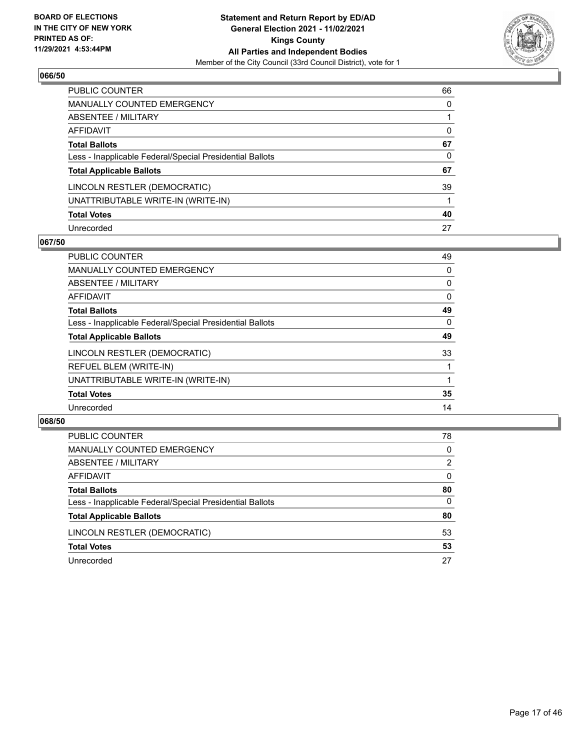## 066/50

| | |
|---|---|
| PUBLIC COUNTER | 66 |
| MANUALLY COUNTED EMERGENCY | 0 |
| ABSENTEE / MILITARY | 1 |
| AFFIDAVIT | 0 |
| **Total Ballots** | **67** |
| Less - Inapplicable Federal/Special Presidential Ballots | 0 |
| **Total Applicable Ballots** | **67** |
| LINCOLN RESTLER (DEMOCRATIC) | 39 |
| UNATTRIBUTABLE WRITE-IN (WRITE-IN) | 1 |
| **Total Votes** | **40** |
| Unrecorded | 27 |

## 067/50

| | |
|---|---|
| PUBLIC COUNTER | 49 |
| MANUALLY COUNTED EMERGENCY | 0 |
| ABSENTEE / MILITARY | 0 |
| AFFIDAVIT | 0 |
| **Total Ballots** | **49** |
| Less - Inapplicable Federal/Special Presidential Ballots | 0 |
| **Total Applicable Ballots** | **49** |
| LINCOLN RESTLER (DEMOCRATIC) | 33 |
| REFUEL BLEM (WRITE-IN) | 1 |
| UNATTRIBUTABLE WRITE-IN (WRITE-IN) | 1 |
| **Total Votes** | **35** |
| Unrecorded | 14 |

## 068/50

| | |
|---|---|
| PUBLIC COUNTER | 78 |
| MANUALLY COUNTED EMERGENCY | 0 |
| ABSENTEE / MILITARY | 2 |
| AFFIDAVIT | 0 |
| **Total Ballots** | **80** |
| Less - Inapplicable Federal/Special Presidential Ballots | 0 |
| **Total Applicable Ballots** | **80** |
| LINCOLN RESTLER (DEMOCRATIC) | 53 |
| **Total Votes** | **53** |
| Unrecorded | 27 |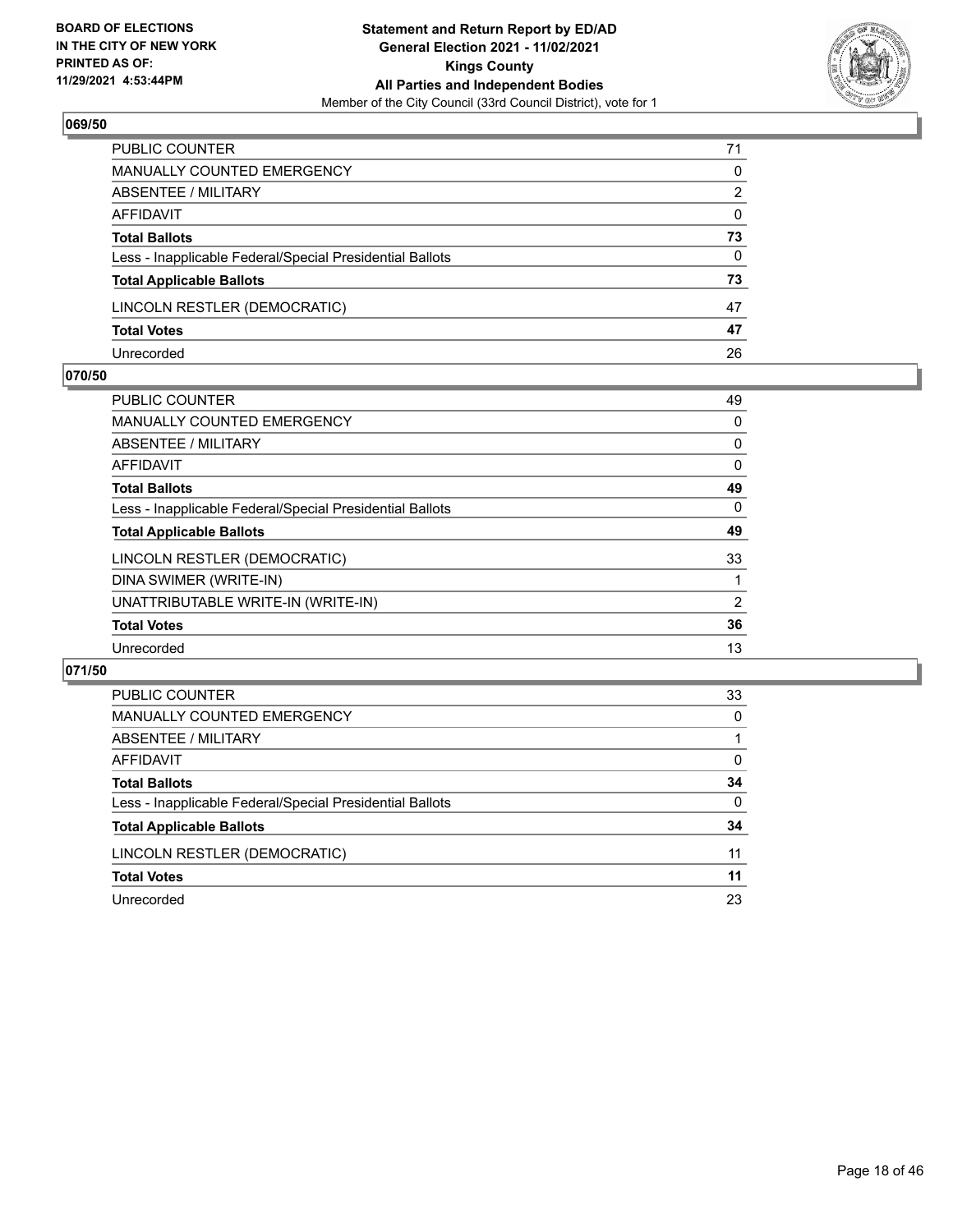## 069/50

| | |
|---|---|
| PUBLIC COUNTER | 71 |
| MANUALLY COUNTED EMERGENCY | 0 |
| ABSENTEE / MILITARY | 2 |
| AFFIDAVIT | 0 |
| **Total Ballots** | **73** |
| Less - Inapplicable Federal/Special Presidential Ballots | 0 |
| **Total Applicable Ballots** | **73** |
| LINCOLN RESTLER (DEMOCRATIC) | 47 |
| **Total Votes** | **47** |
| Unrecorded | 26 |

## 070/50

| | |
|---|---|
| PUBLIC COUNTER | 49 |
| MANUALLY COUNTED EMERGENCY | 0 |
| ABSENTEE / MILITARY | 0 |
| AFFIDAVIT | 0 |
| **Total Ballots** | **49** |
| Less - Inapplicable Federal/Special Presidential Ballots | 0 |
| **Total Applicable Ballots** | **49** |
| LINCOLN RESTLER (DEMOCRATIC) | 33 |
| DINA SWIMER (WRITE-IN) | 1 |
| UNATTRIBUTABLE WRITE-IN (WRITE-IN) | 2 |
| **Total Votes** | **36** |
| Unrecorded | 13 |

## 071/50

| | |
|---|---|
| PUBLIC COUNTER | 33 |
| MANUALLY COUNTED EMERGENCY | 0 |
| ABSENTEE / MILITARY | 1 |
| AFFIDAVIT | 0 |
| **Total Ballots** | **34** |
| Less - Inapplicable Federal/Special Presidential Ballots | 0 |
| **Total Applicable Ballots** | **34** |
| LINCOLN RESTLER (DEMOCRATIC) | 11 |
| **Total Votes** | **11** |
| Unrecorded | 23 |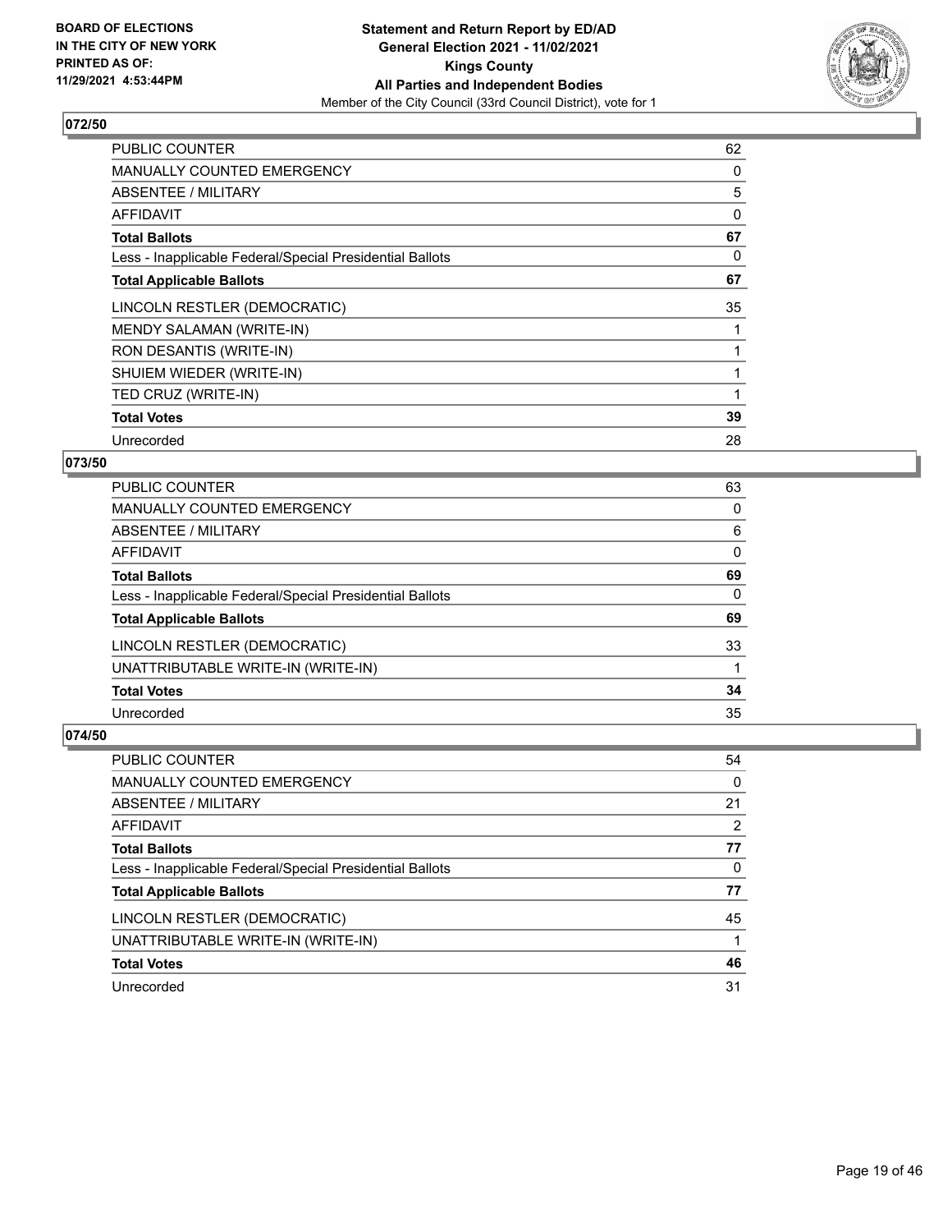BOARD OF ELECTIONS
IN THE CITY OF NEW YORK
PRINTED AS OF:
11/29/2021 4:53:44PM

**Statement and Return Report by ED/AD**
**General Election 2021 - 11/02/2021**
**Kings County**
**All Parties and Independent Bodies**
Member of the City Council (33rd Council District), vote for 1

## 072/50

| | |
|---|---|
| PUBLIC COUNTER | 62 |
| MANUALLY COUNTED EMERGENCY | 0 |
| ABSENTEE / MILITARY | 5 |
| AFFIDAVIT | 0 |
| **Total Ballots** | **67** |
| Less - Inapplicable Federal/Special Presidential Ballots | 0 |
| **Total Applicable Ballots** | **67** |
| LINCOLN RESTLER (DEMOCRATIC) | 35 |
| MENDY SALAMAN (WRITE-IN) | 1 |
| RON DESANTIS (WRITE-IN) | 1 |
| SHUIEM WIEDER (WRITE-IN) | 1 |
| TED CRUZ (WRITE-IN) | 1 |
| **Total Votes** | **39** |
| Unrecorded | 28 |

## 073/50

| | |
|---|---|
| PUBLIC COUNTER | 63 |
| MANUALLY COUNTED EMERGENCY | 0 |
| ABSENTEE / MILITARY | 6 |
| AFFIDAVIT | 0 |
| **Total Ballots** | **69** |
| Less - Inapplicable Federal/Special Presidential Ballots | 0 |
| **Total Applicable Ballots** | **69** |
| LINCOLN RESTLER (DEMOCRATIC) | 33 |
| UNATTRIBUTABLE WRITE-IN (WRITE-IN) | 1 |
| **Total Votes** | **34** |
| Unrecorded | 35 |

## 074/50

| | |
|---|---|
| PUBLIC COUNTER | 54 |
| MANUALLY COUNTED EMERGENCY | 0 |
| ABSENTEE / MILITARY | 21 |
| AFFIDAVIT | 2 |
| **Total Ballots** | **77** |
| Less - Inapplicable Federal/Special Presidential Ballots | 0 |
| **Total Applicable Ballots** | **77** |
| LINCOLN RESTLER (DEMOCRATIC) | 45 |
| UNATTRIBUTABLE WRITE-IN (WRITE-IN) | 1 |
| **Total Votes** | **46** |
| Unrecorded | 31 |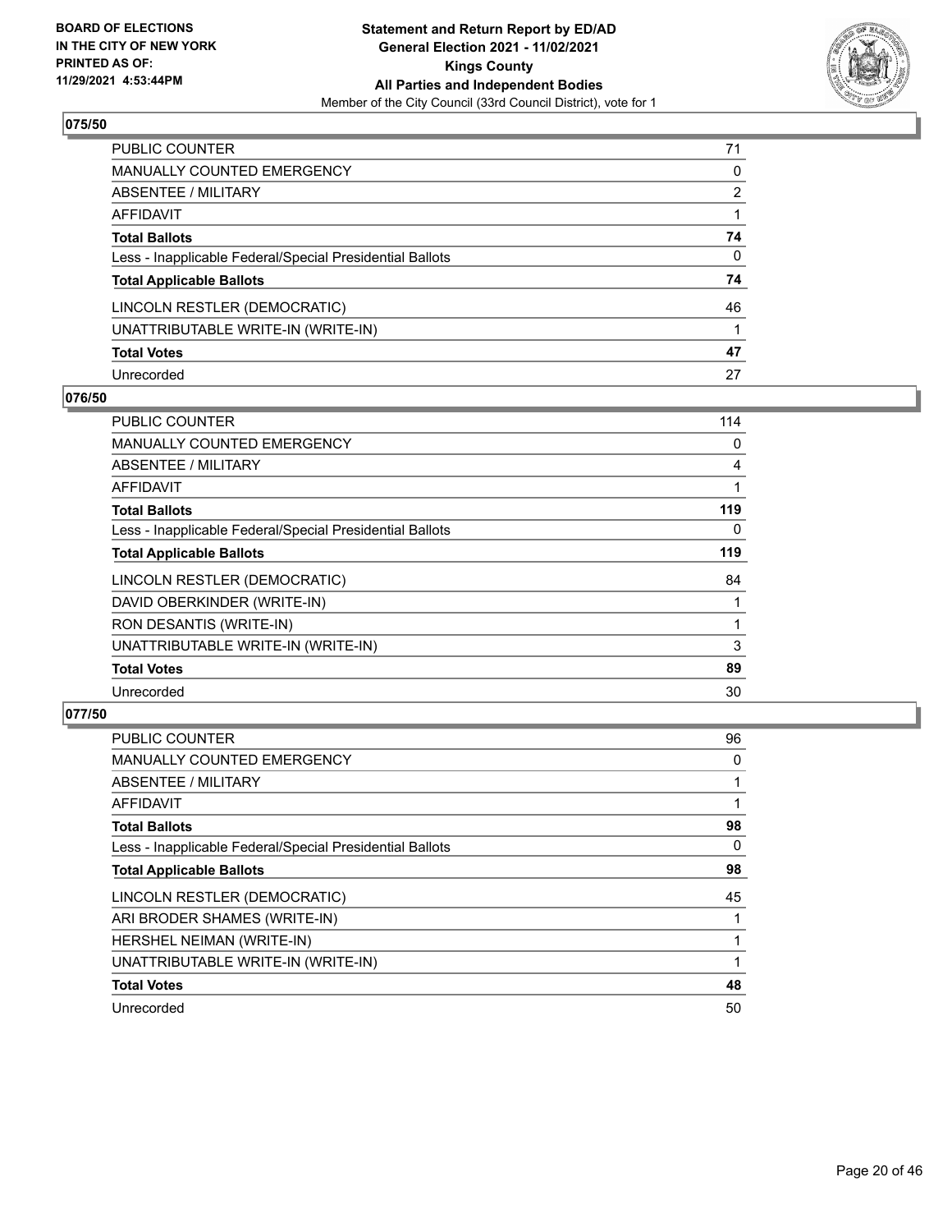# 075/50

| | |
|---|---|
| PUBLIC COUNTER | 71 |
| MANUALLY COUNTED EMERGENCY | 0 |
| ABSENTEE / MILITARY | 2 |
| AFFIDAVIT | 1 |
| **Total Ballots** | **74** |
| Less - Inapplicable Federal/Special Presidential Ballots | 0 |
| **Total Applicable Ballots** | **74** |
| LINCOLN RESTLER (DEMOCRATIC) | 46 |
| UNATTRIBUTABLE WRITE-IN (WRITE-IN) | 1 |
| **Total Votes** | **47** |
| Unrecorded | 27 |

# 076/50

| | |
|---|---|
| PUBLIC COUNTER | 114 |
| MANUALLY COUNTED EMERGENCY | 0 |
| ABSENTEE / MILITARY | 4 |
| AFFIDAVIT | 1 |
| **Total Ballots** | **119** |
| Less - Inapplicable Federal/Special Presidential Ballots | 0 |
| **Total Applicable Ballots** | **119** |
| LINCOLN RESTLER (DEMOCRATIC) | 84 |
| DAVID OBERKINDER (WRITE-IN) | 1 |
| RON DESANTIS (WRITE-IN) | 1 |
| UNATTRIBUTABLE WRITE-IN (WRITE-IN) | 3 |
| **Total Votes** | **89** |
| Unrecorded | 30 |

# 077/50

| | |
|---|---|
| PUBLIC COUNTER | 96 |
| MANUALLY COUNTED EMERGENCY | 0 |
| ABSENTEE / MILITARY | 1 |
| AFFIDAVIT | 1 |
| **Total Ballots** | **98** |
| Less - Inapplicable Federal/Special Presidential Ballots | 0 |
| **Total Applicable Ballots** | **98** |
| LINCOLN RESTLER (DEMOCRATIC) | 45 |
| ARI BRODER SHAMES (WRITE-IN) | 1 |
| HERSHEL NEIMAN (WRITE-IN) | 1 |
| UNATTRIBUTABLE WRITE-IN (WRITE-IN) | 1 |
| **Total Votes** | **48** |
| Unrecorded | 50 |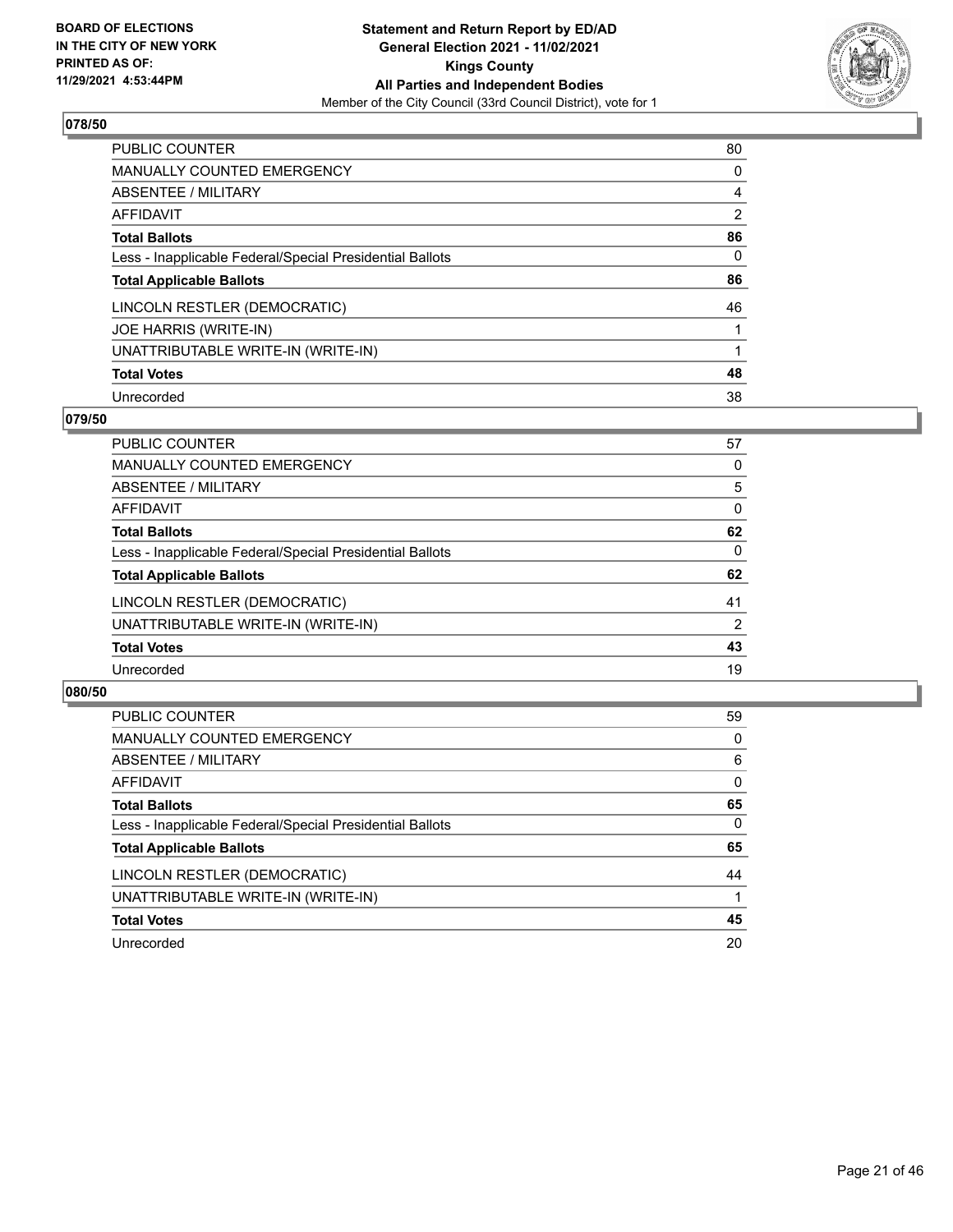BOARD OF ELECTIONS
IN THE CITY OF NEW YORK
PRINTED AS OF:
11/29/2021 4:53:44PM

**Statement and Return Report by ED/AD**
**General Election 2021 - 11/02/2021**
**Kings County**
**All Parties and Independent Bodies**
Member of the City Council (33rd Council District), vote for 1

## 078/50

| | |
|---|---|
| PUBLIC COUNTER | 80 |
| MANUALLY COUNTED EMERGENCY | 0 |
| ABSENTEE / MILITARY | 4 |
| AFFIDAVIT | 2 |
| **Total Ballots** | **86** |
| Less - Inapplicable Federal/Special Presidential Ballots | 0 |
| **Total Applicable Ballots** | **86** |
| LINCOLN RESTLER (DEMOCRATIC) | 46 |
| JOE HARRIS (WRITE-IN) | 1 |
| UNATTRIBUTABLE WRITE-IN (WRITE-IN) | 1 |
| **Total Votes** | **48** |
| Unrecorded | 38 |

## 079/50

| | |
|---|---|
| PUBLIC COUNTER | 57 |
| MANUALLY COUNTED EMERGENCY | 0 |
| ABSENTEE / MILITARY | 5 |
| AFFIDAVIT | 0 |
| **Total Ballots** | **62** |
| Less - Inapplicable Federal/Special Presidential Ballots | 0 |
| **Total Applicable Ballots** | **62** |
| LINCOLN RESTLER (DEMOCRATIC) | 41 |
| UNATTRIBUTABLE WRITE-IN (WRITE-IN) | 2 |
| **Total Votes** | **43** |
| Unrecorded | 19 |

## 080/50

| | |
|---|---|
| PUBLIC COUNTER | 59 |
| MANUALLY COUNTED EMERGENCY | 0 |
| ABSENTEE / MILITARY | 6 |
| AFFIDAVIT | 0 |
| **Total Ballots** | **65** |
| Less - Inapplicable Federal/Special Presidential Ballots | 0 |
| **Total Applicable Ballots** | **65** |
| LINCOLN RESTLER (DEMOCRATIC) | 44 |
| UNATTRIBUTABLE WRITE-IN (WRITE-IN) | 1 |
| **Total Votes** | **45** |
| Unrecorded | 20 |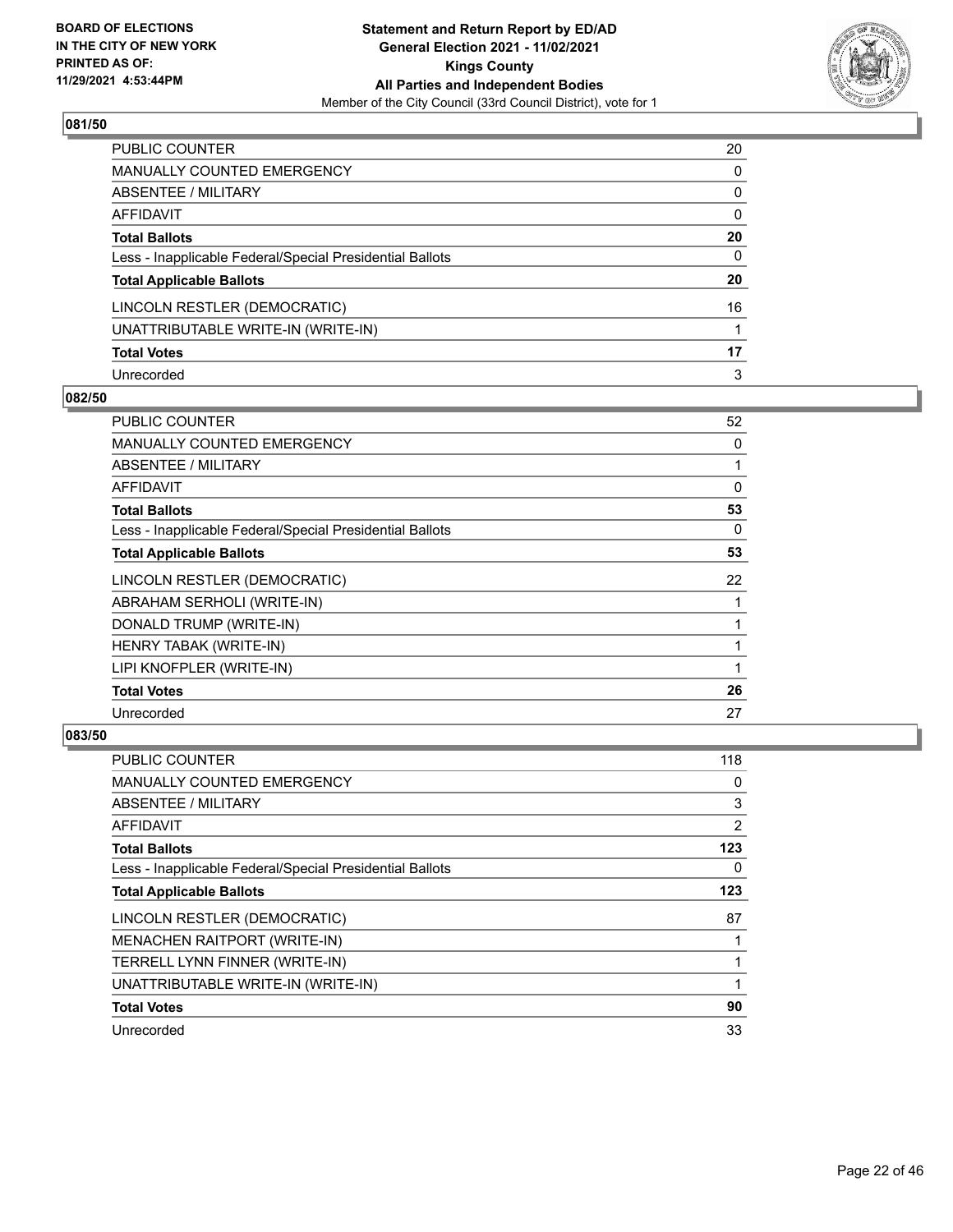BOARD OF ELECTIONS
IN THE CITY OF NEW YORK
PRINTED AS OF:
11/29/2021 4:53:44PM

**Statement and Return Report by ED/AD**
**General Election 2021 - 11/02/2021**
**Kings County**
**All Parties and Independent Bodies**
Member of the City Council (33rd Council District), vote for 1

## 081/50

| | |
|---|---|
| PUBLIC COUNTER | 20 |
| MANUALLY COUNTED EMERGENCY | 0 |
| ABSENTEE / MILITARY | 0 |
| AFFIDAVIT | 0 |
| **Total Ballots** | **20** |
| Less - Inapplicable Federal/Special Presidential Ballots | 0 |
| **Total Applicable Ballots** | **20** |
| LINCOLN RESTLER (DEMOCRATIC) | 16 |
| UNATTRIBUTABLE WRITE-IN (WRITE-IN) | 1 |
| **Total Votes** | **17** |
| Unrecorded | 3 |

## 082/50

| | |
|---|---|
| PUBLIC COUNTER | 52 |
| MANUALLY COUNTED EMERGENCY | 0 |
| ABSENTEE / MILITARY | 1 |
| AFFIDAVIT | 0 |
| **Total Ballots** | **53** |
| Less - Inapplicable Federal/Special Presidential Ballots | 0 |
| **Total Applicable Ballots** | **53** |
| LINCOLN RESTLER (DEMOCRATIC) | 22 |
| ABRAHAM SERHOLI (WRITE-IN) | 1 |
| DONALD TRUMP (WRITE-IN) | 1 |
| HENRY TABAK (WRITE-IN) | 1 |
| LIPI KNOFPLER (WRITE-IN) | 1 |
| **Total Votes** | **26** |
| Unrecorded | 27 |

## 083/50

| | |
|---|---|
| PUBLIC COUNTER | 118 |
| MANUALLY COUNTED EMERGENCY | 0 |
| ABSENTEE / MILITARY | 3 |
| AFFIDAVIT | 2 |
| **Total Ballots** | **123** |
| Less - Inapplicable Federal/Special Presidential Ballots | 0 |
| **Total Applicable Ballots** | **123** |
| LINCOLN RESTLER (DEMOCRATIC) | 87 |
| MENACHEN RAITPORT (WRITE-IN) | 1 |
| TERRELL LYNN FINNER (WRITE-IN) | 1 |
| UNATTRIBUTABLE WRITE-IN (WRITE-IN) | 1 |
| **Total Votes** | **90** |
| Unrecorded | 33 |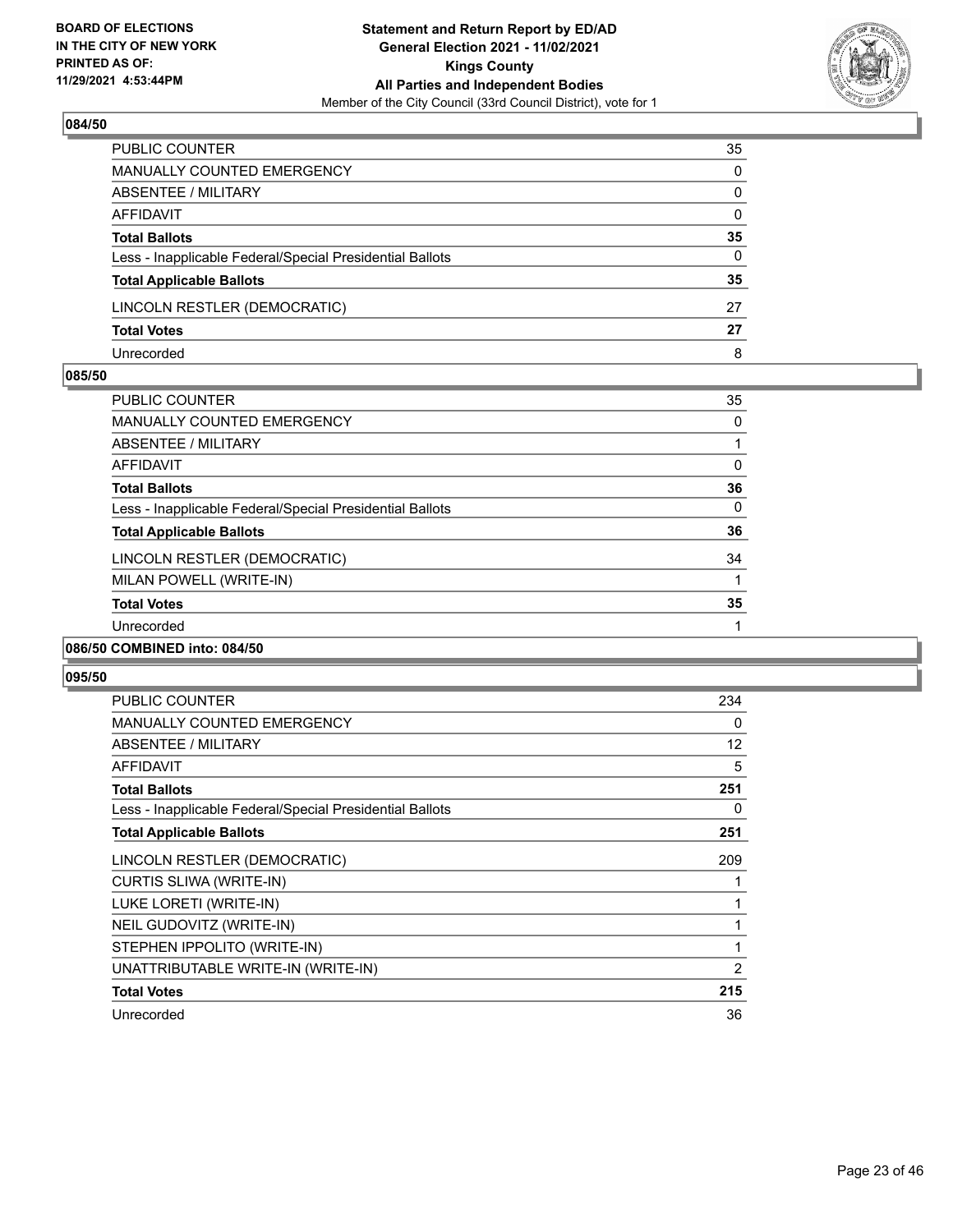**BOARD OF ELECTIONS IN THE CITY OF NEW YORK PRINTED AS OF: 11/29/2021 4:53:44PM**

**Statement and Return Report by ED/AD General Election 2021 - 11/02/2021 Kings County All Parties and Independent Bodies**

Member of the City Council (33rd Council District), vote for 1

### 084/50

| | |
|---|---|
| PUBLIC COUNTER | 35 |
| MANUALLY COUNTED EMERGENCY | 0 |
| ABSENTEE / MILITARY | 0 |
| AFFIDAVIT | 0 |
| **Total Ballots** | **35** |
| Less - Inapplicable Federal/Special Presidential Ballots | 0 |
| **Total Applicable Ballots** | **35** |
| LINCOLN RESTLER (DEMOCRATIC) | 27 |
| **Total Votes** | **27** |
| Unrecorded | 8 |

### 085/50

| | |
|---|---|
| PUBLIC COUNTER | 35 |
| MANUALLY COUNTED EMERGENCY | 0 |
| ABSENTEE / MILITARY | 1 |
| AFFIDAVIT | 0 |
| **Total Ballots** | **36** |
| Less - Inapplicable Federal/Special Presidential Ballots | 0 |
| **Total Applicable Ballots** | **36** |
| LINCOLN RESTLER (DEMOCRATIC) | 34 |
| MILAN POWELL (WRITE-IN) | 1 |
| **Total Votes** | **35** |
| Unrecorded | 1 |

### 086/50 COMBINED into: 084/50

### 095/50

| | |
|---|---|
| PUBLIC COUNTER | 234 |
| MANUALLY COUNTED EMERGENCY | 0 |
| ABSENTEE / MILITARY | 12 |
| AFFIDAVIT | 5 |
| **Total Ballots** | **251** |
| Less - Inapplicable Federal/Special Presidential Ballots | 0 |
| **Total Applicable Ballots** | **251** |
| LINCOLN RESTLER (DEMOCRATIC) | 209 |
| CURTIS SLIWA (WRITE-IN) | 1 |
| LUKE LORETI (WRITE-IN) | 1 |
| NEIL GUDOVITZ (WRITE-IN) | 1 |
| STEPHEN IPPOLITO (WRITE-IN) | 1 |
| UNATTRIBUTABLE WRITE-IN (WRITE-IN) | 2 |
| **Total Votes** | **215** |
| Unrecorded | 36 |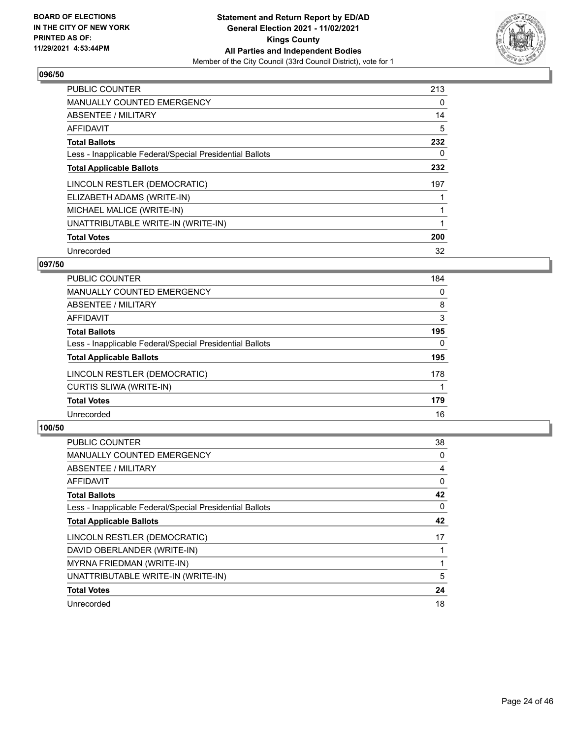### 096/50

| | |
|---|---|
| PUBLIC COUNTER | 213 |
| MANUALLY COUNTED EMERGENCY | 0 |
| ABSENTEE / MILITARY | 14 |
| AFFIDAVIT | 5 |
| **Total Ballots** | **232** |
| Less - Inapplicable Federal/Special Presidential Ballots | 0 |
| **Total Applicable Ballots** | **232** |
| LINCOLN RESTLER (DEMOCRATIC) | 197 |
| ELIZABETH ADAMS (WRITE-IN) | 1 |
| MICHAEL MALICE (WRITE-IN) | 1 |
| UNATTRIBUTABLE WRITE-IN (WRITE-IN) | 1 |
| **Total Votes** | **200** |
| Unrecorded | 32 |

### 097/50

| | |
|---|---|
| PUBLIC COUNTER | 184 |
| MANUALLY COUNTED EMERGENCY | 0 |
| ABSENTEE / MILITARY | 8 |
| AFFIDAVIT | 3 |
| **Total Ballots** | **195** |
| Less - Inapplicable Federal/Special Presidential Ballots | 0 |
| **Total Applicable Ballots** | **195** |
| LINCOLN RESTLER (DEMOCRATIC) | 178 |
| CURTIS SLIWA (WRITE-IN) | 1 |
| **Total Votes** | **179** |
| Unrecorded | 16 |

### 100/50

| | |
|---|---|
| PUBLIC COUNTER | 38 |
| MANUALLY COUNTED EMERGENCY | 0 |
| ABSENTEE / MILITARY | 4 |
| AFFIDAVIT | 0 |
| **Total Ballots** | **42** |
| Less - Inapplicable Federal/Special Presidential Ballots | 0 |
| **Total Applicable Ballots** | **42** |
| LINCOLN RESTLER (DEMOCRATIC) | 17 |
| DAVID OBERLANDER (WRITE-IN) | 1 |
| MYRNA FRIEDMAN (WRITE-IN) | 1 |
| UNATTRIBUTABLE WRITE-IN (WRITE-IN) | 5 |
| **Total Votes** | **24** |
| Unrecorded | 18 |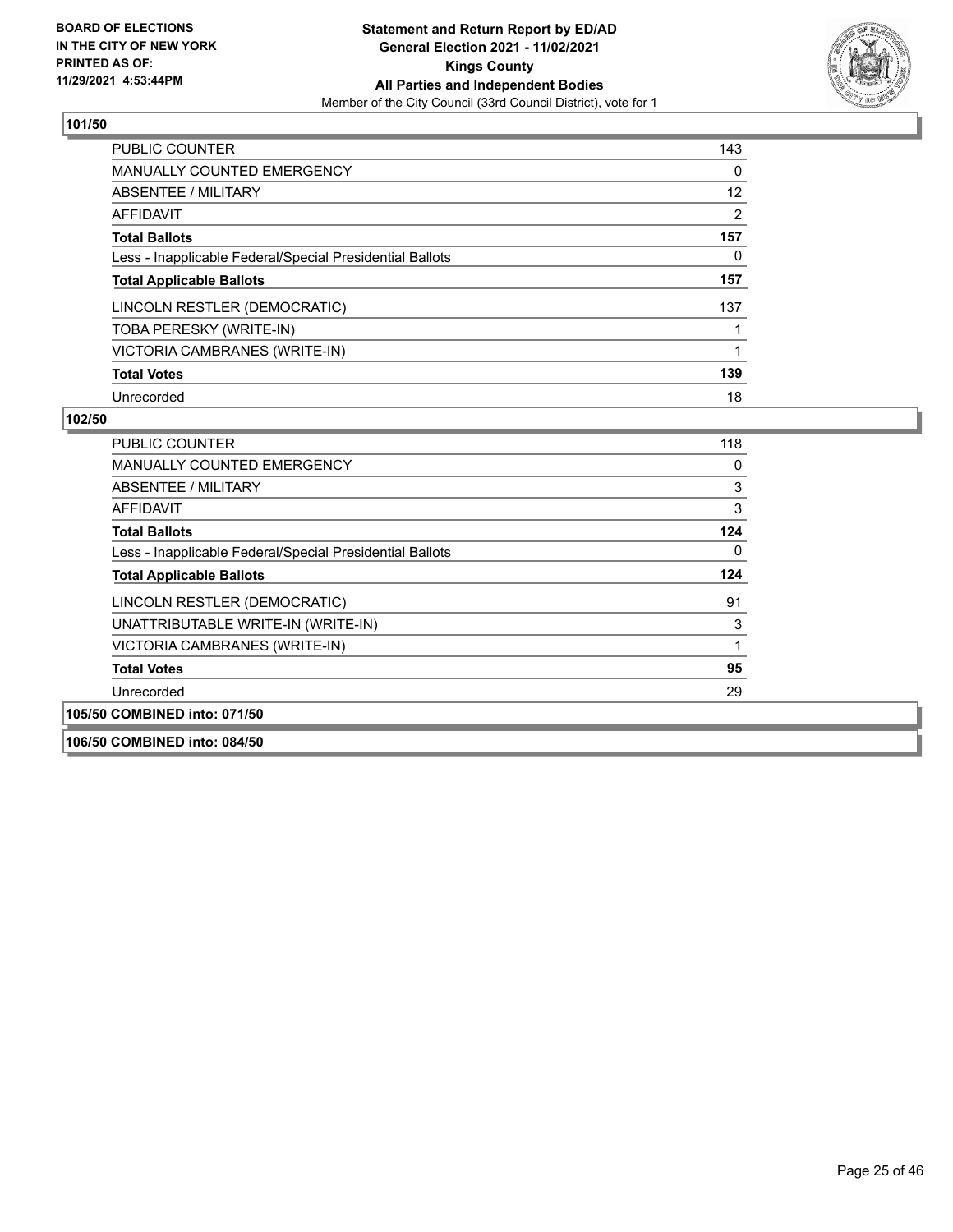BOARD OF ELECTIONS
IN THE CITY OF NEW YORK
PRINTED AS OF:
11/29/2021 4:53:44PM

**Statement and Return Report by ED/AD**
**General Election 2021 - 11/02/2021**
**Kings County**
**All Parties and Independent Bodies**
Member of the City Council (33rd Council District), vote for 1

### 101/50

| | |
|---|---|
| PUBLIC COUNTER | 143 |
| MANUALLY COUNTED EMERGENCY | 0 |
| ABSENTEE / MILITARY | 12 |
| AFFIDAVIT | 2 |
| **Total Ballots** | **157** |
| Less - Inapplicable Federal/Special Presidential Ballots | 0 |
| **Total Applicable Ballots** | **157** |
| LINCOLN RESTLER (DEMOCRATIC) | 137 |
| TOBA PERESKY (WRITE-IN) | 1 |
| VICTORIA CAMBRANES (WRITE-IN) | 1 |
| **Total Votes** | **139** |
| Unrecorded | 18 |

### 102/50

| | |
|---|---|
| PUBLIC COUNTER | 118 |
| MANUALLY COUNTED EMERGENCY | 0 |
| ABSENTEE / MILITARY | 3 |
| AFFIDAVIT | 3 |
| **Total Ballots** | **124** |
| Less - Inapplicable Federal/Special Presidential Ballots | 0 |
| **Total Applicable Ballots** | **124** |
| LINCOLN RESTLER (DEMOCRATIC) | 91 |
| UNATTRIBUTABLE WRITE-IN (WRITE-IN) | 3 |
| VICTORIA CAMBRANES (WRITE-IN) | 1 |
| **Total Votes** | **95** |
| Unrecorded | 29 |

### 105/50 COMBINED into: 071/50

### 106/50 COMBINED into: 084/50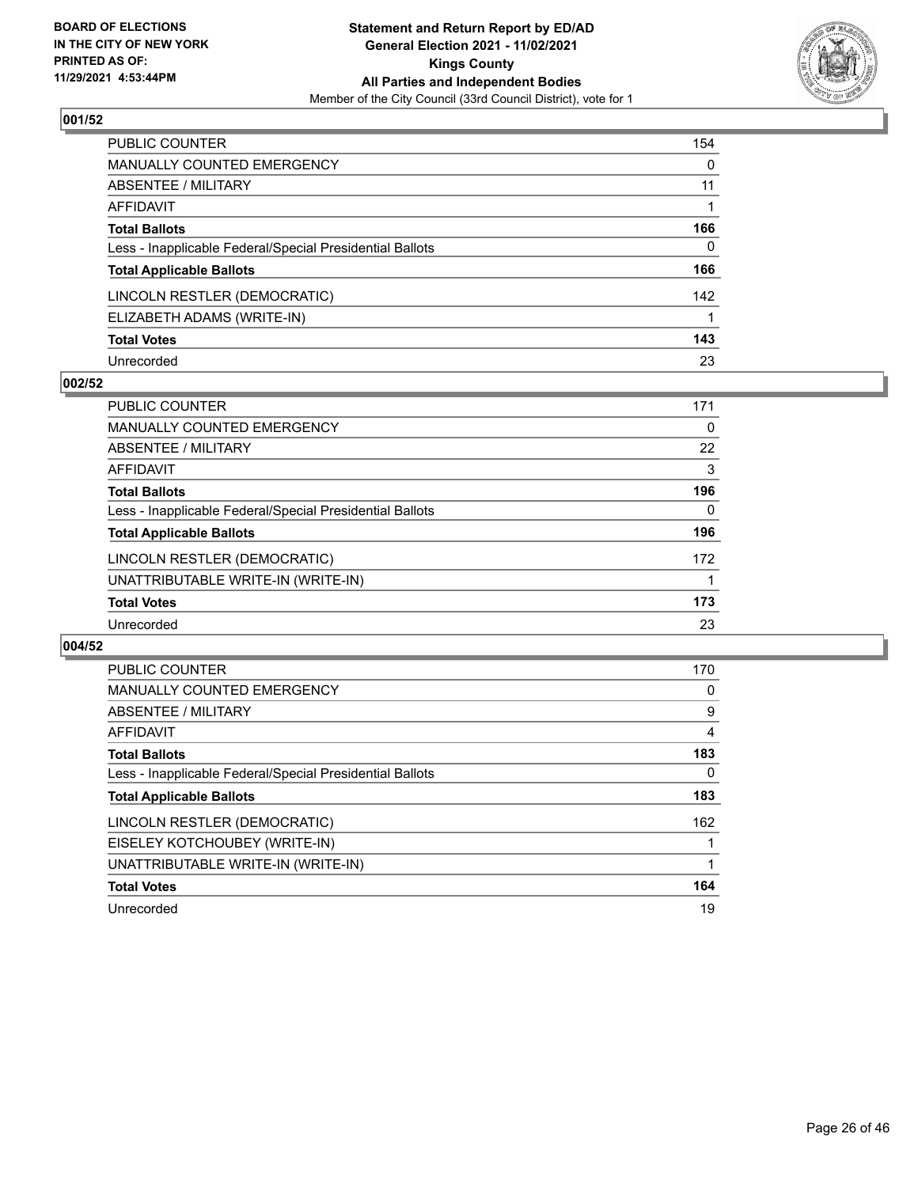BOARD OF ELECTIONS
IN THE CITY OF NEW YORK
PRINTED AS OF:
11/29/2021 4:53:44PM

**Statement and Return Report by ED/AD**
**General Election 2021 - 11/02/2021**
**Kings County**
**All Parties and Independent Bodies**
Member of the City Council (33rd Council District), vote for 1

## 001/52

| | |
|---|---|
| PUBLIC COUNTER | 154 |
| MANUALLY COUNTED EMERGENCY | 0 |
| ABSENTEE / MILITARY | 11 |
| AFFIDAVIT | 1 |
| **Total Ballots** | **166** |
| Less - Inapplicable Federal/Special Presidential Ballots | 0 |
| **Total Applicable Ballots** | **166** |
| LINCOLN RESTLER (DEMOCRATIC) | 142 |
| ELIZABETH ADAMS (WRITE-IN) | 1 |
| **Total Votes** | **143** |
| Unrecorded | 23 |

## 002/52

| | |
|---|---|
| PUBLIC COUNTER | 171 |
| MANUALLY COUNTED EMERGENCY | 0 |
| ABSENTEE / MILITARY | 22 |
| AFFIDAVIT | 3 |
| **Total Ballots** | **196** |
| Less - Inapplicable Federal/Special Presidential Ballots | 0 |
| **Total Applicable Ballots** | **196** |
| LINCOLN RESTLER (DEMOCRATIC) | 172 |
| UNATTRIBUTABLE WRITE-IN (WRITE-IN) | 1 |
| **Total Votes** | **173** |
| Unrecorded | 23 |

## 004/52

| | |
|---|---|
| PUBLIC COUNTER | 170 |
| MANUALLY COUNTED EMERGENCY | 0 |
| ABSENTEE / MILITARY | 9 |
| AFFIDAVIT | 4 |
| **Total Ballots** | **183** |
| Less - Inapplicable Federal/Special Presidential Ballots | 0 |
| **Total Applicable Ballots** | **183** |
| LINCOLN RESTLER (DEMOCRATIC) | 162 |
| EISELEY KOTCHOUBEY (WRITE-IN) | 1 |
| UNATTRIBUTABLE WRITE-IN (WRITE-IN) | 1 |
| **Total Votes** | **164** |
| Unrecorded | 19 |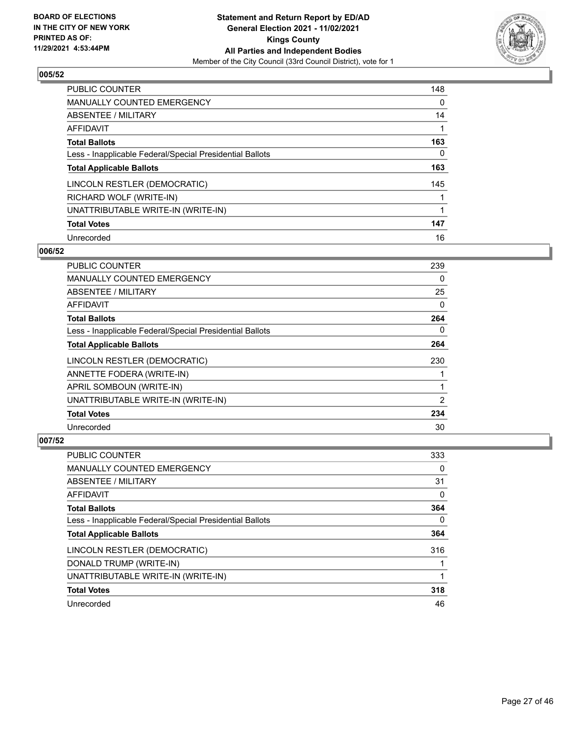**BOARD OF ELECTIONS IN THE CITY OF NEW YORK PRINTED AS OF: 11/29/2021 4:53:44PM**

**Statement and Return Report by ED/AD General Election 2021 - 11/02/2021 Kings County All Parties and Independent Bodies**
Member of the City Council (33rd Council District), vote for 1

### 005/52

| | |
|---|---|
| PUBLIC COUNTER | 148 |
| MANUALLY COUNTED EMERGENCY | 0 |
| ABSENTEE / MILITARY | 14 |
| AFFIDAVIT | 1 |
| **Total Ballots** | **163** |
| Less - Inapplicable Federal/Special Presidential Ballots | 0 |
| **Total Applicable Ballots** | **163** |
| LINCOLN RESTLER (DEMOCRATIC) | 145 |
| RICHARD WOLF (WRITE-IN) | 1 |
| UNATTRIBUTABLE WRITE-IN (WRITE-IN) | 1 |
| **Total Votes** | **147** |
| Unrecorded | 16 |

### 006/52

| | |
|---|---|
| PUBLIC COUNTER | 239 |
| MANUALLY COUNTED EMERGENCY | 0 |
| ABSENTEE / MILITARY | 25 |
| AFFIDAVIT | 0 |
| **Total Ballots** | **264** |
| Less - Inapplicable Federal/Special Presidential Ballots | 0 |
| **Total Applicable Ballots** | **264** |
| LINCOLN RESTLER (DEMOCRATIC) | 230 |
| ANNETTE FODERA (WRITE-IN) | 1 |
| APRIL SOMBOUN (WRITE-IN) | 1 |
| UNATTRIBUTABLE WRITE-IN (WRITE-IN) | 2 |
| **Total Votes** | **234** |
| Unrecorded | 30 |

### 007/52

| | |
|---|---|
| PUBLIC COUNTER | 333 |
| MANUALLY COUNTED EMERGENCY | 0 |
| ABSENTEE / MILITARY | 31 |
| AFFIDAVIT | 0 |
| **Total Ballots** | **364** |
| Less - Inapplicable Federal/Special Presidential Ballots | 0 |
| **Total Applicable Ballots** | **364** |
| LINCOLN RESTLER (DEMOCRATIC) | 316 |
| DONALD TRUMP (WRITE-IN) | 1 |
| UNATTRIBUTABLE WRITE-IN (WRITE-IN) | 1 |
| **Total Votes** | **318** |
| Unrecorded | 46 |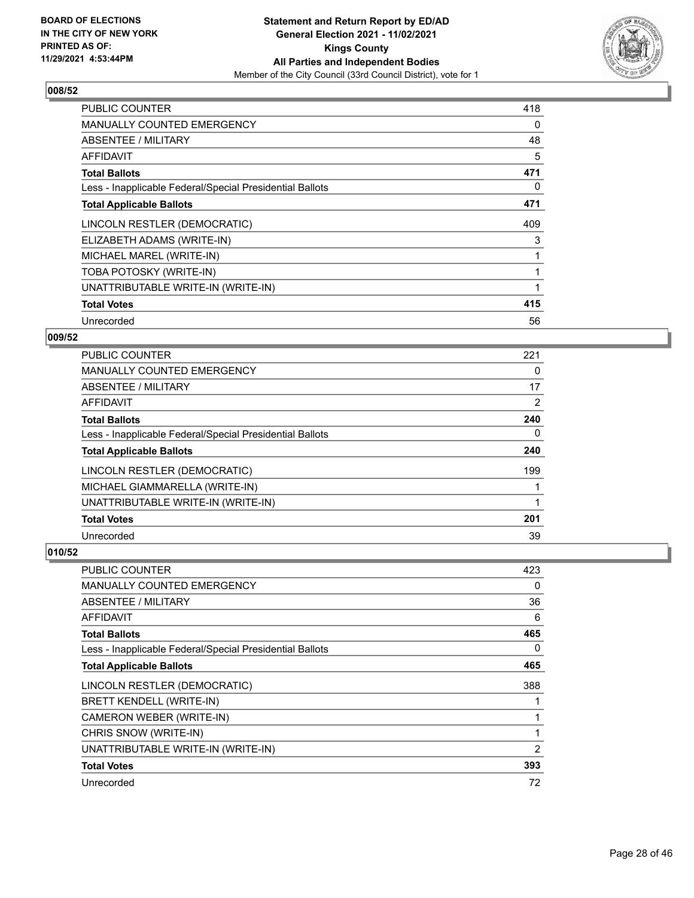**BOARD OF ELECTIONS IN THE CITY OF NEW YORK PRINTED AS OF: 11/29/2021 4:53:44PM**

**Statement and Return Report by ED/AD General Election 2021 - 11/02/2021 Kings County All Parties and Independent Bodies**

Member of the City Council (33rd Council District), vote for 1

### 008/52

| | |
|---|---|
| PUBLIC COUNTER | 418 |
| MANUALLY COUNTED EMERGENCY | 0 |
| ABSENTEE / MILITARY | 48 |
| AFFIDAVIT | 5 |
| **Total Ballots** | **471** |
| Less - Inapplicable Federal/Special Presidential Ballots | 0 |
| **Total Applicable Ballots** | **471** |
| LINCOLN RESTLER (DEMOCRATIC) | 409 |
| ELIZABETH ADAMS (WRITE-IN) | 3 |
| MICHAEL MAREL (WRITE-IN) | 1 |
| TOBA POTOSKY (WRITE-IN) | 1 |
| UNATTRIBUTABLE WRITE-IN (WRITE-IN) | 1 |
| **Total Votes** | **415** |
| Unrecorded | 56 |

### 009/52

| | |
|---|---|
| PUBLIC COUNTER | 221 |
| MANUALLY COUNTED EMERGENCY | 0 |
| ABSENTEE / MILITARY | 17 |
| AFFIDAVIT | 2 |
| **Total Ballots** | **240** |
| Less - Inapplicable Federal/Special Presidential Ballots | 0 |
| **Total Applicable Ballots** | **240** |
| LINCOLN RESTLER (DEMOCRATIC) | 199 |
| MICHAEL GIAMMARELLA (WRITE-IN) | 1 |
| UNATTRIBUTABLE WRITE-IN (WRITE-IN) | 1 |
| **Total Votes** | **201** |
| Unrecorded | 39 |

### 010/52

| | |
|---|---|
| PUBLIC COUNTER | 423 |
| MANUALLY COUNTED EMERGENCY | 0 |
| ABSENTEE / MILITARY | 36 |
| AFFIDAVIT | 6 |
| **Total Ballots** | **465** |
| Less - Inapplicable Federal/Special Presidential Ballots | 0 |
| **Total Applicable Ballots** | **465** |
| LINCOLN RESTLER (DEMOCRATIC) | 388 |
| BRETT KENDELL (WRITE-IN) | 1 |
| CAMERON WEBER (WRITE-IN) | 1 |
| CHRIS SNOW (WRITE-IN) | 1 |
| UNATTRIBUTABLE WRITE-IN (WRITE-IN) | 2 |
| **Total Votes** | **393** |
| Unrecorded | 72 |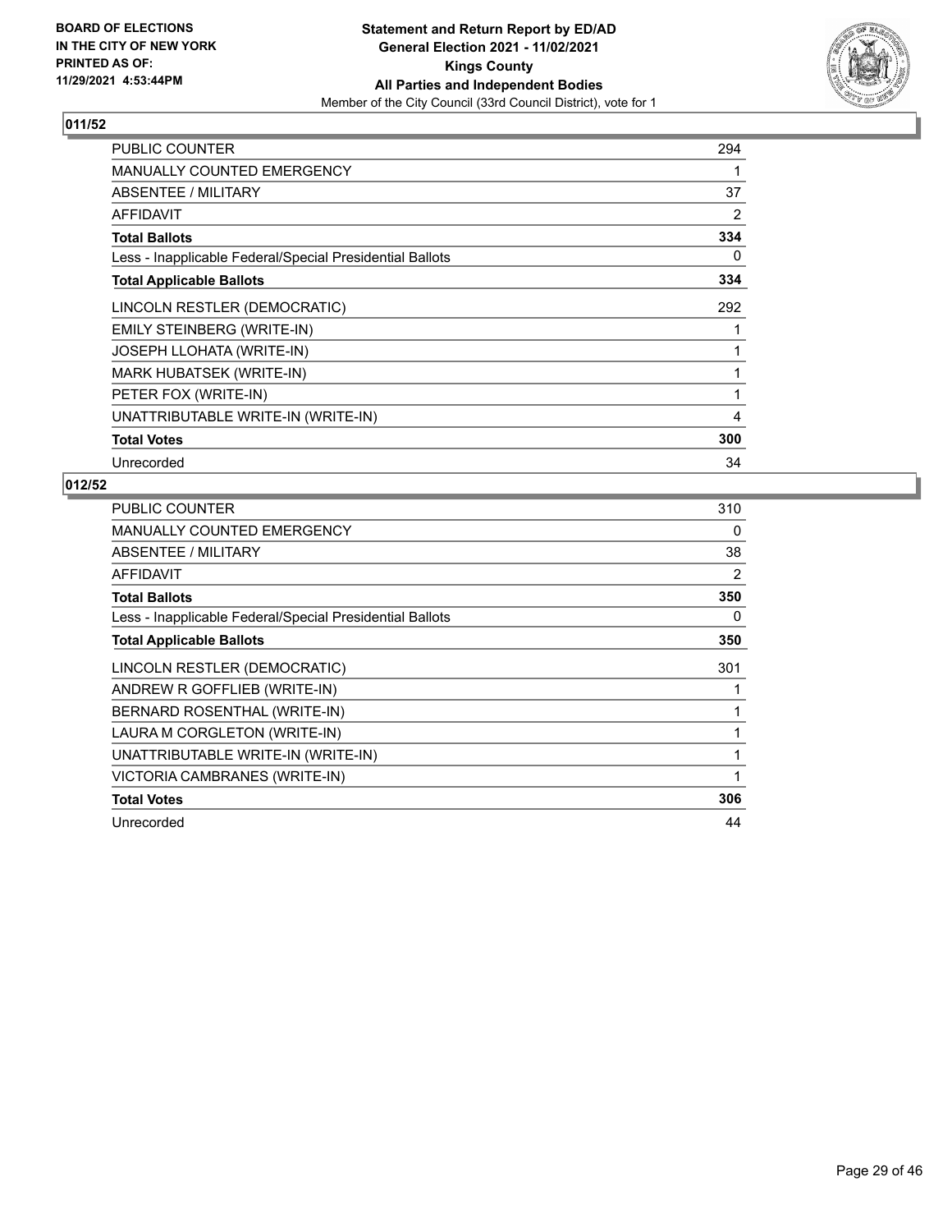## 011/52

| | |
|---|---|
| PUBLIC COUNTER | 294 |
| MANUALLY COUNTED EMERGENCY | 1 |
| ABSENTEE / MILITARY | 37 |
| AFFIDAVIT | 2 |
| **Total Ballots** | **334** |
| Less - Inapplicable Federal/Special Presidential Ballots | 0 |
| **Total Applicable Ballots** | **334** |
| LINCOLN RESTLER (DEMOCRATIC) | 292 |
| EMILY STEINBERG (WRITE-IN) | 1 |
| JOSEPH LLOHATA (WRITE-IN) | 1 |
| MARK HUBATSEK (WRITE-IN) | 1 |
| PETER FOX (WRITE-IN) | 1 |
| UNATTRIBUTABLE WRITE-IN (WRITE-IN) | 4 |
| **Total Votes** | **300** |
| Unrecorded | 34 |

## 012/52

| | |
|---|---|
| PUBLIC COUNTER | 310 |
| MANUALLY COUNTED EMERGENCY | 0 |
| ABSENTEE / MILITARY | 38 |
| AFFIDAVIT | 2 |
| **Total Ballots** | **350** |
| Less - Inapplicable Federal/Special Presidential Ballots | 0 |
| **Total Applicable Ballots** | **350** |
| LINCOLN RESTLER (DEMOCRATIC) | 301 |
| ANDREW R GOFFLIEB (WRITE-IN) | 1 |
| BERNARD ROSENTHAL (WRITE-IN) | 1 |
| LAURA M CORGLETON (WRITE-IN) | 1 |
| UNATTRIBUTABLE WRITE-IN (WRITE-IN) | 1 |
| VICTORIA CAMBRANES (WRITE-IN) | 1 |
| **Total Votes** | **306** |
| Unrecorded | 44 |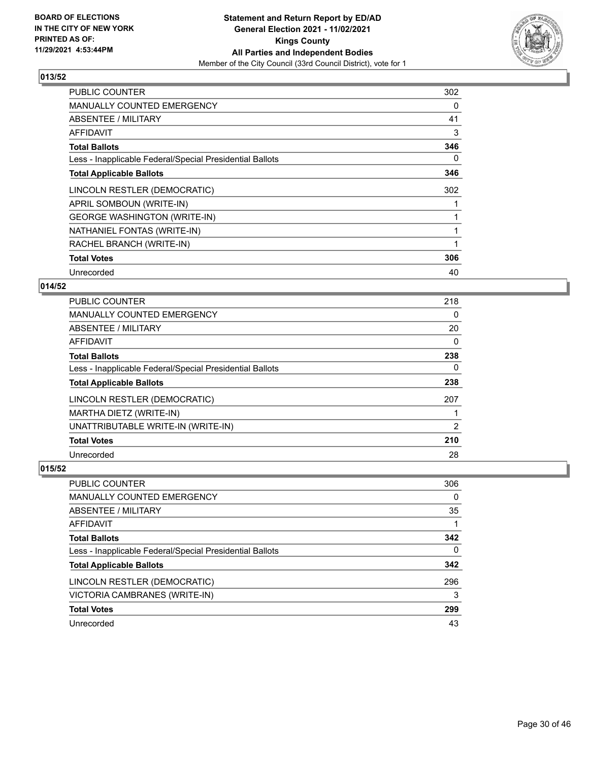BOARD OF ELECTIONS
IN THE CITY OF NEW YORK
PRINTED AS OF:
11/29/2021 4:53:44PM

**Statement and Return Report by ED/AD**
**General Election 2021 - 11/02/2021**
**Kings County**
**All Parties and Independent Bodies**
Member of the City Council (33rd Council District), vote for 1

## 013/52

| | |
|---|---|
| PUBLIC COUNTER | 302 |
| MANUALLY COUNTED EMERGENCY | 0 |
| ABSENTEE / MILITARY | 41 |
| AFFIDAVIT | 3 |
| **Total Ballots** | **346** |
| Less - Inapplicable Federal/Special Presidential Ballots | 0 |
| **Total Applicable Ballots** | **346** |
| LINCOLN RESTLER (DEMOCRATIC) | 302 |
| APRIL SOMBOUN (WRITE-IN) | 1 |
| GEORGE WASHINGTON (WRITE-IN) | 1 |
| NATHANIEL FONTAS (WRITE-IN) | 1 |
| RACHEL BRANCH (WRITE-IN) | 1 |
| **Total Votes** | **306** |
| Unrecorded | 40 |

## 014/52

| | |
|---|---|
| PUBLIC COUNTER | 218 |
| MANUALLY COUNTED EMERGENCY | 0 |
| ABSENTEE / MILITARY | 20 |
| AFFIDAVIT | 0 |
| **Total Ballots** | **238** |
| Less - Inapplicable Federal/Special Presidential Ballots | 0 |
| **Total Applicable Ballots** | **238** |
| LINCOLN RESTLER (DEMOCRATIC) | 207 |
| MARTHA DIETZ (WRITE-IN) | 1 |
| UNATTRIBUTABLE WRITE-IN (WRITE-IN) | 2 |
| **Total Votes** | **210** |
| Unrecorded | 28 |

## 015/52

| | |
|---|---|
| PUBLIC COUNTER | 306 |
| MANUALLY COUNTED EMERGENCY | 0 |
| ABSENTEE / MILITARY | 35 |
| AFFIDAVIT | 1 |
| **Total Ballots** | **342** |
| Less - Inapplicable Federal/Special Presidential Ballots | 0 |
| **Total Applicable Ballots** | **342** |
| LINCOLN RESTLER (DEMOCRATIC) | 296 |
| VICTORIA CAMBRANES (WRITE-IN) | 3 |
| **Total Votes** | **299** |
| Unrecorded | 43 |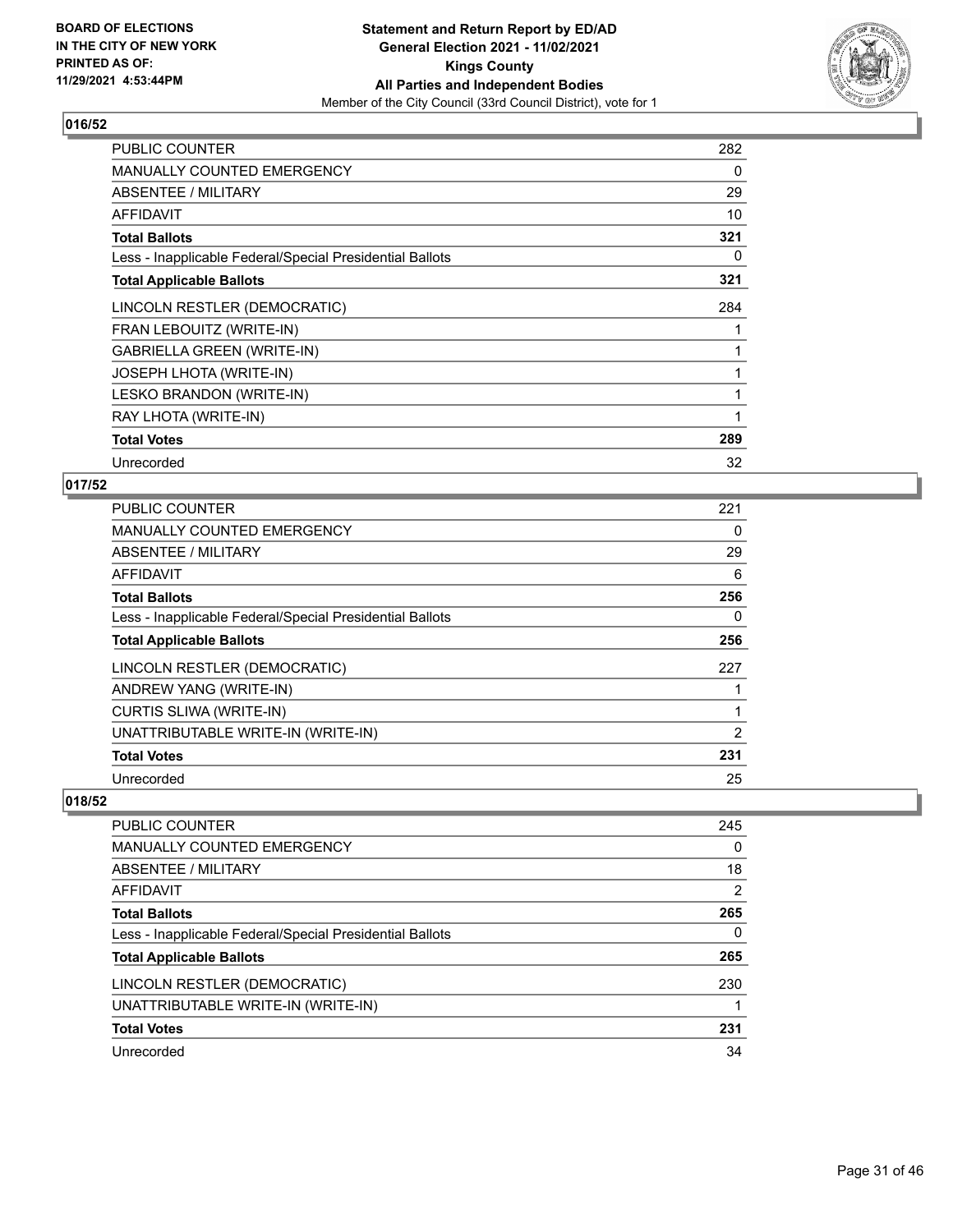**BOARD OF ELECTIONS IN THE CITY OF NEW YORK PRINTED AS OF: 11/29/2021 4:53:44PM**

**Statement and Return Report by ED/AD General Election 2021 - 11/02/2021 Kings County All Parties and Independent Bodies**

Member of the City Council (33rd Council District), vote for 1

## 016/52

| | |
|---|---|
| PUBLIC COUNTER | 282 |
| MANUALLY COUNTED EMERGENCY | 0 |
| ABSENTEE / MILITARY | 29 |
| AFFIDAVIT | 10 |
| **Total Ballots** | **321** |
| Less - Inapplicable Federal/Special Presidential Ballots | 0 |
| **Total Applicable Ballots** | **321** |
| LINCOLN RESTLER (DEMOCRATIC) | 284 |
| FRAN LEBOUITZ (WRITE-IN) | 1 |
| GABRIELLA GREEN (WRITE-IN) | 1 |
| JOSEPH LHOTA (WRITE-IN) | 1 |
| LESKO BRANDON (WRITE-IN) | 1 |
| RAY LHOTA (WRITE-IN) | 1 |
| **Total Votes** | **289** |
| Unrecorded | 32 |

## 017/52

| | |
|---|---|
| PUBLIC COUNTER | 221 |
| MANUALLY COUNTED EMERGENCY | 0 |
| ABSENTEE / MILITARY | 29 |
| AFFIDAVIT | 6 |
| **Total Ballots** | **256** |
| Less - Inapplicable Federal/Special Presidential Ballots | 0 |
| **Total Applicable Ballots** | **256** |
| LINCOLN RESTLER (DEMOCRATIC) | 227 |
| ANDREW YANG (WRITE-IN) | 1 |
| CURTIS SLIWA (WRITE-IN) | 1 |
| UNATTRIBUTABLE WRITE-IN (WRITE-IN) | 2 |
| **Total Votes** | **231** |
| Unrecorded | 25 |

## 018/52

| | |
|---|---|
| PUBLIC COUNTER | 245 |
| MANUALLY COUNTED EMERGENCY | 0 |
| ABSENTEE / MILITARY | 18 |
| AFFIDAVIT | 2 |
| **Total Ballots** | **265** |
| Less - Inapplicable Federal/Special Presidential Ballots | 0 |
| **Total Applicable Ballots** | **265** |
| LINCOLN RESTLER (DEMOCRATIC) | 230 |
| UNATTRIBUTABLE WRITE-IN (WRITE-IN) | 1 |
| **Total Votes** | **231** |
| Unrecorded | 34 |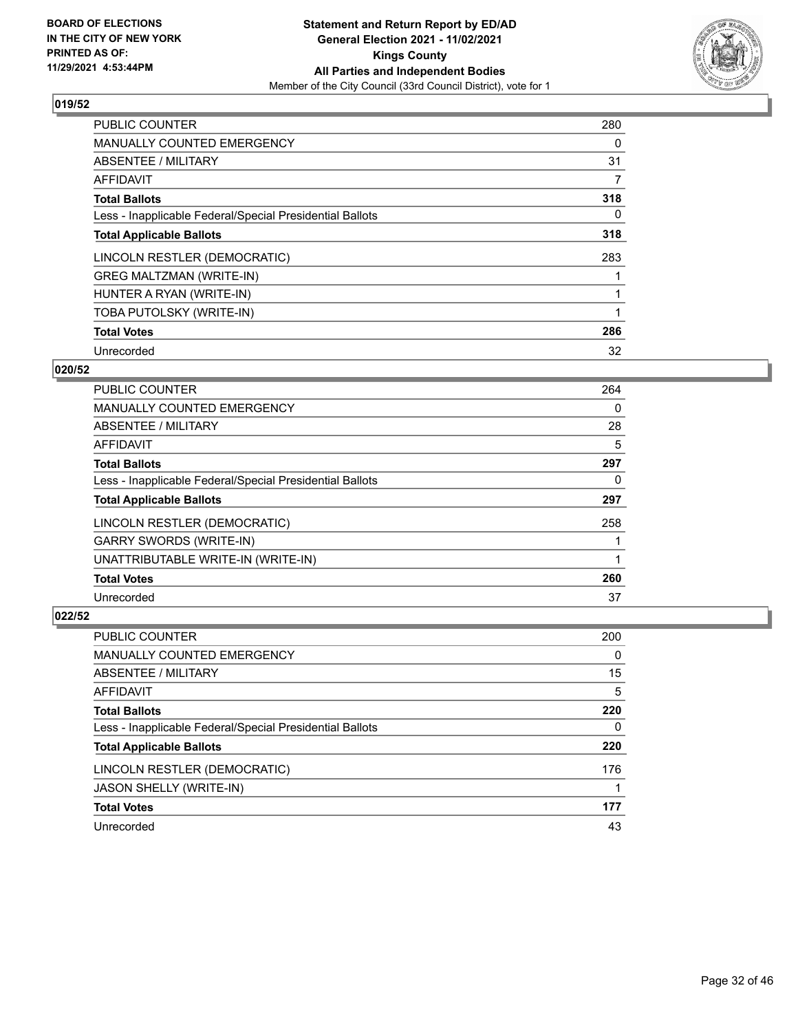BOARD OF ELECTIONS
IN THE CITY OF NEW YORK
PRINTED AS OF:
11/29/2021 4:53:44PM

**Statement and Return Report by ED/AD**
**General Election 2021 - 11/02/2021**
**Kings County**
**All Parties and Independent Bodies**
Member of the City Council (33rd Council District), vote for 1

## 019/52

| | |
|---|---|
| PUBLIC COUNTER | 280 |
| MANUALLY COUNTED EMERGENCY | 0 |
| ABSENTEE / MILITARY | 31 |
| AFFIDAVIT | 7 |
| **Total Ballots** | **318** |
| Less - Inapplicable Federal/Special Presidential Ballots | 0 |
| **Total Applicable Ballots** | **318** |
| LINCOLN RESTLER (DEMOCRATIC) | 283 |
| GREG MALTZMAN (WRITE-IN) | 1 |
| HUNTER A RYAN (WRITE-IN) | 1 |
| TOBA PUTOLSKY (WRITE-IN) | 1 |
| **Total Votes** | **286** |
| Unrecorded | 32 |

## 020/52

| | |
|---|---|
| PUBLIC COUNTER | 264 |
| MANUALLY COUNTED EMERGENCY | 0 |
| ABSENTEE / MILITARY | 28 |
| AFFIDAVIT | 5 |
| **Total Ballots** | **297** |
| Less - Inapplicable Federal/Special Presidential Ballots | 0 |
| **Total Applicable Ballots** | **297** |
| LINCOLN RESTLER (DEMOCRATIC) | 258 |
| GARRY SWORDS (WRITE-IN) | 1 |
| UNATTRIBUTABLE WRITE-IN (WRITE-IN) | 1 |
| **Total Votes** | **260** |
| Unrecorded | 37 |

## 022/52

| | |
|---|---|
| PUBLIC COUNTER | 200 |
| MANUALLY COUNTED EMERGENCY | 0 |
| ABSENTEE / MILITARY | 15 |
| AFFIDAVIT | 5 |
| **Total Ballots** | **220** |
| Less - Inapplicable Federal/Special Presidential Ballots | 0 |
| **Total Applicable Ballots** | **220** |
| LINCOLN RESTLER (DEMOCRATIC) | 176 |
| JASON SHELLY (WRITE-IN) | 1 |
| **Total Votes** | **177** |
| Unrecorded | 43 |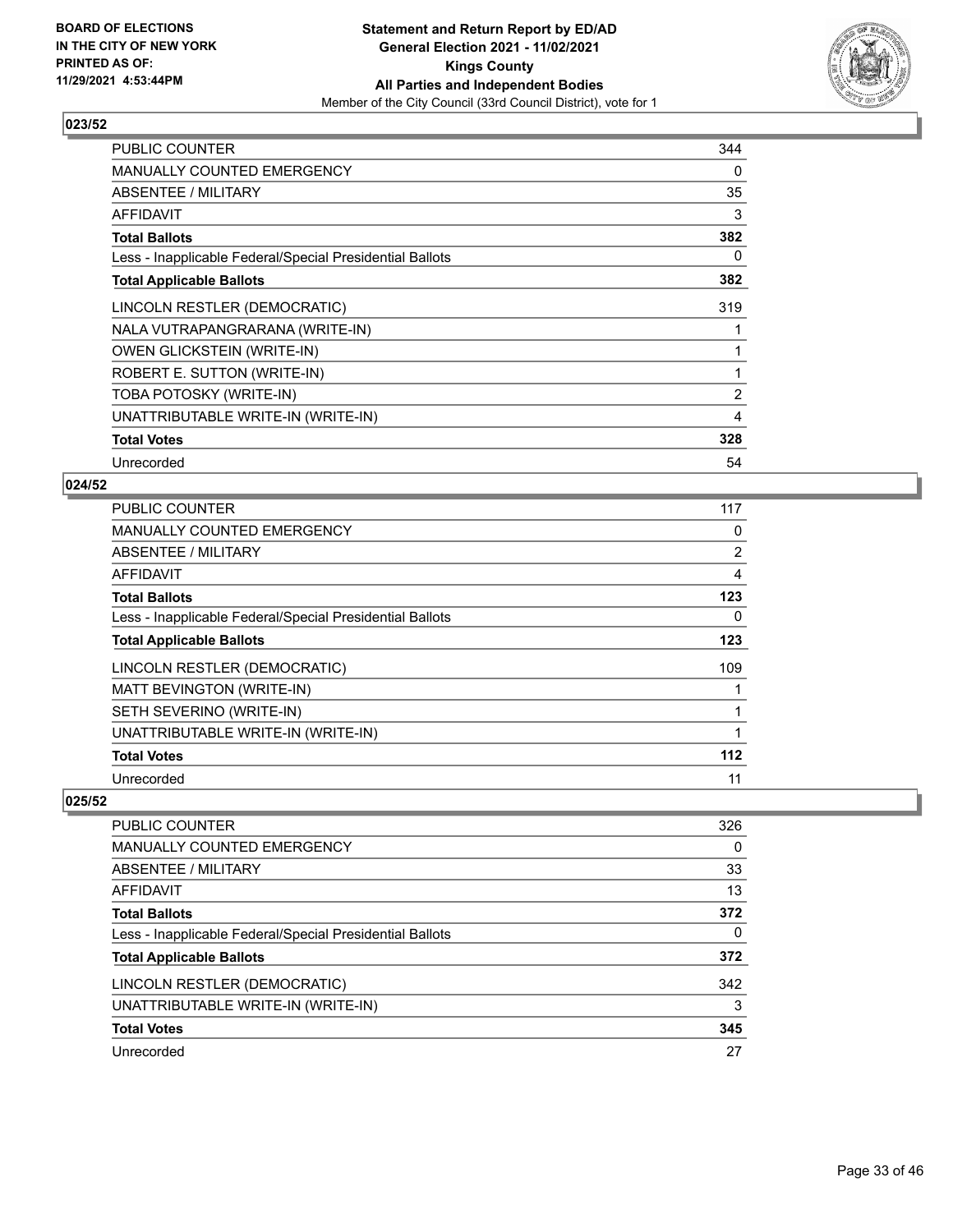**BOARD OF ELECTIONS IN THE CITY OF NEW YORK PRINTED AS OF: 11/29/2021 4:53:44PM**

**Statement and Return Report by ED/AD**
**General Election 2021 - 11/02/2021**
**Kings County**
**All Parties and Independent Bodies**
Member of the City Council (33rd Council District), vote for 1

### 023/52

| | |
|---|---|
| PUBLIC COUNTER | 344 |
| MANUALLY COUNTED EMERGENCY | 0 |
| ABSENTEE / MILITARY | 35 |
| AFFIDAVIT | 3 |
| **Total Ballots** | **382** |
| Less - Inapplicable Federal/Special Presidential Ballots | 0 |
| **Total Applicable Ballots** | **382** |
| LINCOLN RESTLER (DEMOCRATIC) | 319 |
| NALA VUTRAPANGRARANA (WRITE-IN) | 1 |
| OWEN GLICKSTEIN (WRITE-IN) | 1 |
| ROBERT E. SUTTON (WRITE-IN) | 1 |
| TOBA POTOSKY (WRITE-IN) | 2 |
| UNATTRIBUTABLE WRITE-IN (WRITE-IN) | 4 |
| **Total Votes** | **328** |
| Unrecorded | 54 |

### 024/52

| | |
|---|---|
| PUBLIC COUNTER | 117 |
| MANUALLY COUNTED EMERGENCY | 0 |
| ABSENTEE / MILITARY | 2 |
| AFFIDAVIT | 4 |
| **Total Ballots** | **123** |
| Less - Inapplicable Federal/Special Presidential Ballots | 0 |
| **Total Applicable Ballots** | **123** |
| LINCOLN RESTLER (DEMOCRATIC) | 109 |
| MATT BEVINGTON (WRITE-IN) | 1 |
| SETH SEVERINO (WRITE-IN) | 1 |
| UNATTRIBUTABLE WRITE-IN (WRITE-IN) | 1 |
| **Total Votes** | **112** |
| Unrecorded | 11 |

### 025/52

| | |
|---|---|
| PUBLIC COUNTER | 326 |
| MANUALLY COUNTED EMERGENCY | 0 |
| ABSENTEE / MILITARY | 33 |
| AFFIDAVIT | 13 |
| **Total Ballots** | **372** |
| Less - Inapplicable Federal/Special Presidential Ballots | 0 |
| **Total Applicable Ballots** | **372** |
| LINCOLN RESTLER (DEMOCRATIC) | 342 |
| UNATTRIBUTABLE WRITE-IN (WRITE-IN) | 3 |
| **Total Votes** | **345** |
| Unrecorded | 27 |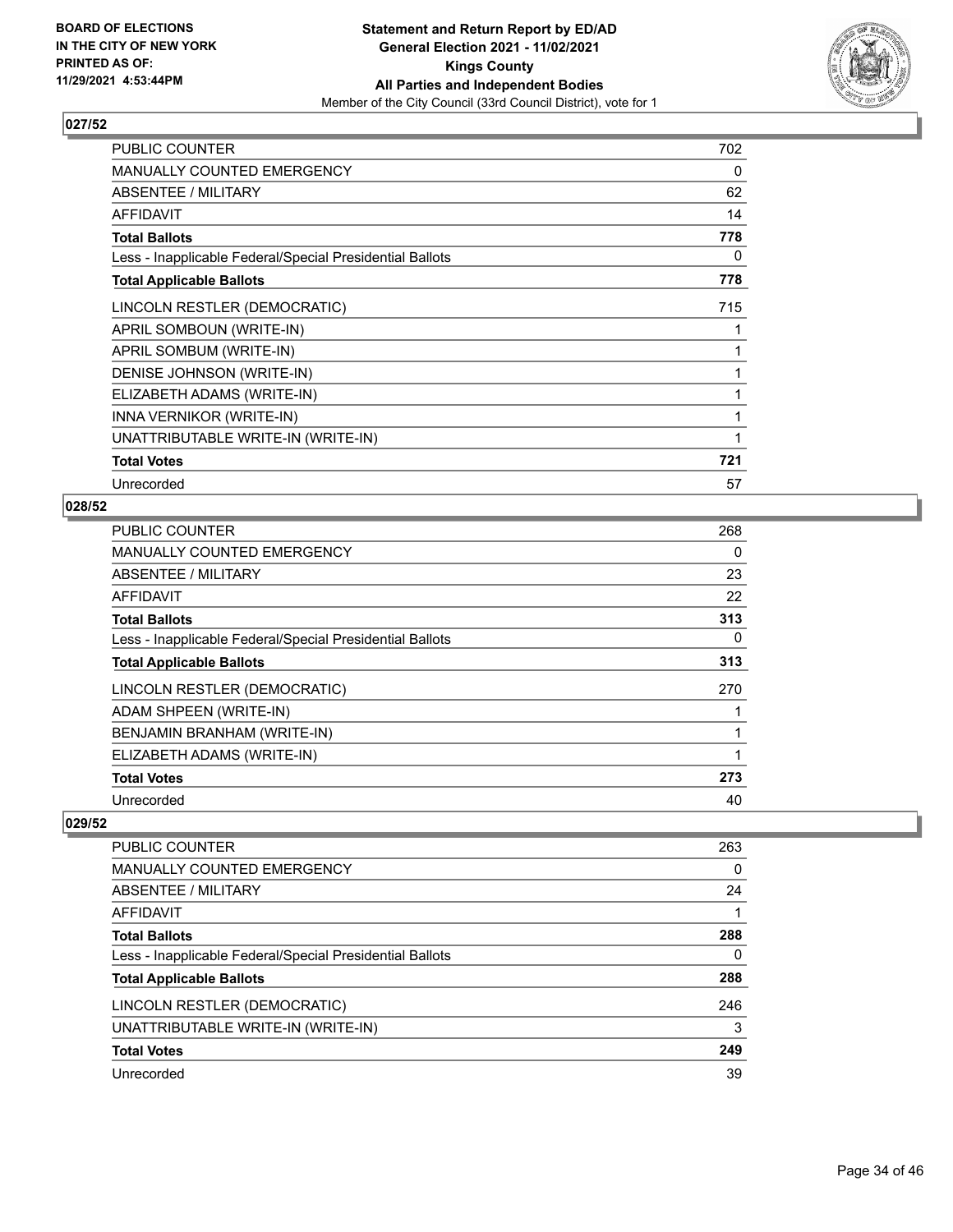**BOARD OF ELECTIONS IN THE CITY OF NEW YORK PRINTED AS OF: 11/29/2021 4:53:44PM**

**Statement and Return Report by ED/AD**
**General Election 2021 - 11/02/2021**
**Kings County**
**All Parties and Independent Bodies**
Member of the City Council (33rd Council District), vote for 1

### 027/52

| | |
|---|---|
| PUBLIC COUNTER | 702 |
| MANUALLY COUNTED EMERGENCY | 0 |
| ABSENTEE / MILITARY | 62 |
| AFFIDAVIT | 14 |
| **Total Ballots** | **778** |
| Less - Inapplicable Federal/Special Presidential Ballots | 0 |
| **Total Applicable Ballots** | **778** |
| LINCOLN RESTLER (DEMOCRATIC) | 715 |
| APRIL SOMBOUN (WRITE-IN) | 1 |
| APRIL SOMBUM (WRITE-IN) | 1 |
| DENISE JOHNSON (WRITE-IN) | 1 |
| ELIZABETH ADAMS (WRITE-IN) | 1 |
| INNA VERNIKOR (WRITE-IN) | 1 |
| UNATTRIBUTABLE WRITE-IN (WRITE-IN) | 1 |
| **Total Votes** | **721** |
| Unrecorded | 57 |

### 028/52

| | |
|---|---|
| PUBLIC COUNTER | 268 |
| MANUALLY COUNTED EMERGENCY | 0 |
| ABSENTEE / MILITARY | 23 |
| AFFIDAVIT | 22 |
| **Total Ballots** | **313** |
| Less - Inapplicable Federal/Special Presidential Ballots | 0 |
| **Total Applicable Ballots** | **313** |
| LINCOLN RESTLER (DEMOCRATIC) | 270 |
| ADAM SHPEEN (WRITE-IN) | 1 |
| BENJAMIN BRANHAM (WRITE-IN) | 1 |
| ELIZABETH ADAMS (WRITE-IN) | 1 |
| **Total Votes** | **273** |
| Unrecorded | 40 |

### 029/52

| | |
|---|---|
| PUBLIC COUNTER | 263 |
| MANUALLY COUNTED EMERGENCY | 0 |
| ABSENTEE / MILITARY | 24 |
| AFFIDAVIT | 1 |
| **Total Ballots** | **288** |
| Less - Inapplicable Federal/Special Presidential Ballots | 0 |
| **Total Applicable Ballots** | **288** |
| LINCOLN RESTLER (DEMOCRATIC) | 246 |
| UNATTRIBUTABLE WRITE-IN (WRITE-IN) | 3 |
| **Total Votes** | **249** |
| Unrecorded | 39 |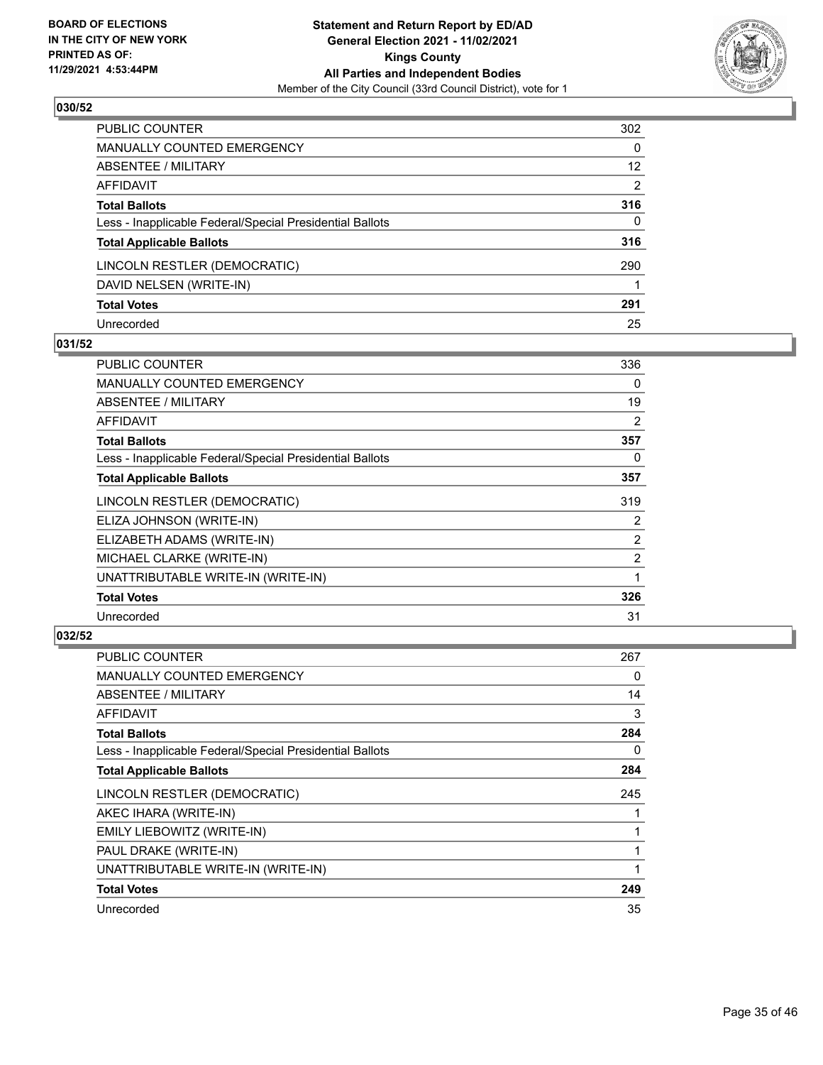**BOARD OF ELECTIONS IN THE CITY OF NEW YORK PRINTED AS OF: 11/29/2021 4:53:44PM**

**Statement and Return Report by ED/AD General Election 2021 - 11/02/2021 Kings County All Parties and Independent Bodies**

Member of the City Council (33rd Council District), vote for 1

## 030/52

| | |
|---|---|
| PUBLIC COUNTER | 302 |
| MANUALLY COUNTED EMERGENCY | 0 |
| ABSENTEE / MILITARY | 12 |
| AFFIDAVIT | 2 |
| **Total Ballots** | **316** |
| Less - Inapplicable Federal/Special Presidential Ballots | 0 |
| **Total Applicable Ballots** | **316** |
| LINCOLN RESTLER (DEMOCRATIC) | 290 |
| DAVID NELSEN (WRITE-IN) | 1 |
| **Total Votes** | **291** |
| Unrecorded | 25 |

## 031/52

| | |
|---|---|
| PUBLIC COUNTER | 336 |
| MANUALLY COUNTED EMERGENCY | 0 |
| ABSENTEE / MILITARY | 19 |
| AFFIDAVIT | 2 |
| **Total Ballots** | **357** |
| Less - Inapplicable Federal/Special Presidential Ballots | 0 |
| **Total Applicable Ballots** | **357** |
| LINCOLN RESTLER (DEMOCRATIC) | 319 |
| ELIZA JOHNSON (WRITE-IN) | 2 |
| ELIZABETH ADAMS (WRITE-IN) | 2 |
| MICHAEL CLARKE (WRITE-IN) | 2 |
| UNATTRIBUTABLE WRITE-IN (WRITE-IN) | 1 |
| **Total Votes** | **326** |
| Unrecorded | 31 |

## 032/52

| | |
|---|---|
| PUBLIC COUNTER | 267 |
| MANUALLY COUNTED EMERGENCY | 0 |
| ABSENTEE / MILITARY | 14 |
| AFFIDAVIT | 3 |
| **Total Ballots** | **284** |
| Less - Inapplicable Federal/Special Presidential Ballots | 0 |
| **Total Applicable Ballots** | **284** |
| LINCOLN RESTLER (DEMOCRATIC) | 245 |
| AKEC IHARA (WRITE-IN) | 1 |
| EMILY LIEBOWITZ (WRITE-IN) | 1 |
| PAUL DRAKE (WRITE-IN) | 1 |
| UNATTRIBUTABLE WRITE-IN (WRITE-IN) | 1 |
| **Total Votes** | **249** |
| Unrecorded | 35 |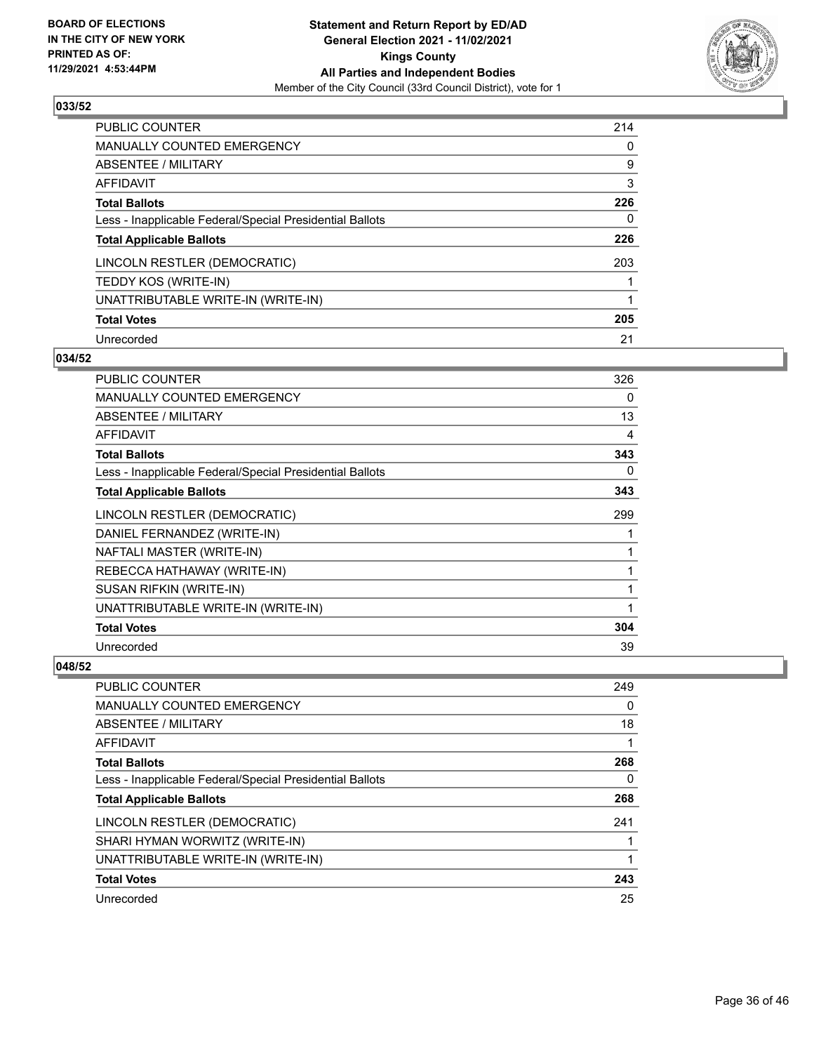**BOARD OF ELECTIONS IN THE CITY OF NEW YORK PRINTED AS OF: 11/29/2021 4:53:44PM**

**Statement and Return Report by ED/AD General Election 2021 - 11/02/2021 Kings County All Parties and Independent Bodies**
Member of the City Council (33rd Council District), vote for 1

### 033/52

| | |
|---|---|
| PUBLIC COUNTER | 214 |
| MANUALLY COUNTED EMERGENCY | 0 |
| ABSENTEE / MILITARY | 9 |
| AFFIDAVIT | 3 |
| **Total Ballots** | **226** |
| Less - Inapplicable Federal/Special Presidential Ballots | 0 |
| **Total Applicable Ballots** | **226** |
| LINCOLN RESTLER (DEMOCRATIC) | 203 |
| TEDDY KOS (WRITE-IN) | 1 |
| UNATTRIBUTABLE WRITE-IN (WRITE-IN) | 1 |
| **Total Votes** | **205** |
| Unrecorded | 21 |

### 034/52

| | |
|---|---|
| PUBLIC COUNTER | 326 |
| MANUALLY COUNTED EMERGENCY | 0 |
| ABSENTEE / MILITARY | 13 |
| AFFIDAVIT | 4 |
| **Total Ballots** | **343** |
| Less - Inapplicable Federal/Special Presidential Ballots | 0 |
| **Total Applicable Ballots** | **343** |
| LINCOLN RESTLER (DEMOCRATIC) | 299 |
| DANIEL FERNANDEZ (WRITE-IN) | 1 |
| NAFTALI MASTER (WRITE-IN) | 1 |
| REBECCA HATHAWAY (WRITE-IN) | 1 |
| SUSAN RIFKIN (WRITE-IN) | 1 |
| UNATTRIBUTABLE WRITE-IN (WRITE-IN) | 1 |
| **Total Votes** | **304** |
| Unrecorded | 39 |

### 048/52

| | |
|---|---|
| PUBLIC COUNTER | 249 |
| MANUALLY COUNTED EMERGENCY | 0 |
| ABSENTEE / MILITARY | 18 |
| AFFIDAVIT | 1 |
| **Total Ballots** | **268** |
| Less - Inapplicable Federal/Special Presidential Ballots | 0 |
| **Total Applicable Ballots** | **268** |
| LINCOLN RESTLER (DEMOCRATIC) | 241 |
| SHARI HYMAN WORWITZ (WRITE-IN) | 1 |
| UNATTRIBUTABLE WRITE-IN (WRITE-IN) | 1 |
| **Total Votes** | **243** |
| Unrecorded | 25 |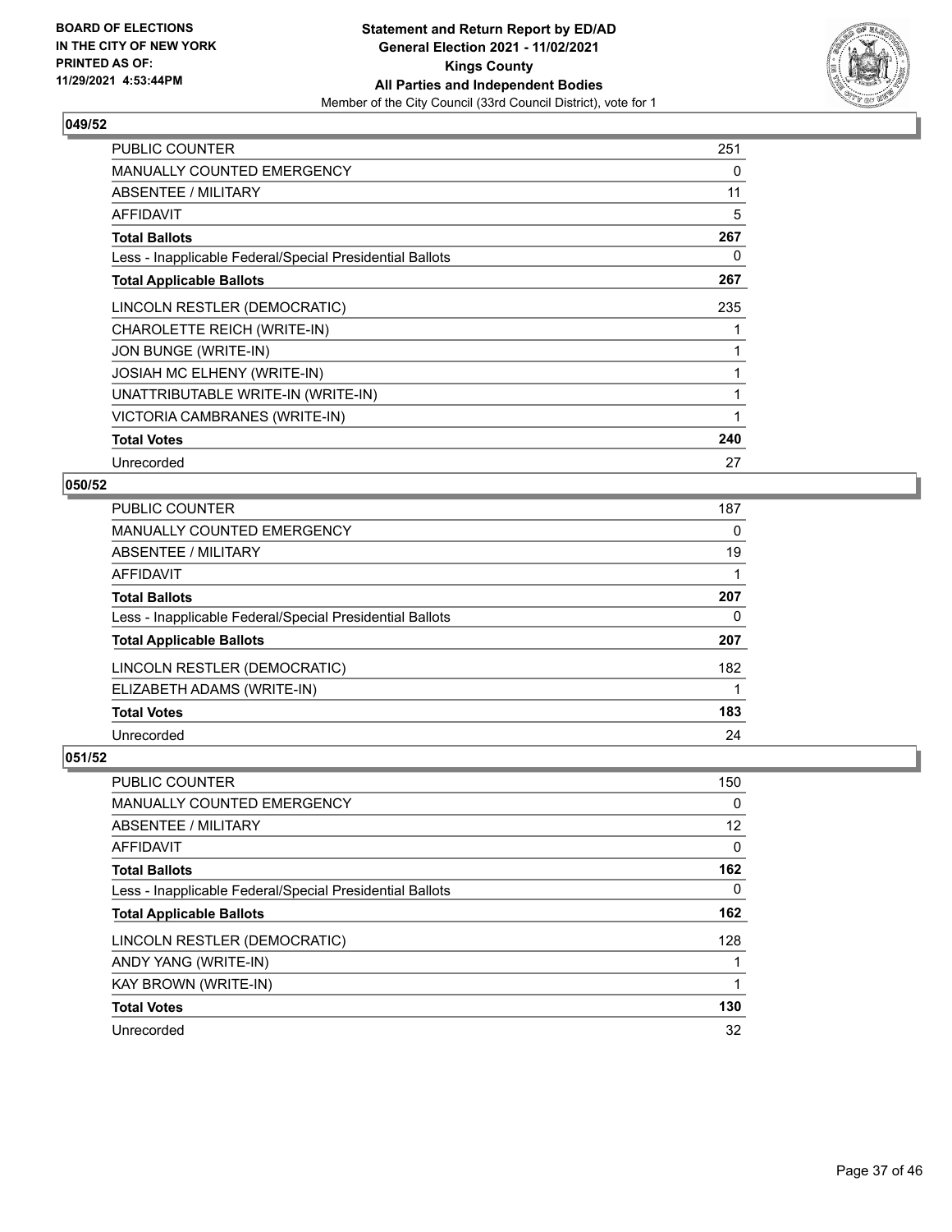**BOARD OF ELECTIONS IN THE CITY OF NEW YORK PRINTED AS OF: 11/29/2021 4:53:44PM**

**Statement and Return Report by ED/AD**
**General Election 2021 - 11/02/2021**
**Kings County**
**All Parties and Independent Bodies**
Member of the City Council (33rd Council District), vote for 1

### 049/52

| | |
|---|---|
| PUBLIC COUNTER | 251 |
| MANUALLY COUNTED EMERGENCY | 0 |
| ABSENTEE / MILITARY | 11 |
| AFFIDAVIT | 5 |
| **Total Ballots** | **267** |
| Less - Inapplicable Federal/Special Presidential Ballots | 0 |
| **Total Applicable Ballots** | **267** |
| LINCOLN RESTLER (DEMOCRATIC) | 235 |
| CHAROLETTE REICH (WRITE-IN) | 1 |
| JON BUNGE (WRITE-IN) | 1 |
| JOSIAH MC ELHENY (WRITE-IN) | 1 |
| UNATTRIBUTABLE WRITE-IN (WRITE-IN) | 1 |
| VICTORIA CAMBRANES (WRITE-IN) | 1 |
| **Total Votes** | **240** |
| Unrecorded | 27 |

### 050/52

| | |
|---|---|
| PUBLIC COUNTER | 187 |
| MANUALLY COUNTED EMERGENCY | 0 |
| ABSENTEE / MILITARY | 19 |
| AFFIDAVIT | 1 |
| **Total Ballots** | **207** |
| Less - Inapplicable Federal/Special Presidential Ballots | 0 |
| **Total Applicable Ballots** | **207** |
| LINCOLN RESTLER (DEMOCRATIC) | 182 |
| ELIZABETH ADAMS (WRITE-IN) | 1 |
| **Total Votes** | **183** |
| Unrecorded | 24 |

### 051/52

| | |
|---|---|
| PUBLIC COUNTER | 150 |
| MANUALLY COUNTED EMERGENCY | 0 |
| ABSENTEE / MILITARY | 12 |
| AFFIDAVIT | 0 |
| **Total Ballots** | **162** |
| Less - Inapplicable Federal/Special Presidential Ballots | 0 |
| **Total Applicable Ballots** | **162** |
| LINCOLN RESTLER (DEMOCRATIC) | 128 |
| ANDY YANG (WRITE-IN) | 1 |
| KAY BROWN (WRITE-IN) | 1 |
| **Total Votes** | **130** |
| Unrecorded | 32 |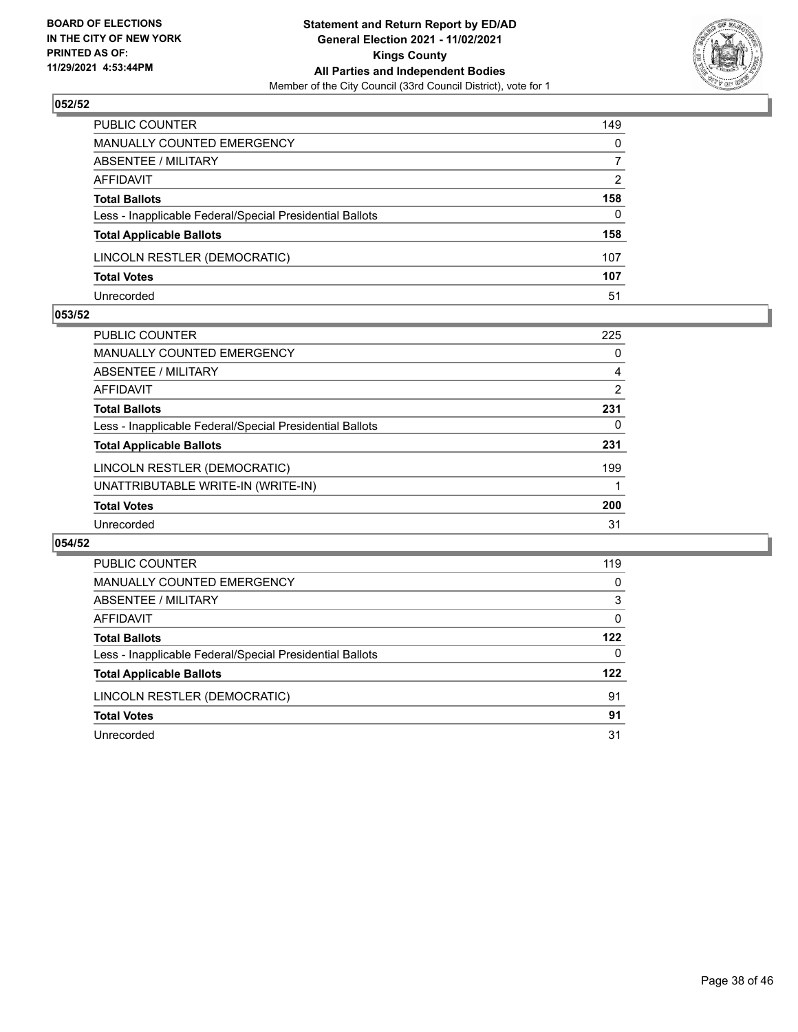**BOARD OF ELECTIONS IN THE CITY OF NEW YORK PRINTED AS OF: 11/29/2021 4:53:44PM**

**Statement and Return Report by ED/AD General Election 2021 - 11/02/2021 Kings County All Parties and Independent Bodies**

Member of the City Council (33rd Council District), vote for 1

## 052/52

| | |
|---|---|
| PUBLIC COUNTER | 149 |
| MANUALLY COUNTED EMERGENCY | 0 |
| ABSENTEE / MILITARY | 7 |
| AFFIDAVIT | 2 |
| **Total Ballots** | **158** |
| Less - Inapplicable Federal/Special Presidential Ballots | 0 |
| **Total Applicable Ballots** | **158** |
| LINCOLN RESTLER (DEMOCRATIC) | 107 |
| **Total Votes** | **107** |
| Unrecorded | 51 |

## 053/52

| | |
|---|---|
| PUBLIC COUNTER | 225 |
| MANUALLY COUNTED EMERGENCY | 0 |
| ABSENTEE / MILITARY | 4 |
| AFFIDAVIT | 2 |
| **Total Ballots** | **231** |
| Less - Inapplicable Federal/Special Presidential Ballots | 0 |
| **Total Applicable Ballots** | **231** |
| LINCOLN RESTLER (DEMOCRATIC) | 199 |
| UNATTRIBUTABLE WRITE-IN (WRITE-IN) | 1 |
| **Total Votes** | **200** |
| Unrecorded | 31 |

## 054/52

| | |
|---|---|
| PUBLIC COUNTER | 119 |
| MANUALLY COUNTED EMERGENCY | 0 |
| ABSENTEE / MILITARY | 3 |
| AFFIDAVIT | 0 |
| **Total Ballots** | **122** |
| Less - Inapplicable Federal/Special Presidential Ballots | 0 |
| **Total Applicable Ballots** | **122** |
| LINCOLN RESTLER (DEMOCRATIC) | 91 |
| **Total Votes** | **91** |
| Unrecorded | 31 |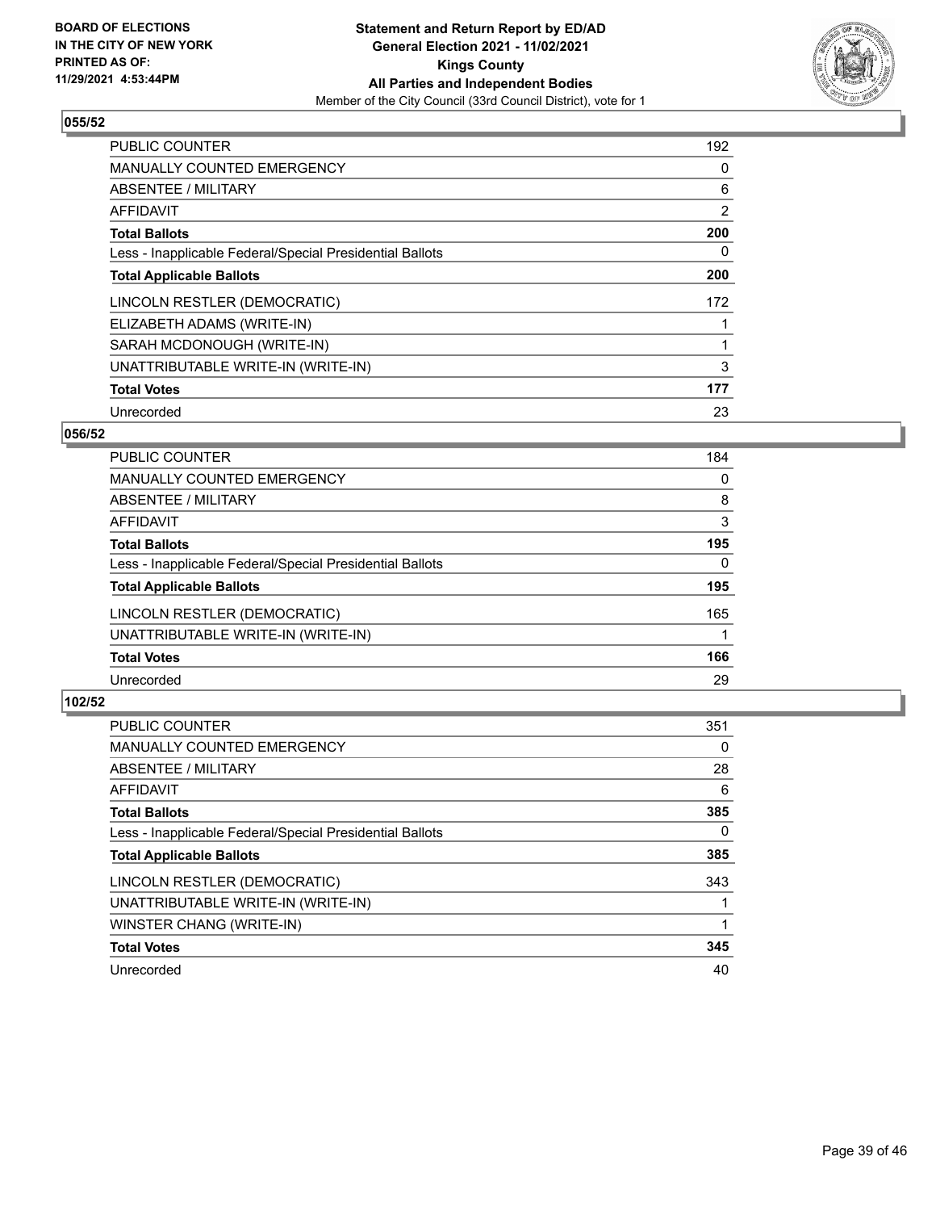**BOARD OF ELECTIONS IN THE CITY OF NEW YORK PRINTED AS OF: 11/29/2021 4:53:44PM**

**Statement and Return Report by ED/AD General Election 2021 - 11/02/2021 Kings County All Parties and Independent Bodies**

Member of the City Council (33rd Council District), vote for 1

### 055/52

| | |
|---|---|
| PUBLIC COUNTER | 192 |
| MANUALLY COUNTED EMERGENCY | 0 |
| ABSENTEE / MILITARY | 6 |
| AFFIDAVIT | 2 |
| **Total Ballots** | **200** |
| Less - Inapplicable Federal/Special Presidential Ballots | 0 |
| **Total Applicable Ballots** | **200** |
| LINCOLN RESTLER (DEMOCRATIC) | 172 |
| ELIZABETH ADAMS (WRITE-IN) | 1 |
| SARAH MCDONOUGH (WRITE-IN) | 1 |
| UNATTRIBUTABLE WRITE-IN (WRITE-IN) | 3 |
| **Total Votes** | **177** |
| Unrecorded | 23 |

### 056/52

| | |
|---|---|
| PUBLIC COUNTER | 184 |
| MANUALLY COUNTED EMERGENCY | 0 |
| ABSENTEE / MILITARY | 8 |
| AFFIDAVIT | 3 |
| **Total Ballots** | **195** |
| Less - Inapplicable Federal/Special Presidential Ballots | 0 |
| **Total Applicable Ballots** | **195** |
| LINCOLN RESTLER (DEMOCRATIC) | 165 |
| UNATTRIBUTABLE WRITE-IN (WRITE-IN) | 1 |
| **Total Votes** | **166** |
| Unrecorded | 29 |

### 102/52

| | |
|---|---|
| PUBLIC COUNTER | 351 |
| MANUALLY COUNTED EMERGENCY | 0 |
| ABSENTEE / MILITARY | 28 |
| AFFIDAVIT | 6 |
| **Total Ballots** | **385** |
| Less - Inapplicable Federal/Special Presidential Ballots | 0 |
| **Total Applicable Ballots** | **385** |
| LINCOLN RESTLER (DEMOCRATIC) | 343 |
| UNATTRIBUTABLE WRITE-IN (WRITE-IN) | 1 |
| WINSTER CHANG (WRITE-IN) | 1 |
| **Total Votes** | **345** |
| Unrecorded | 40 |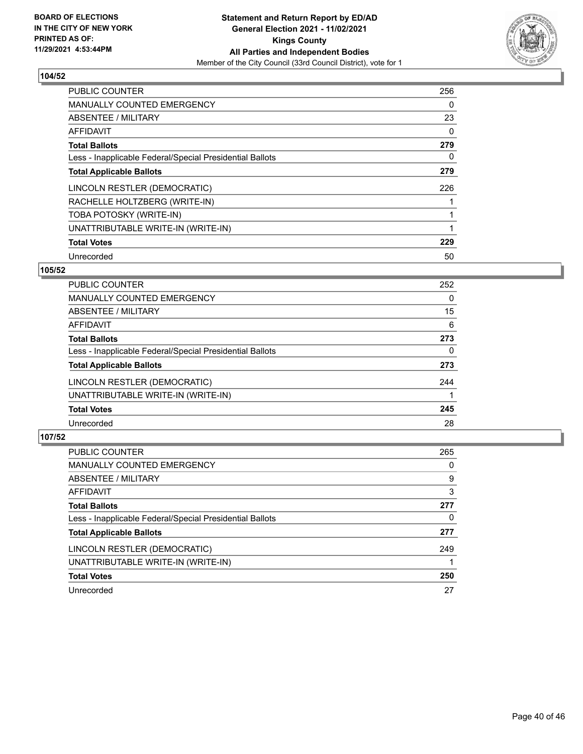**BOARD OF ELECTIONS IN THE CITY OF NEW YORK PRINTED AS OF: 11/29/2021 4:53:44PM**

**Statement and Return Report by ED/AD General Election 2021 - 11/02/2021 Kings County All Parties and Independent Bodies**

Member of the City Council (33rd Council District), vote for 1

### 104/52

| | |
|---|---|
| PUBLIC COUNTER | 256 |
| MANUALLY COUNTED EMERGENCY | 0 |
| ABSENTEE / MILITARY | 23 |
| AFFIDAVIT | 0 |
| **Total Ballots** | **279** |
| Less - Inapplicable Federal/Special Presidential Ballots | 0 |
| **Total Applicable Ballots** | **279** |
| LINCOLN RESTLER (DEMOCRATIC) | 226 |
| RACHELLE HOLTZBERG (WRITE-IN) | 1 |
| TOBA POTOSKY (WRITE-IN) | 1 |
| UNATTRIBUTABLE WRITE-IN (WRITE-IN) | 1 |
| **Total Votes** | **229** |
| Unrecorded | 50 |

### 105/52

| | |
|---|---|
| PUBLIC COUNTER | 252 |
| MANUALLY COUNTED EMERGENCY | 0 |
| ABSENTEE / MILITARY | 15 |
| AFFIDAVIT | 6 |
| **Total Ballots** | **273** |
| Less - Inapplicable Federal/Special Presidential Ballots | 0 |
| **Total Applicable Ballots** | **273** |
| LINCOLN RESTLER (DEMOCRATIC) | 244 |
| UNATTRIBUTABLE WRITE-IN (WRITE-IN) | 1 |
| **Total Votes** | **245** |
| Unrecorded | 28 |

### 107/52

| | |
|---|---|
| PUBLIC COUNTER | 265 |
| MANUALLY COUNTED EMERGENCY | 0 |
| ABSENTEE / MILITARY | 9 |
| AFFIDAVIT | 3 |
| **Total Ballots** | **277** |
| Less - Inapplicable Federal/Special Presidential Ballots | 0 |
| **Total Applicable Ballots** | **277** |
| LINCOLN RESTLER (DEMOCRATIC) | 249 |
| UNATTRIBUTABLE WRITE-IN (WRITE-IN) | 1 |
| **Total Votes** | **250** |
| Unrecorded | 27 |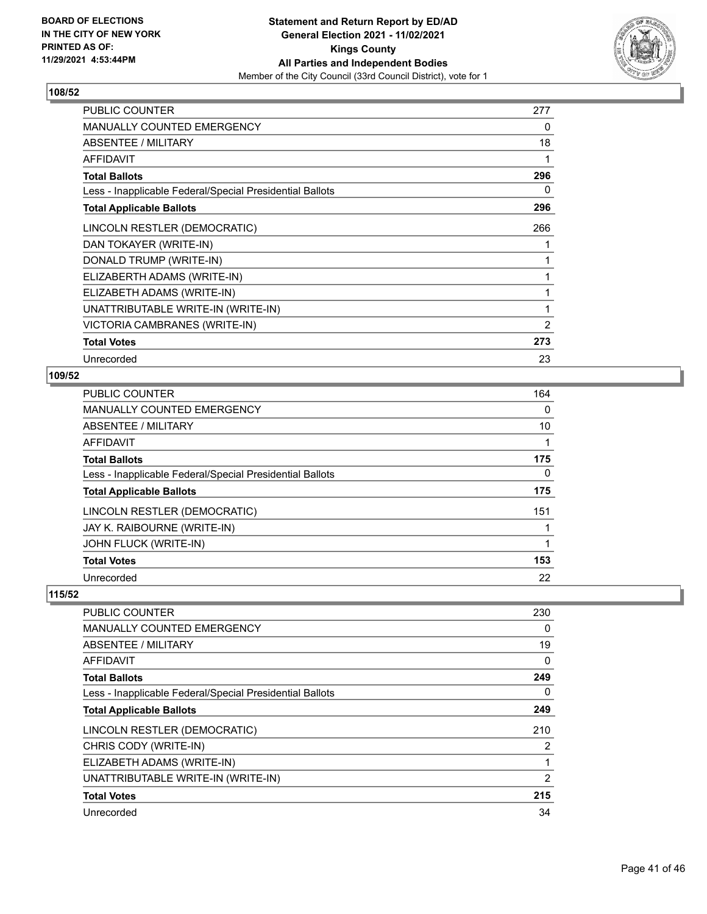**BOARD OF ELECTIONS IN THE CITY OF NEW YORK PRINTED AS OF: 11/29/2021 4:53:44PM**

**Statement and Return Report by ED/AD**
**General Election 2021 - 11/02/2021**
**Kings County**
**All Parties and Independent Bodies**
Member of the City Council (33rd Council District), vote for 1

**108/52**

| | |
|---|---|
| PUBLIC COUNTER | 277 |
| MANUALLY COUNTED EMERGENCY | 0 |
| ABSENTEE / MILITARY | 18 |
| AFFIDAVIT | 1 |
| **Total Ballots** | **296** |
| Less - Inapplicable Federal/Special Presidential Ballots | 0 |
| **Total Applicable Ballots** | **296** |
| LINCOLN RESTLER (DEMOCRATIC) | 266 |
| DAN TOKAYER (WRITE-IN) | 1 |
| DONALD TRUMP (WRITE-IN) | 1 |
| ELIZABERTH ADAMS (WRITE-IN) | 1 |
| ELIZABETH ADAMS (WRITE-IN) | 1 |
| UNATTRIBUTABLE WRITE-IN (WRITE-IN) | 1 |
| VICTORIA CAMBRANES (WRITE-IN) | 2 |
| **Total Votes** | **273** |
| Unrecorded | 23 |

**109/52**

| | |
|---|---|
| PUBLIC COUNTER | 164 |
| MANUALLY COUNTED EMERGENCY | 0 |
| ABSENTEE / MILITARY | 10 |
| AFFIDAVIT | 1 |
| **Total Ballots** | **175** |
| Less - Inapplicable Federal/Special Presidential Ballots | 0 |
| **Total Applicable Ballots** | **175** |
| LINCOLN RESTLER (DEMOCRATIC) | 151 |
| JAY K. RAIBOURNE (WRITE-IN) | 1 |
| JOHN FLUCK (WRITE-IN) | 1 |
| **Total Votes** | **153** |
| Unrecorded | 22 |

**115/52**

| | |
|---|---|
| PUBLIC COUNTER | 230 |
| MANUALLY COUNTED EMERGENCY | 0 |
| ABSENTEE / MILITARY | 19 |
| AFFIDAVIT | 0 |
| **Total Ballots** | **249** |
| Less - Inapplicable Federal/Special Presidential Ballots | 0 |
| **Total Applicable Ballots** | **249** |
| LINCOLN RESTLER (DEMOCRATIC) | 210 |
| CHRIS CODY (WRITE-IN) | 2 |
| ELIZABETH ADAMS (WRITE-IN) | 1 |
| UNATTRIBUTABLE WRITE-IN (WRITE-IN) | 2 |
| **Total Votes** | **215** |
| Unrecorded | 34 |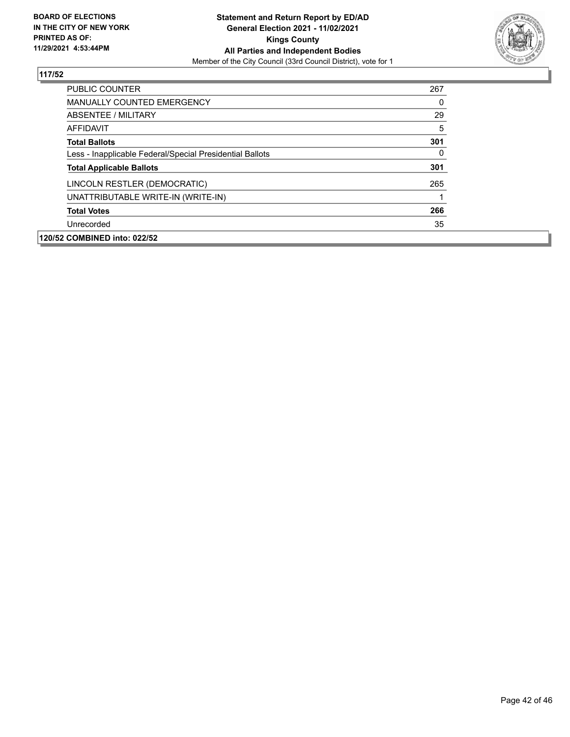**BOARD OF ELECTIONS IN THE CITY OF NEW YORK PRINTED AS OF: 11/29/2021 4:53:44PM**

**Statement and Return Report by ED/AD General Election 2021 - 11/02/2021 Kings County All Parties and Independent Bodies**
Member of the City Council (33rd Council District), vote for 1

**117/52**

| | |
|---|---|
| PUBLIC COUNTER | 267 |
| MANUALLY COUNTED EMERGENCY | 0 |
| ABSENTEE / MILITARY | 29 |
| AFFIDAVIT | 5 |
| **Total Ballots** | **301** |
| Less - Inapplicable Federal/Special Presidential Ballots | 0 |
| **Total Applicable Ballots** | **301** |
| LINCOLN RESTLER (DEMOCRATIC) | 265 |
| UNATTRIBUTABLE WRITE-IN (WRITE-IN) | 1 |
| **Total Votes** | **266** |
| Unrecorded | 35 |

**120/52 COMBINED into: 022/52**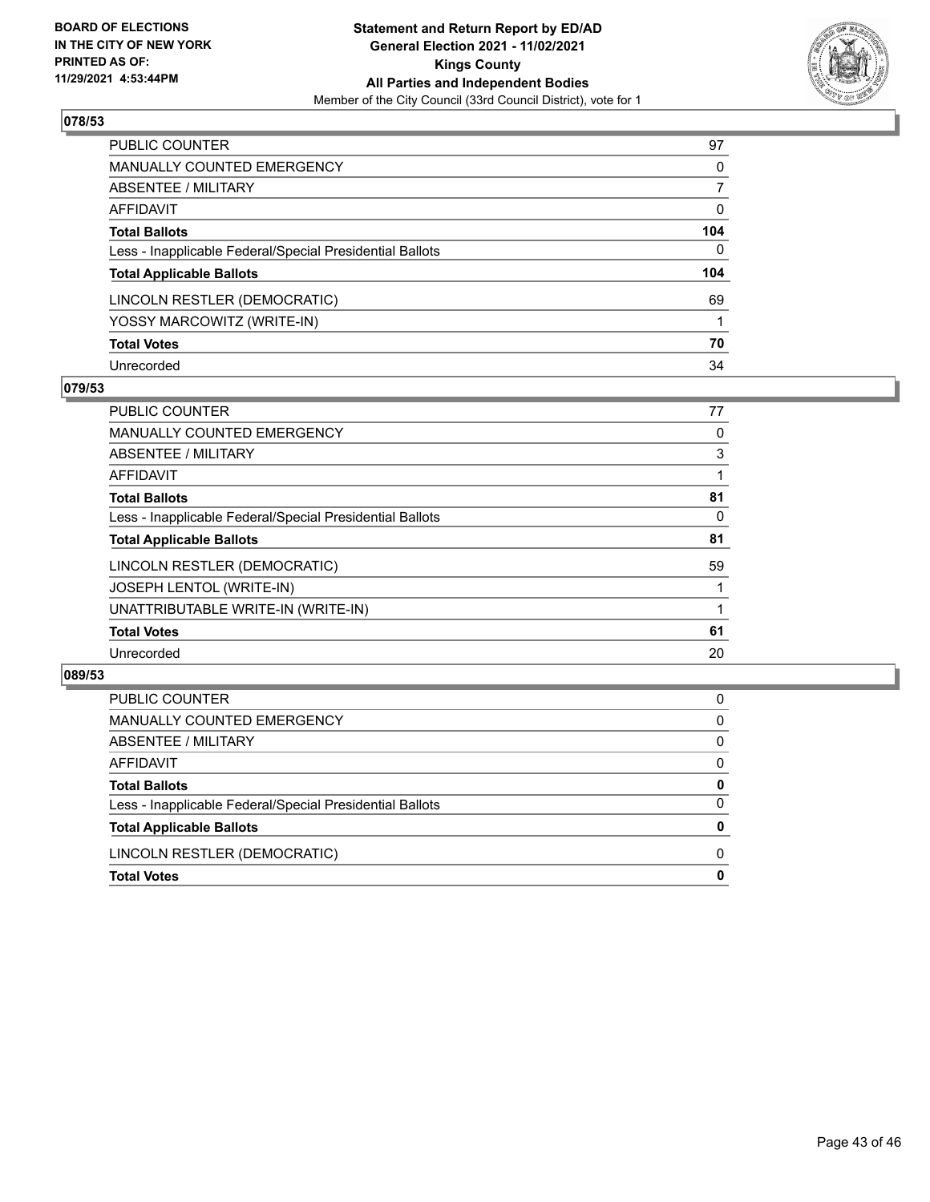BOARD OF ELECTIONS
IN THE CITY OF NEW YORK
PRINTED AS OF:
11/29/2021 4:53:44PM

**Statement and Return Report by ED/AD**
**General Election 2021 - 11/02/2021**
**Kings County**
**All Parties and Independent Bodies**
Member of the City Council (33rd Council District), vote for 1

### 078/53

| | |
|---|---|
| PUBLIC COUNTER | 97 |
| MANUALLY COUNTED EMERGENCY | 0 |
| ABSENTEE / MILITARY | 7 |
| AFFIDAVIT | 0 |
| **Total Ballots** | **104** |
| Less - Inapplicable Federal/Special Presidential Ballots | 0 |
| **Total Applicable Ballots** | **104** |
| LINCOLN RESTLER (DEMOCRATIC) | 69 |
| YOSSY MARCOWITZ (WRITE-IN) | 1 |
| **Total Votes** | **70** |
| Unrecorded | 34 |

### 079/53

| | |
|---|---|
| PUBLIC COUNTER | 77 |
| MANUALLY COUNTED EMERGENCY | 0 |
| ABSENTEE / MILITARY | 3 |
| AFFIDAVIT | 1 |
| **Total Ballots** | **81** |
| Less - Inapplicable Federal/Special Presidential Ballots | 0 |
| **Total Applicable Ballots** | **81** |
| LINCOLN RESTLER (DEMOCRATIC) | 59 |
| JOSEPH LENTOL (WRITE-IN) | 1 |
| UNATTRIBUTABLE WRITE-IN (WRITE-IN) | 1 |
| **Total Votes** | **61** |
| Unrecorded | 20 |

### 089/53

| | |
|---|---|
| PUBLIC COUNTER | 0 |
| MANUALLY COUNTED EMERGENCY | 0 |
| ABSENTEE / MILITARY | 0 |
| AFFIDAVIT | 0 |
| **Total Ballots** | **0** |
| Less - Inapplicable Federal/Special Presidential Ballots | 0 |
| **Total Applicable Ballots** | **0** |
| LINCOLN RESTLER (DEMOCRATIC) | 0 |
| **Total Votes** | **0** |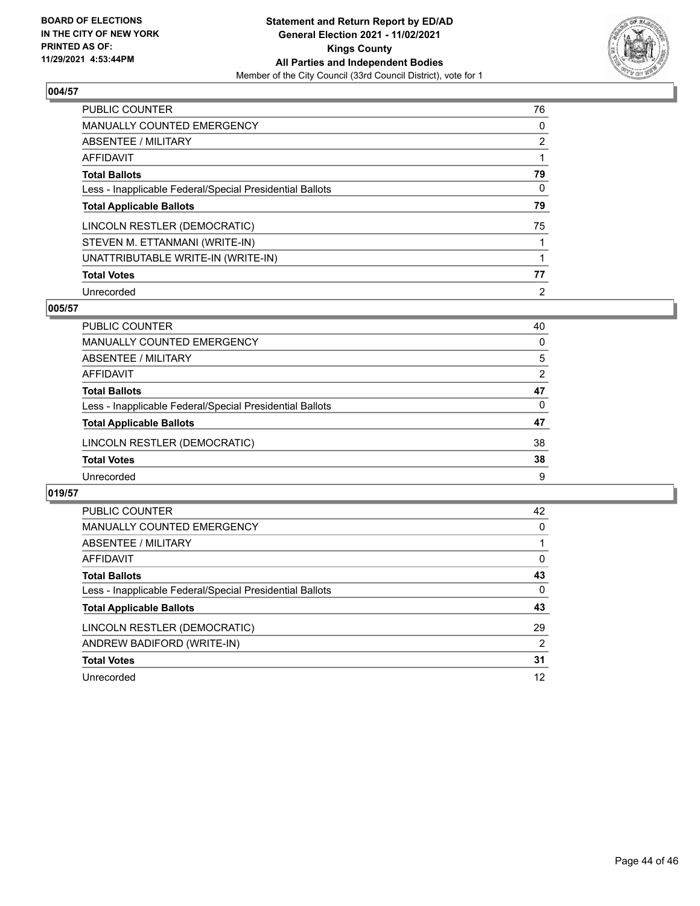**BOARD OF ELECTIONS IN THE CITY OF NEW YORK PRINTED AS OF: 11/29/2021 4:53:44PM**

**Statement and Return Report by ED/AD General Election 2021 - 11/02/2021 Kings County All Parties and Independent Bodies**
Member of the City Council (33rd Council District), vote for 1

## 004/57

| | |
|---|---|
| PUBLIC COUNTER | 76 |
| MANUALLY COUNTED EMERGENCY | 0 |
| ABSENTEE / MILITARY | 2 |
| AFFIDAVIT | 1 |
| **Total Ballots** | **79** |
| Less - Inapplicable Federal/Special Presidential Ballots | 0 |
| **Total Applicable Ballots** | **79** |
| LINCOLN RESTLER (DEMOCRATIC) | 75 |
| STEVEN M. ETTANMANI (WRITE-IN) | 1 |
| UNATTRIBUTABLE WRITE-IN (WRITE-IN) | 1 |
| **Total Votes** | **77** |
| Unrecorded | 2 |

## 005/57

| | |
|---|---|
| PUBLIC COUNTER | 40 |
| MANUALLY COUNTED EMERGENCY | 0 |
| ABSENTEE / MILITARY | 5 |
| AFFIDAVIT | 2 |
| **Total Ballots** | **47** |
| Less - Inapplicable Federal/Special Presidential Ballots | 0 |
| **Total Applicable Ballots** | **47** |
| LINCOLN RESTLER (DEMOCRATIC) | 38 |
| **Total Votes** | **38** |
| Unrecorded | 9 |

## 019/57

| | |
|---|---|
| PUBLIC COUNTER | 42 |
| MANUALLY COUNTED EMERGENCY | 0 |
| ABSENTEE / MILITARY | 1 |
| AFFIDAVIT | 0 |
| **Total Ballots** | **43** |
| Less - Inapplicable Federal/Special Presidential Ballots | 0 |
| **Total Applicable Ballots** | **43** |
| LINCOLN RESTLER (DEMOCRATIC) | 29 |
| ANDREW BADIFORD (WRITE-IN) | 2 |
| **Total Votes** | **31** |
| Unrecorded | 12 |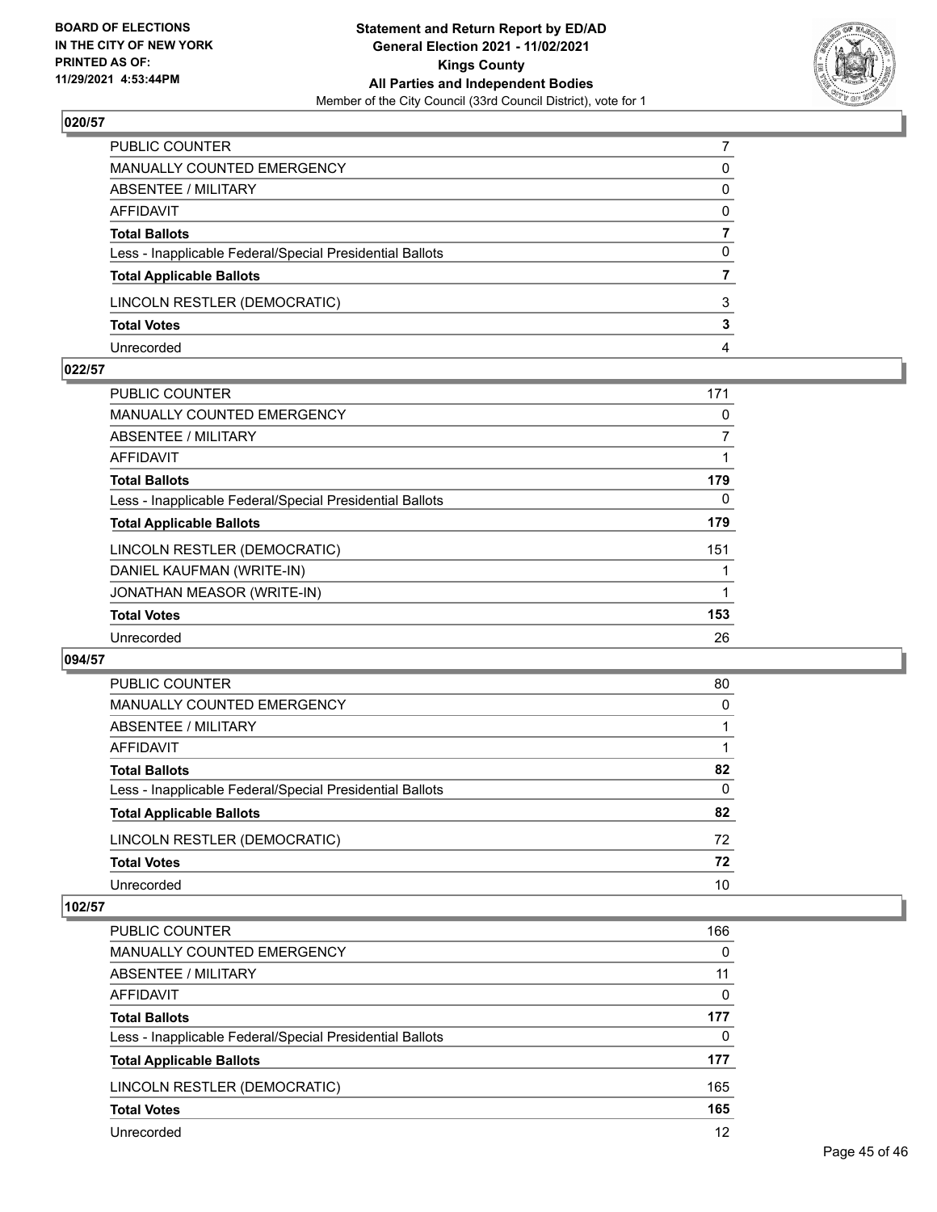## 020/57

| | |
|---|---|
| PUBLIC COUNTER | 7 |
| MANUALLY COUNTED EMERGENCY | 0 |
| ABSENTEE / MILITARY | 0 |
| AFFIDAVIT | 0 |
| **Total Ballots** | **7** |
| Less - Inapplicable Federal/Special Presidential Ballots | 0 |
| **Total Applicable Ballots** | **7** |
| LINCOLN RESTLER (DEMOCRATIC) | 3 |
| **Total Votes** | **3** |
| Unrecorded | 4 |

## 022/57

| | |
|---|---|
| PUBLIC COUNTER | 171 |
| MANUALLY COUNTED EMERGENCY | 0 |
| ABSENTEE / MILITARY | 7 |
| AFFIDAVIT | 1 |
| **Total Ballots** | **179** |
| Less - Inapplicable Federal/Special Presidential Ballots | 0 |
| **Total Applicable Ballots** | **179** |
| LINCOLN RESTLER (DEMOCRATIC) | 151 |
| DANIEL KAUFMAN (WRITE-IN) | 1 |
| JONATHAN MEASOR (WRITE-IN) | 1 |
| **Total Votes** | **153** |
| Unrecorded | 26 |

## 094/57

| | |
|---|---|
| PUBLIC COUNTER | 80 |
| MANUALLY COUNTED EMERGENCY | 0 |
| ABSENTEE / MILITARY | 1 |
| AFFIDAVIT | 1 |
| **Total Ballots** | **82** |
| Less - Inapplicable Federal/Special Presidential Ballots | 0 |
| **Total Applicable Ballots** | **82** |
| LINCOLN RESTLER (DEMOCRATIC) | 72 |
| **Total Votes** | **72** |
| Unrecorded | 10 |

## 102/57

| | |
|---|---|
| PUBLIC COUNTER | 166 |
| MANUALLY COUNTED EMERGENCY | 0 |
| ABSENTEE / MILITARY | 11 |
| AFFIDAVIT | 0 |
| **Total Ballots** | **177** |
| Less - Inapplicable Federal/Special Presidential Ballots | 0 |
| **Total Applicable Ballots** | **177** |
| LINCOLN RESTLER (DEMOCRATIC) | 165 |
| **Total Votes** | **165** |
| Unrecorded | 12 |